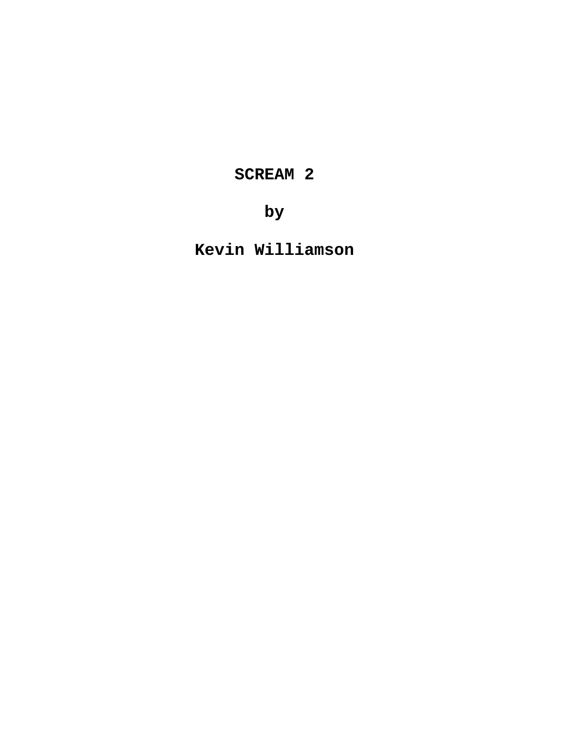# SCREAM 2

**by**

**Kevin Williamson**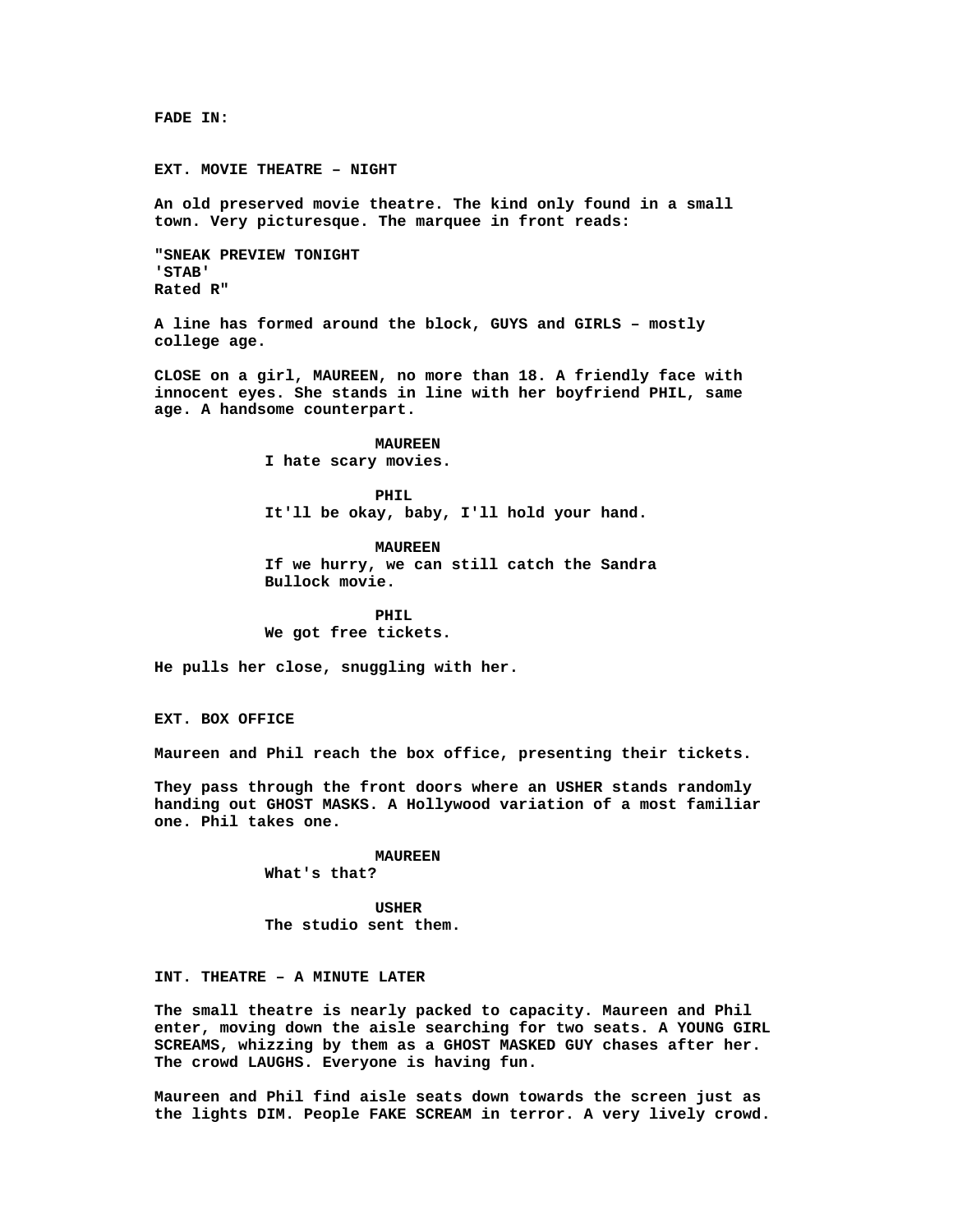**FADE IN:**

**EXT. MOVIE THEATRE – NIGHT**

**An old preserved movie theatre. The kind only found in a small town. Very picturesque. The marquee in front reads:**

**"SNEAK PREVIEW TONIGHT**
**'STAB'**
**Rated R"**

**A line has formed around the block, GUYS and GIRLS – mostly college age.**

**CLOSE on a girl, MAUREEN, no more than 18. A friendly face with innocent eyes. She stands in line with her boyfriend PHIL, same age. A handsome counterpart.**

**MAUREEN**
**I hate scary movies.**

**PHIL**
**It'll be okay, baby, I'll hold your hand.**

**MAUREEN**
**If we hurry, we can still catch the Sandra Bullock movie.**

**PHIL**
**We got free tickets.**

**He pulls her close, snuggling with her.**

**EXT. BOX OFFICE**

**Maureen and Phil reach the box office, presenting their tickets.**

**They pass through the front doors where an USHER stands randomly handing out GHOST MASKS. A Hollywood variation of a most familiar one. Phil takes one.**

**MAUREEN**
**What's that?**

**USHER**
**The studio sent them.**

**INT. THEATRE – A MINUTE LATER**

**The small theatre is nearly packed to capacity. Maureen and Phil enter, moving down the aisle searching for two seats. A YOUNG GIRL SCREAMS, whizzing by them as a GHOST MASKED GUY chases after her. The crowd LAUGHS. Everyone is having fun.**

**Maureen and Phil find aisle seats down towards the screen just as the lights DIM. People FAKE SCREAM in terror. A very lively crowd.**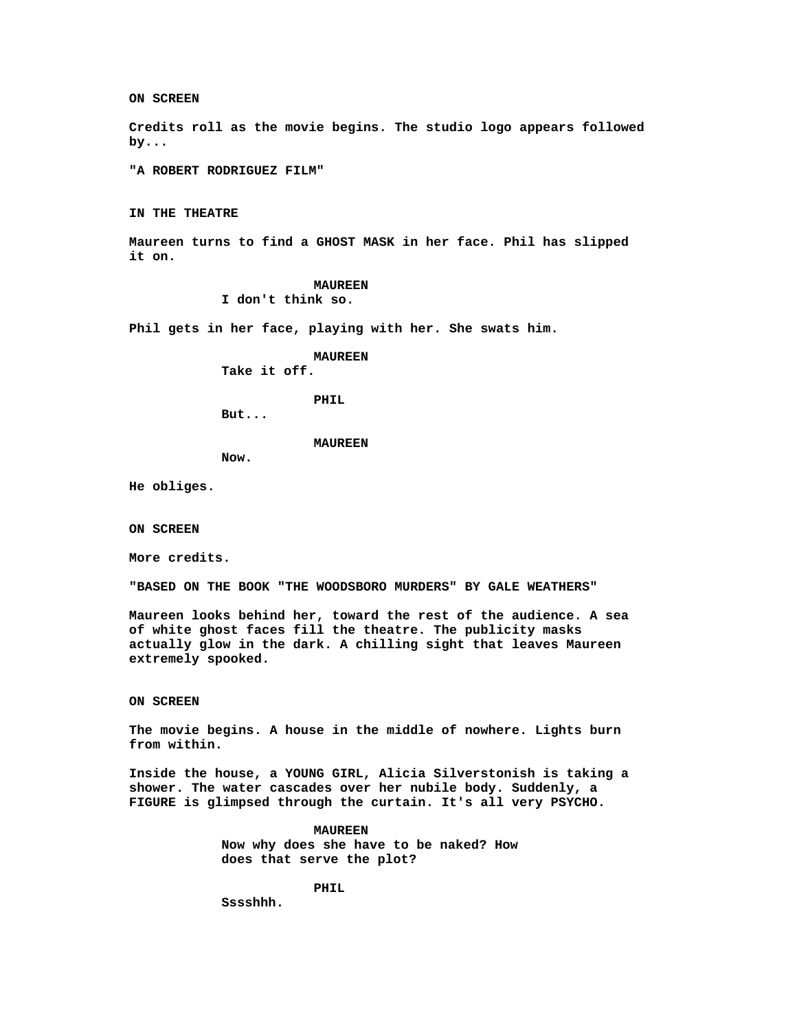**ON SCREEN**

**Credits roll as the movie begins. The studio logo appears followed by...**

**"A ROBERT RODRIGUEZ FILM"**

**IN THE THEATRE**

**Maureen turns to find a GHOST MASK in her face. Phil has slipped it on.**

**MAUREEN**
**I don't think so.**

**Phil gets in her face, playing with her. She swats him.**

**MAUREEN**
**Take it off.**

**PHIL**
**But...**

**MAUREEN**
**Now.**

**He obliges.**

**ON SCREEN**

**More credits.**

**"BASED ON THE BOOK "THE WOODSBORO MURDERS" BY GALE WEATHERS"**

**Maureen looks behind her, toward the rest of the audience. A sea of white ghost faces fill the theatre. The publicity masks actually glow in the dark. A chilling sight that leaves Maureen extremely spooked.**

**ON SCREEN**

**The movie begins. A house in the middle of nowhere. Lights burn from within.**

**Inside the house, a YOUNG GIRL, Alicia Silverstonish is taking a shower. The water cascades over her nubile body. Suddenly, a FIGURE is glimpsed through the curtain. It's all very PSYCHO.**

**MAUREEN**
**Now why does she have to be naked? How does that serve the plot?**

**PHIL**
**Sssshhh.**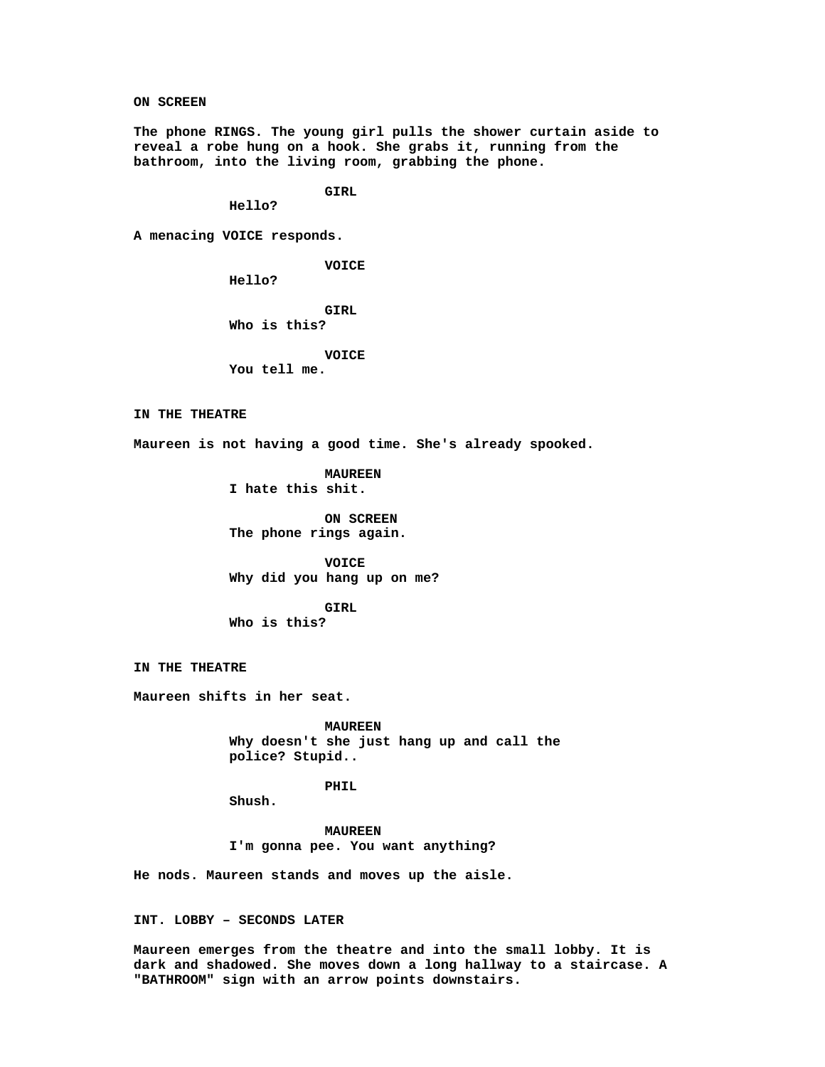**ON SCREEN**

**The phone RINGS. The young girl pulls the shower curtain aside to reveal a robe hung on a hook. She grabs it, running from the bathroom, into the living room, grabbing the phone.**

**GIRL**
**Hello?**

**A menacing VOICE responds.**

**VOICE**
**Hello?**

**GIRL**
**Who is this?**

**VOICE**
**You tell me.**

**IN THE THEATRE**

**Maureen is not having a good time. She's already spooked.**

**MAUREEN**
**I hate this shit.**

**ON SCREEN**
**The phone rings again.**

**VOICE**
**Why did you hang up on me?**

**GIRL**
**Who is this?**

**IN THE THEATRE**

**Maureen shifts in her seat.**

**MAUREEN**
**Why doesn't she just hang up and call the police? Stupid..**

**PHIL**
**Shush.**

**MAUREEN**
**I'm gonna pee. You want anything?**

**He nods. Maureen stands and moves up the aisle.**

**INT. LOBBY – SECONDS LATER**

**Maureen emerges from the theatre and into the small lobby. It is dark and shadowed. She moves down a long hallway to a staircase. A "BATHROOM" sign with an arrow points downstairs.**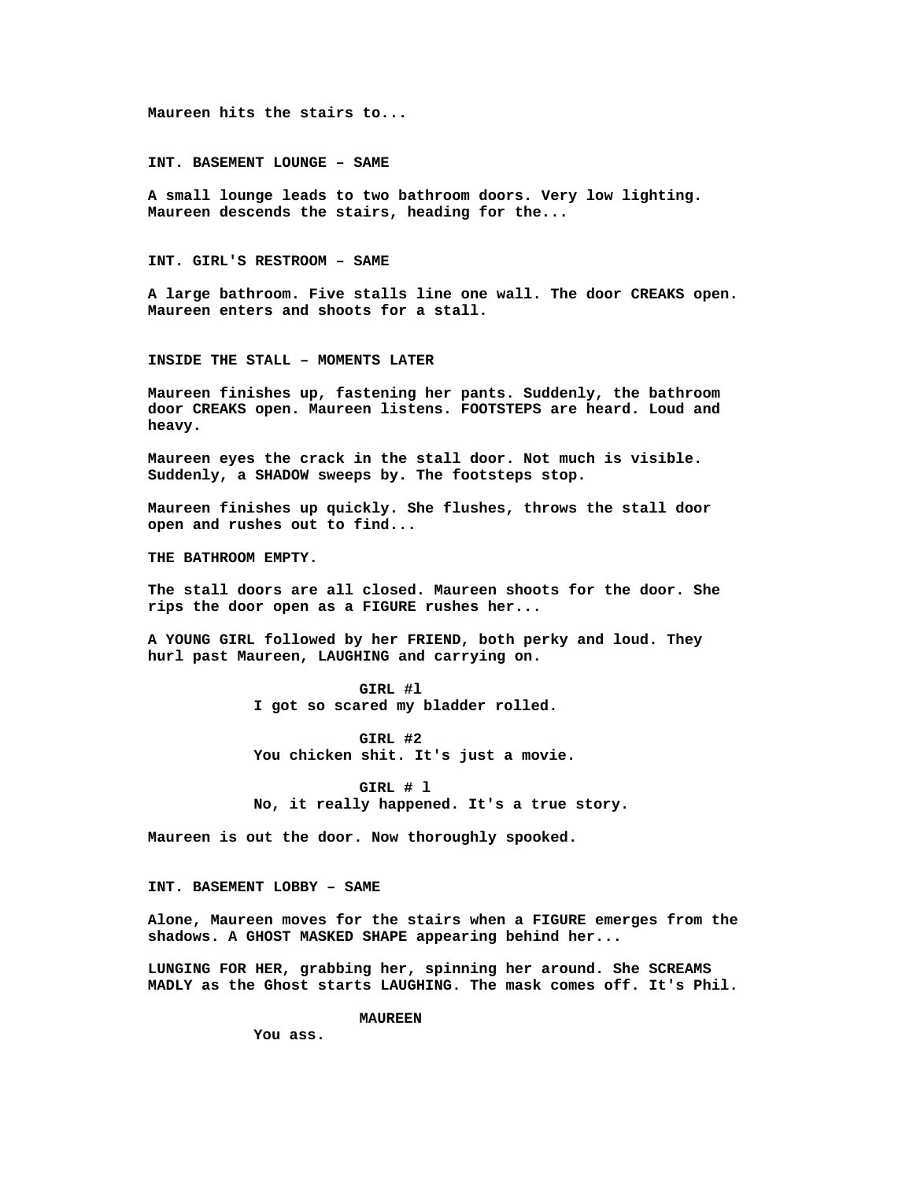Maureen hits the stairs to...

INT. BASEMENT LOUNGE – SAME

A small lounge leads to two bathroom doors. Very low lighting. Maureen descends the stairs, heading for the...

INT. GIRL'S RESTROOM – SAME

A large bathroom. Five stalls line one wall. The door CREAKS open. Maureen enters and shoots for a stall.

INSIDE THE STALL – MOMENTS LATER

Maureen finishes up, fastening her pants. Suddenly, the bathroom door CREAKS open. Maureen listens. FOOTSTEPS are heard. Loud and heavy.

Maureen eyes the crack in the stall door. Not much is visible. Suddenly, a SHADOW sweeps by. The footsteps stop.

Maureen finishes up quickly. She flushes, throws the stall door open and rushes out to find...

THE BATHROOM EMPTY.

The stall doors are all closed. Maureen shoots for the door. She rips the door open as a FIGURE rushes her...

A YOUNG GIRL followed by her FRIEND, both perky and loud. They hurl past Maureen, LAUGHING and carrying on.

GIRL #l
I got so scared my bladder rolled.

GIRL #2
You chicken shit. It's just a movie.

GIRL # l
No, it really happened. It's a true story.

Maureen is out the door. Now thoroughly spooked.

INT. BASEMENT LOBBY – SAME

Alone, Maureen moves for the stairs when a FIGURE emerges from the shadows. A GHOST MASKED SHAPE appearing behind her...

LUNGING FOR HER, grabbing her, spinning her around. She SCREAMS MADLY as the Ghost starts LAUGHING. The mask comes off. It's Phil.

MAUREEN
You ass.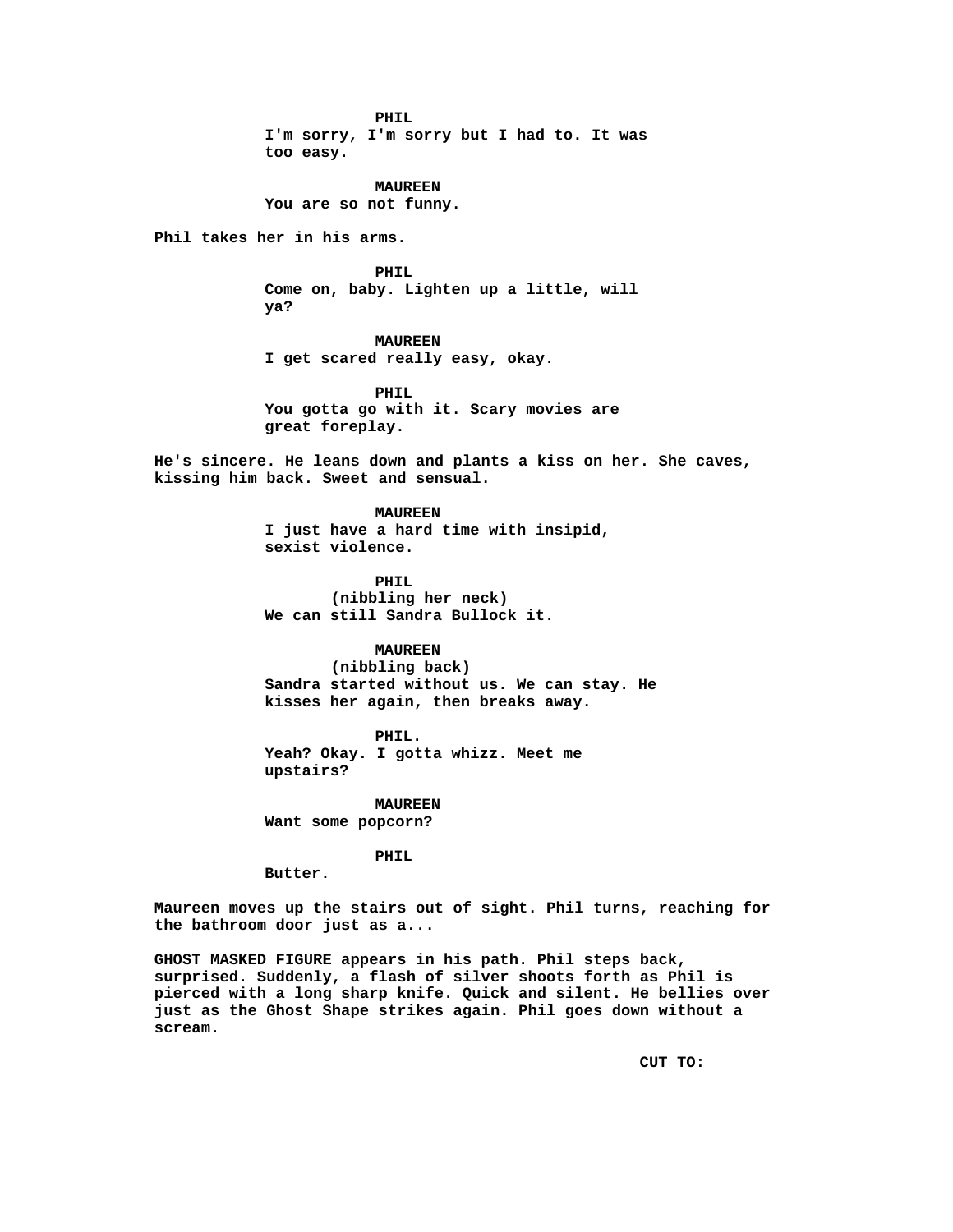**PHIL**
I'm sorry, I'm sorry but I had to. It was too easy.

**MAUREEN**
You are so not funny.

Phil takes her in his arms.

**PHIL**
Come on, baby. Lighten up a little, will ya?

**MAUREEN**
I get scared really easy, okay.

**PHIL**
You gotta go with it. Scary movies are great foreplay.

He's sincere. He leans down and plants a kiss on her. She caves, kissing him back. Sweet and sensual.

**MAUREEN**
I just have a hard time with insipid, sexist violence.

**PHIL**
(nibbling her neck)
We can still Sandra Bullock it.

**MAUREEN**
(nibbling back)
Sandra started without us. We can stay. He kisses her again, then breaks away.

**PHIL.**
Yeah? Okay. I gotta whizz. Meet me upstairs?

**MAUREEN**
Want some popcorn?

**PHIL**
Butter.

Maureen moves up the stairs out of sight. Phil turns, reaching for the bathroom door just as a...

**GHOST MASKED FIGURE** appears in his path. Phil steps back, surprised. Suddenly, a flash of silver shoots forth as Phil is pierced with a long sharp knife. Quick and silent. He bellies over just as the Ghost Shape strikes again. Phil goes down without a scream.

CUT TO: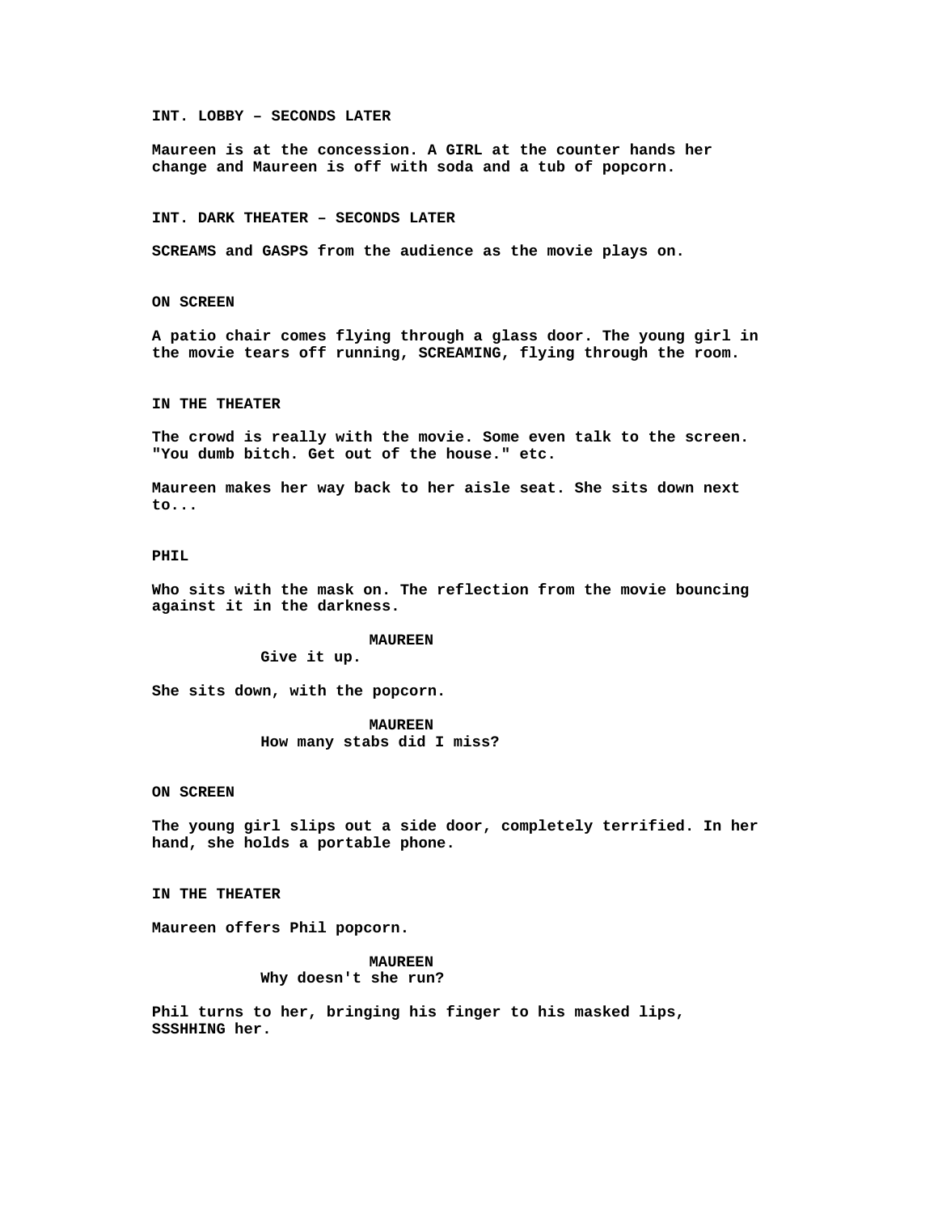**INT. LOBBY – SECONDS LATER**

**Maureen is at the concession. A GIRL at the counter hands her change and Maureen is off with soda and a tub of popcorn.**

**INT. DARK THEATER – SECONDS LATER**

**SCREAMS and GASPS from the audience as the movie plays on.**

**ON SCREEN**

**A patio chair comes flying through a glass door. The young girl in the movie tears off running, SCREAMING, flying through the room.**

**IN THE THEATER**

**The crowd is really with the movie. Some even talk to the screen. "You dumb bitch. Get out of the house." etc.**

**Maureen makes her way back to her aisle seat. She sits down next to...**

**PHIL**

**Who sits with the mask on. The reflection from the movie bouncing against it in the darkness.**

**MAUREEN**
**Give it up.**

**She sits down, with the popcorn.**

**MAUREEN**
**How many stabs did I miss?**

**ON SCREEN**

**The young girl slips out a side door, completely terrified. In her hand, she holds a portable phone.**

**IN THE THEATER**

**Maureen offers Phil popcorn.**

**MAUREEN**
**Why doesn't she run?**

**Phil turns to her, bringing his finger to his masked lips, SSSHHING her.**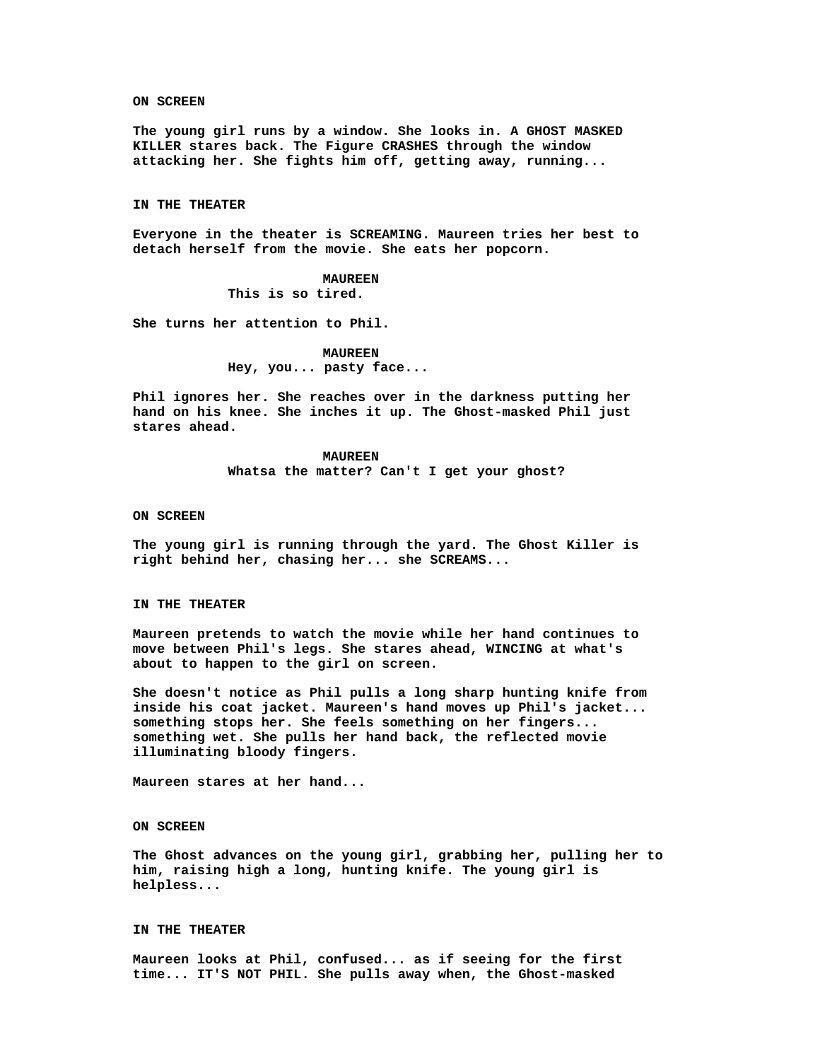**ON SCREEN**

**The young girl runs by a window. She looks in. A GHOST MASKED KILLER stares back. The Figure CRASHES through the window attacking her. She fights him off, getting away, running...**

**IN THE THEATER**

**Everyone in the theater is SCREAMING. Maureen tries her best to detach herself from the movie. She eats her popcorn.**

**MAUREEN**
**This is so tired.**

**She turns her attention to Phil.**

**MAUREEN**
**Hey, you... pasty face...**

**Phil ignores her. She reaches over in the darkness putting her hand on his knee. She inches it up. The Ghost-masked Phil just stares ahead.**

**MAUREEN**
**Whatsa the matter? Can't I get your ghost?**

**ON SCREEN**

**The young girl is running through the yard. The Ghost Killer is right behind her, chasing her... she SCREAMS...**

**IN THE THEATER**

**Maureen pretends to watch the movie while her hand continues to move between Phil's legs. She stares ahead, WINCING at what's about to happen to the girl on screen.**

**She doesn't notice as Phil pulls a long sharp hunting knife from inside his coat jacket. Maureen's hand moves up Phil's jacket... something stops her. She feels something on her fingers... something wet. She pulls her hand back, the reflected movie illuminating bloody fingers.**

**Maureen stares at her hand...**

**ON SCREEN**

**The Ghost advances on the young girl, grabbing her, pulling her to him, raising high a long, hunting knife. The young girl is helpless...**

**IN THE THEATER**

**Maureen looks at Phil, confused... as if seeing for the first time... IT'S NOT PHIL. She pulls away when, the Ghost-masked**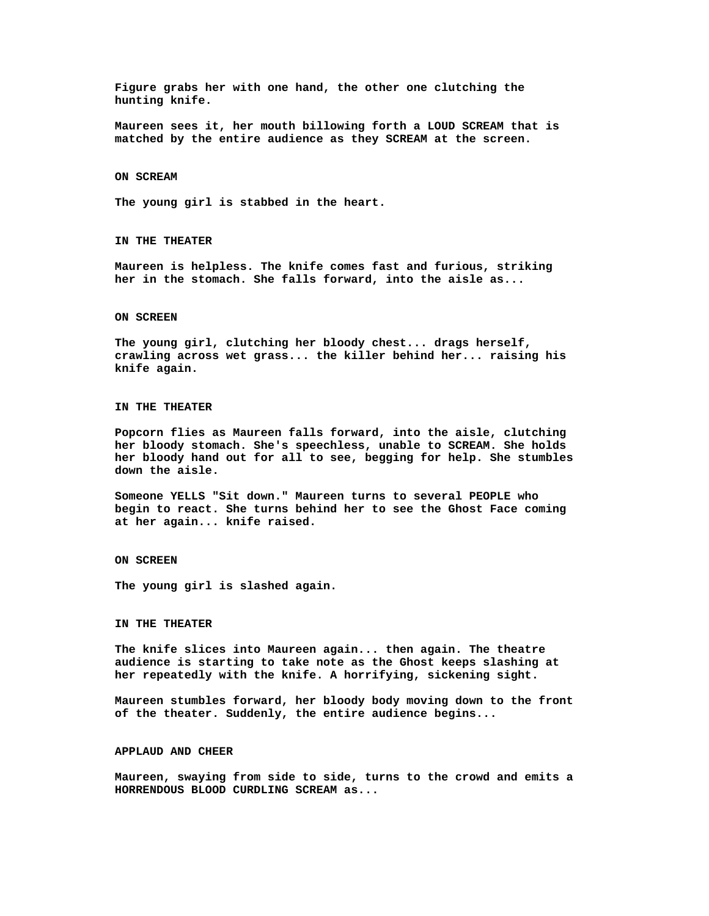Figure grabs her with one hand, the other one clutching the hunting knife.

Maureen sees it, her mouth billowing forth a LOUD SCREAM that is matched by the entire audience as they SCREAM at the screen.

ON SCREAM

The young girl is stabbed in the heart.

IN THE THEATER

Maureen is helpless. The knife comes fast and furious, striking her in the stomach. She falls forward, into the aisle as...

ON SCREEN

The young girl, clutching her bloody chest... drags herself, crawling across wet grass... the killer behind her... raising his knife again.

IN THE THEATER

Popcorn flies as Maureen falls forward, into the aisle, clutching her bloody stomach. She's speechless, unable to SCREAM. She holds her bloody hand out for all to see, begging for help. She stumbles down the aisle.

Someone YELLS "Sit down." Maureen turns to several PEOPLE who begin to react. She turns behind her to see the Ghost Face coming at her again... knife raised.

ON SCREEN

The young girl is slashed again.

IN THE THEATER

The knife slices into Maureen again... then again. The theatre audience is starting to take note as the Ghost keeps slashing at her repeatedly with the knife. A horrifying, sickening sight.

Maureen stumbles forward, her bloody body moving down to the front of the theater. Suddenly, the entire audience begins...

APPLAUD AND CHEER

Maureen, swaying from side to side, turns to the crowd and emits a HORRENDOUS BLOOD CURDLING SCREAM as...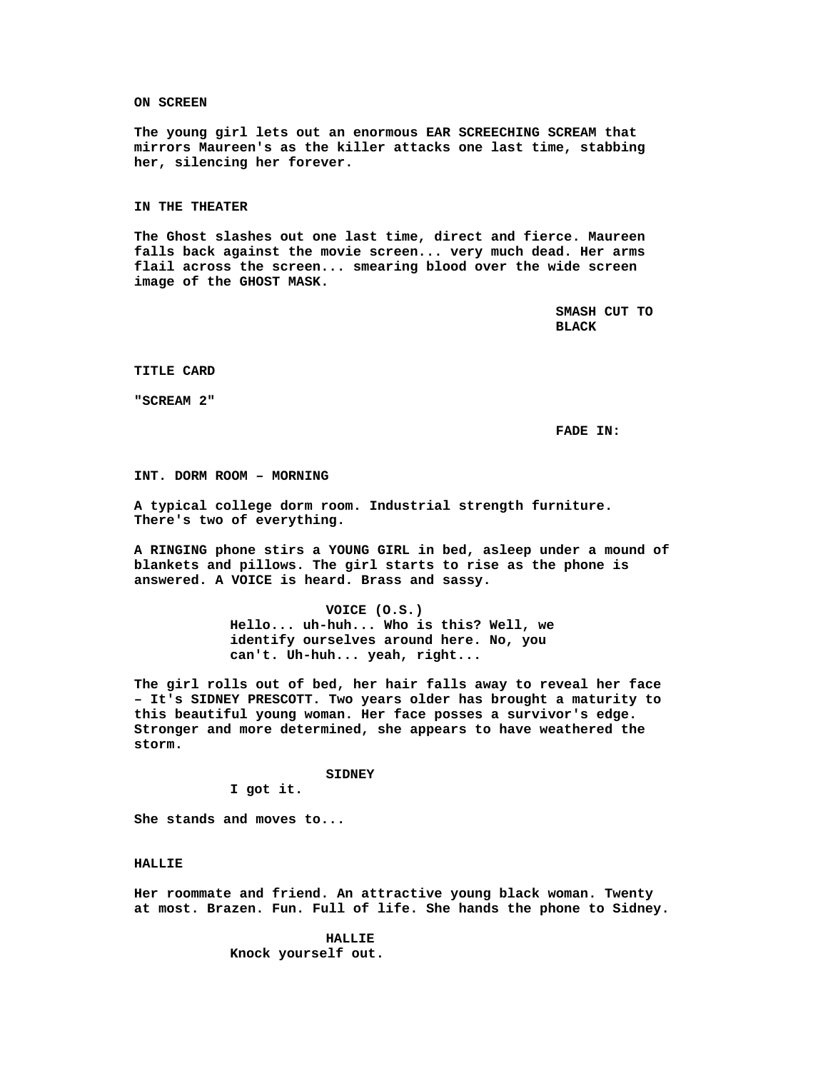**ON SCREEN**

**The young girl lets out an enormous EAR SCREECHING SCREAM that mirrors Maureen's as the killer attacks one last time, stabbing her, silencing her forever.**

**IN THE THEATER**

**The Ghost slashes out one last time, direct and fierce. Maureen falls back against the movie screen... very much dead. Her arms flail across the screen... smearing blood over the wide screen image of the GHOST MASK.**

**SMASH CUT TO BLACK**

**TITLE CARD**

**"SCREAM 2"**

**FADE IN:**

**INT. DORM ROOM – MORNING**

**A typical college dorm room. Industrial strength furniture. There's two of everything.**

**A RINGING phone stirs a YOUNG GIRL in bed, asleep under a mound of blankets and pillows. The girl starts to rise as the phone is answered. A VOICE is heard. Brass and sassy.**

**VOICE (O.S.)**
**Hello... uh-huh... Who is this? Well, we identify ourselves around here. No, you can't. Uh-huh... yeah, right...**

**The girl rolls out of bed, her hair falls away to reveal her face – It's SIDNEY PRESCOTT. Two years older has brought a maturity to this beautiful young woman. Her face posses a survivor's edge. Stronger and more determined, she appears to have weathered the storm.**

**SIDNEY**
**I got it.**

**She stands and moves to...**

**HALLIE**

**Her roommate and friend. An attractive young black woman. Twenty at most. Brazen. Fun. Full of life. She hands the phone to Sidney.**

**HALLIE**
**Knock yourself out.**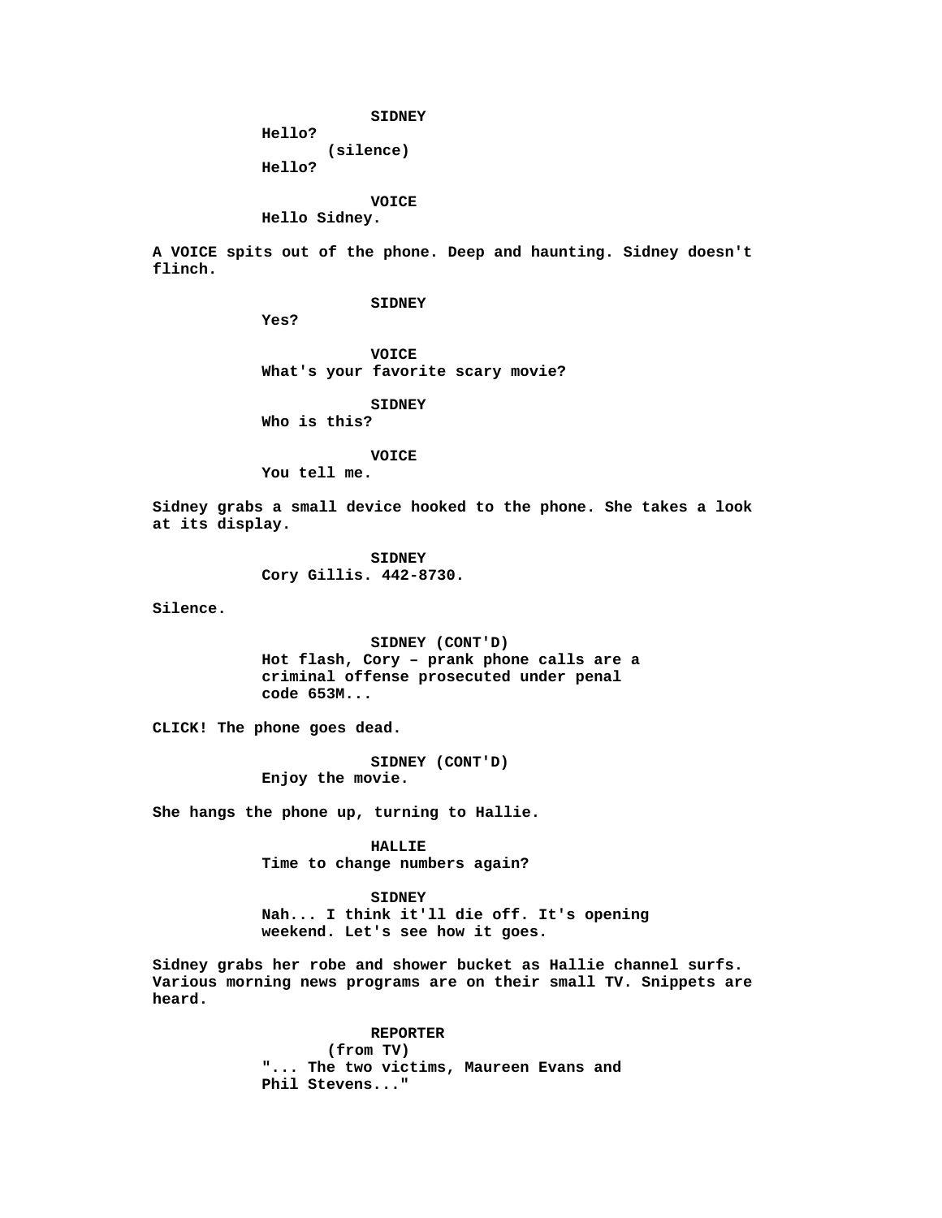SIDNEY
Hello?
(silence)
Hello?

VOICE
Hello Sidney.

A VOICE spits out of the phone. Deep and haunting. Sidney doesn't flinch.

SIDNEY
Yes?

VOICE
What's your favorite scary movie?

SIDNEY
Who is this?

VOICE
You tell me.

Sidney grabs a small device hooked to the phone. She takes a look at its display.

SIDNEY
Cory Gillis. 442-8730.

Silence.

SIDNEY (CONT'D)
Hot flash, Cory – prank phone calls are a criminal offense prosecuted under penal code 653M...

CLICK! The phone goes dead.

SIDNEY (CONT'D)
Enjoy the movie.

She hangs the phone up, turning to Hallie.

HALLIE
Time to change numbers again?

SIDNEY
Nah... I think it'll die off. It's opening weekend. Let's see how it goes.

Sidney grabs her robe and shower bucket as Hallie channel surfs. Various morning news programs are on their small TV. Snippets are heard.

REPORTER
(from TV)
"... The two victims, Maureen Evans and Phil Stevens..."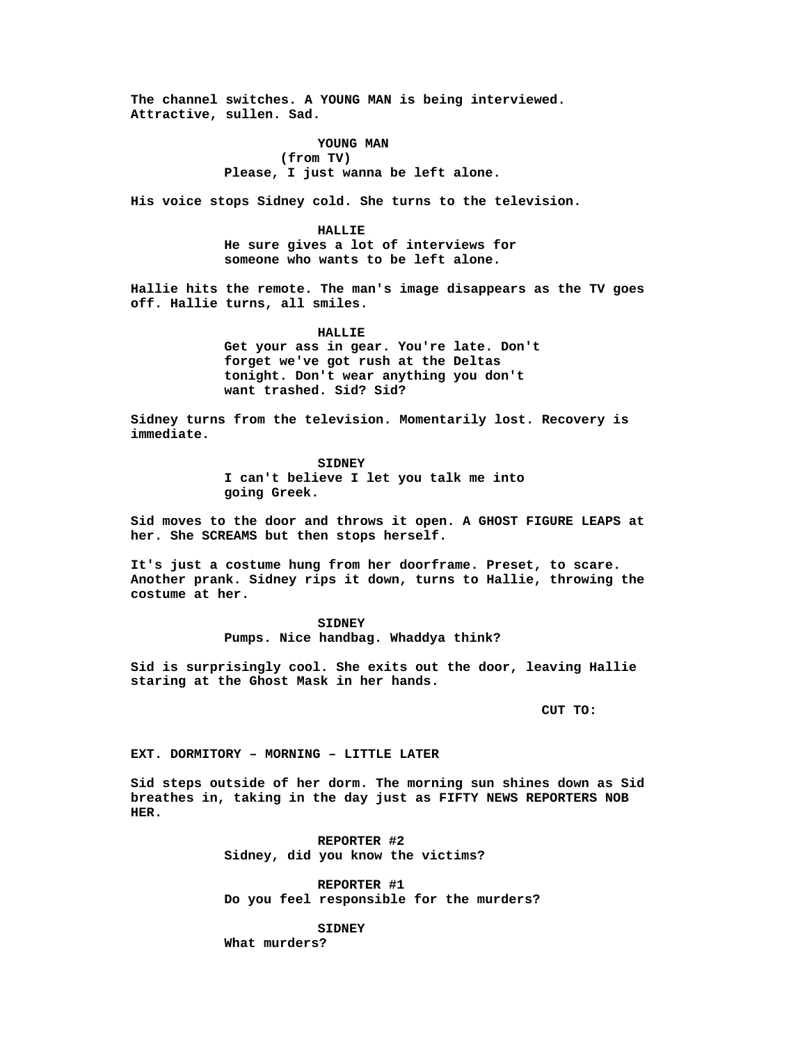The channel switches. A YOUNG MAN is being interviewed. Attractive, sullen. Sad.

YOUNG MAN
(from TV)
Please, I just wanna be left alone.

His voice stops Sidney cold. She turns to the television.

HALLIE
He sure gives a lot of interviews for someone who wants to be left alone.

Hallie hits the remote. The man's image disappears as the TV goes off. Hallie turns, all smiles.

HALLIE
Get your ass in gear. You're late. Don't forget we've got rush at the Deltas tonight. Don't wear anything you don't want trashed. Sid? Sid?

Sidney turns from the television. Momentarily lost. Recovery is immediate.

SIDNEY
I can't believe I let you talk me into going Greek.

Sid moves to the door and throws it open. A GHOST FIGURE LEAPS at her. She SCREAMS but then stops herself.

It's just a costume hung from her doorframe. Preset, to scare. Another prank. Sidney rips it down, turns to Hallie, throwing the costume at her.

SIDNEY
Pumps. Nice handbag. Whaddya think?

Sid is surprisingly cool. She exits out the door, leaving Hallie staring at the Ghost Mask in her hands.

CUT TO:

EXT. DORMITORY – MORNING – LITTLE LATER

Sid steps outside of her dorm. The morning sun shines down as Sid breathes in, taking in the day just as FIFTY NEWS REPORTERS NOB HER.

REPORTER #2
Sidney, did you know the victims?

REPORTER #1
Do you feel responsible for the murders?

SIDNEY
What murders?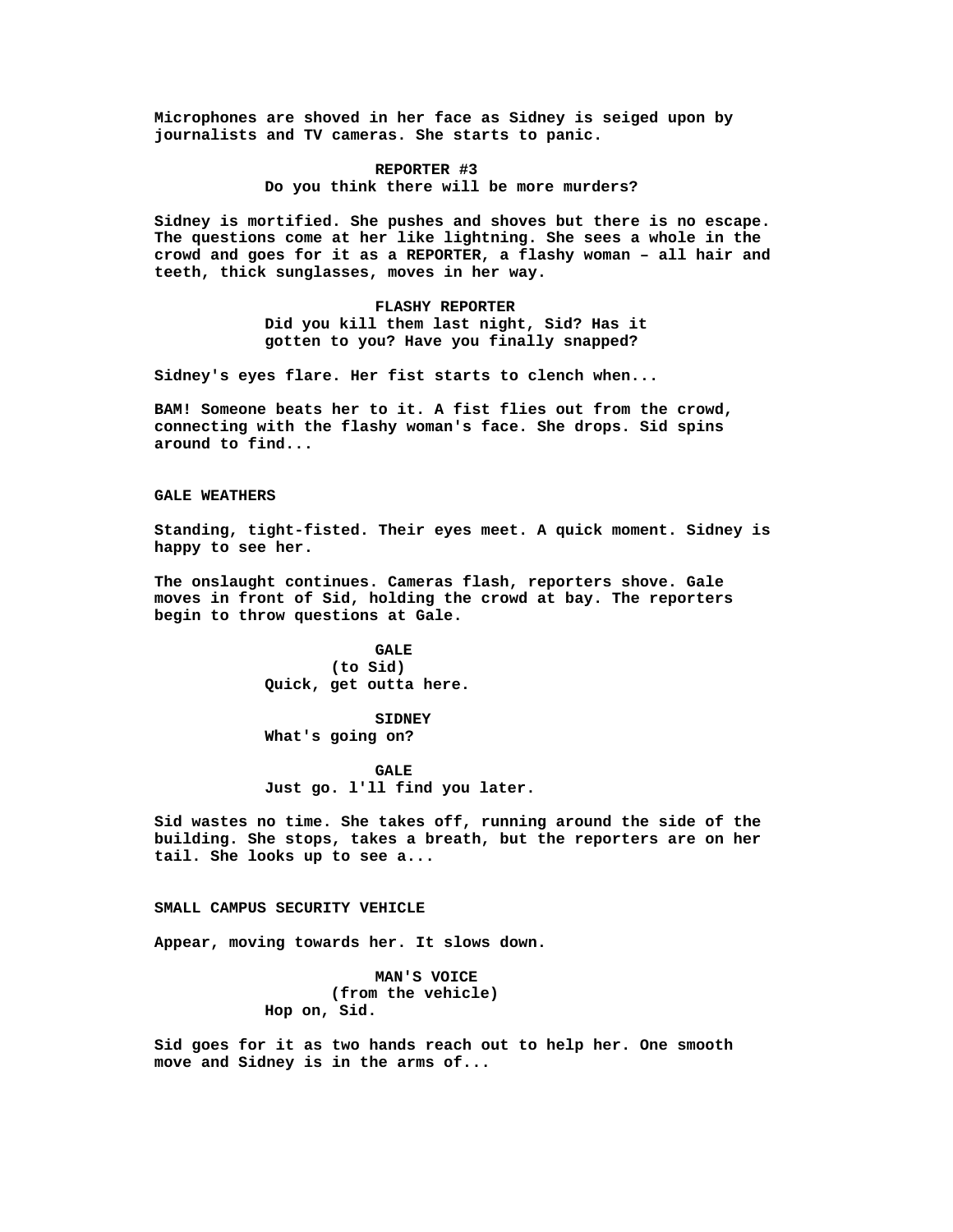Microphones are shoved in her face as Sidney is seiged upon by journalists and TV cameras. She starts to panic.

REPORTER #3
Do you think there will be more murders?

Sidney is mortified. She pushes and shoves but there is no escape. The questions come at her like lightning. She sees a whole in the crowd and goes for it as a REPORTER, a flashy woman – all hair and teeth, thick sunglasses, moves in her way.

FLASHY REPORTER
Did you kill them last night, Sid? Has it gotten to you? Have you finally snapped?

Sidney's eyes flare. Her fist starts to clench when...

BAM! Someone beats her to it. A fist flies out from the crowd, connecting with the flashy woman's face. She drops. Sid spins around to find...

GALE WEATHERS

Standing, tight-fisted. Their eyes meet. A quick moment. Sidney is happy to see her.

The onslaught continues. Cameras flash, reporters shove. Gale moves in front of Sid, holding the crowd at bay. The reporters begin to throw questions at Gale.

GALE
(to Sid)
Quick, get outta here.

SIDNEY
What's going on?

GALE
Just go. l'll find you later.

Sid wastes no time. She takes off, running around the side of the building. She stops, takes a breath, but the reporters are on her tail. She looks up to see a...

SMALL CAMPUS SECURITY VEHICLE

Appear, moving towards her. It slows down.

MAN'S VOICE
(from the vehicle)
Hop on, Sid.

Sid goes for it as two hands reach out to help her. One smooth move and Sidney is in the arms of...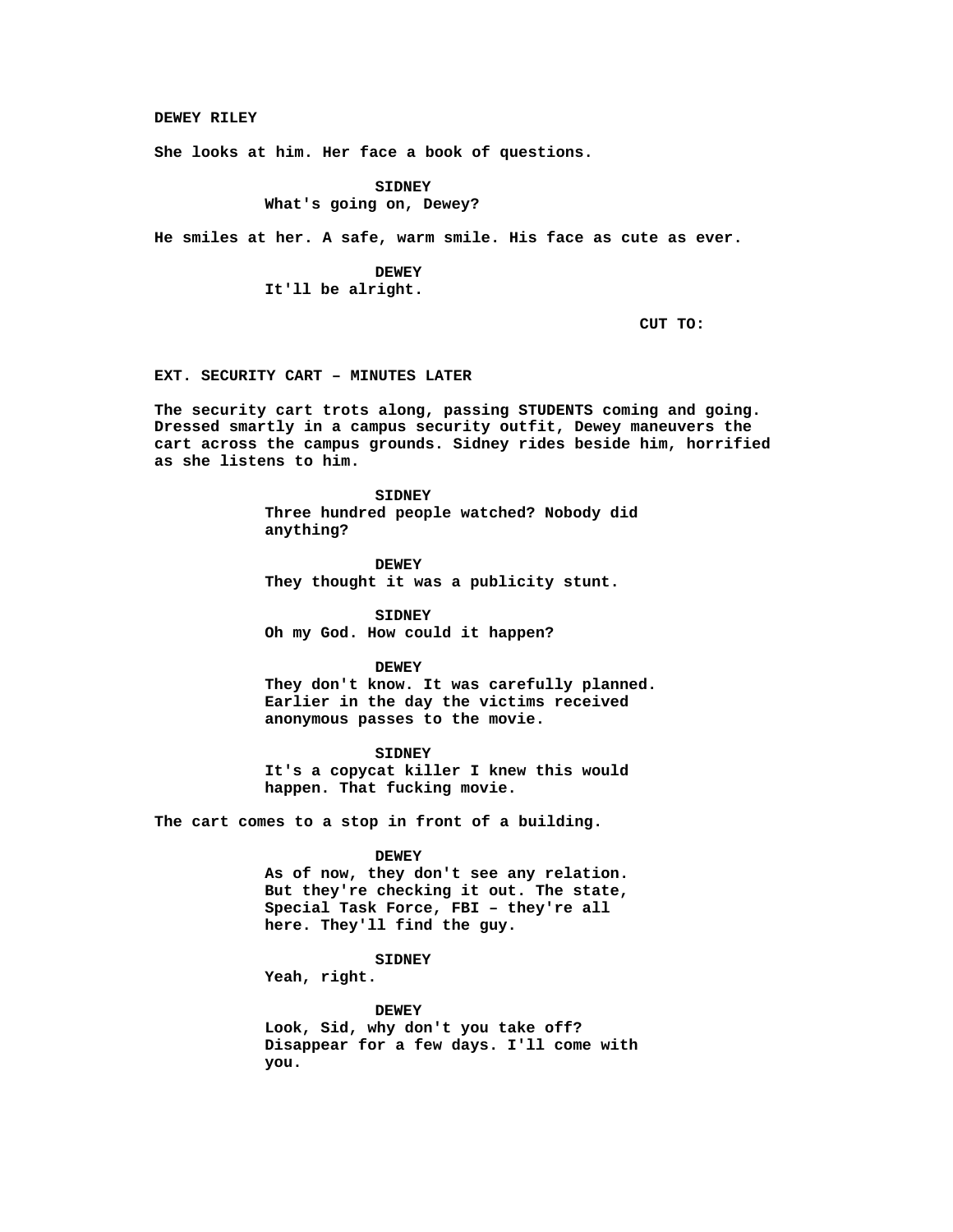**DEWEY RILEY**

**She looks at him. Her face a book of questions.**

**SIDNEY**
**What's going on, Dewey?**

**He smiles at her. A safe, warm smile. His face as cute as ever.**

**DEWEY**
**It'll be alright.**

**CUT TO:**

**EXT. SECURITY CART – MINUTES LATER**

**The security cart trots along, passing STUDENTS coming and going. Dressed smartly in a campus security outfit, Dewey maneuvers the cart across the campus grounds. Sidney rides beside him, horrified as she listens to him.**

**SIDNEY**
**Three hundred people watched? Nobody did anything?**

**DEWEY**
**They thought it was a publicity stunt.**

**SIDNEY**
**Oh my God. How could it happen?**

**DEWEY**
**They don't know. It was carefully planned. Earlier in the day the victims received anonymous passes to the movie.**

**SIDNEY**
**It's a copycat killer I knew this would happen. That fucking movie.**

**The cart comes to a stop in front of a building.**

**DEWEY**
**As of now, they don't see any relation. But they're checking it out. The state, Special Task Force, FBI – they're all here. They'll find the guy.**

**SIDNEY**
**Yeah, right.**

**DEWEY**
**Look, Sid, why don't you take off? Disappear for a few days. I'll come with you.**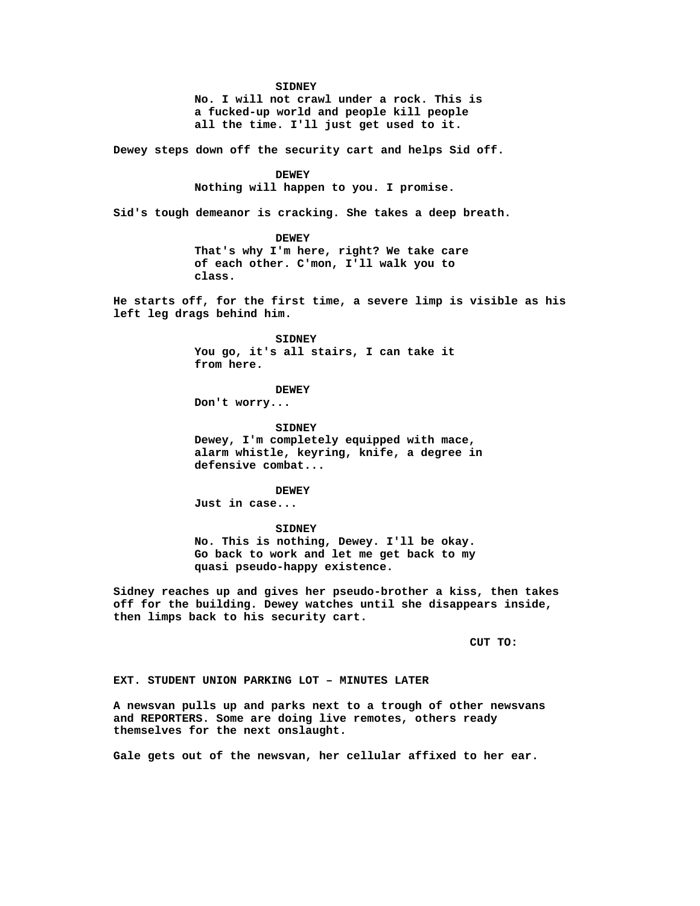**SIDNEY**

**No. I will not crawl under a rock. This is a fucked-up world and people kill people all the time. I'll just get used to it.**

**Dewey steps down off the security cart and helps Sid off.**

**DEWEY**

**Nothing will happen to you. I promise.**

**Sid's tough demeanor is cracking. She takes a deep breath.**

**DEWEY**

**That's why I'm here, right? We take care of each other. C'mon, I'll walk you to class.**

**He starts off, for the first time, a severe limp is visible as his left leg drags behind him.**

**SIDNEY**

**You go, it's all stairs, I can take it from here.**

**DEWEY**

**Don't worry...**

**SIDNEY**

**Dewey, I'm completely equipped with mace, alarm whistle, keyring, knife, a degree in defensive combat...**

**DEWEY**

**Just in case...**

**SIDNEY**

**No. This is nothing, Dewey. I'll be okay. Go back to work and let me get back to my quasi pseudo-happy existence.**

**Sidney reaches up and gives her pseudo-brother a kiss, then takes off for the building. Dewey watches until she disappears inside, then limps back to his security cart.**

**CUT TO:**

**EXT. STUDENT UNION PARKING LOT – MINUTES LATER**

**A newsvan pulls up and parks next to a trough of other newsvans and REPORTERS. Some are doing live remotes, others ready themselves for the next onslaught.**

**Gale gets out of the newsvan, her cellular affixed to her ear.**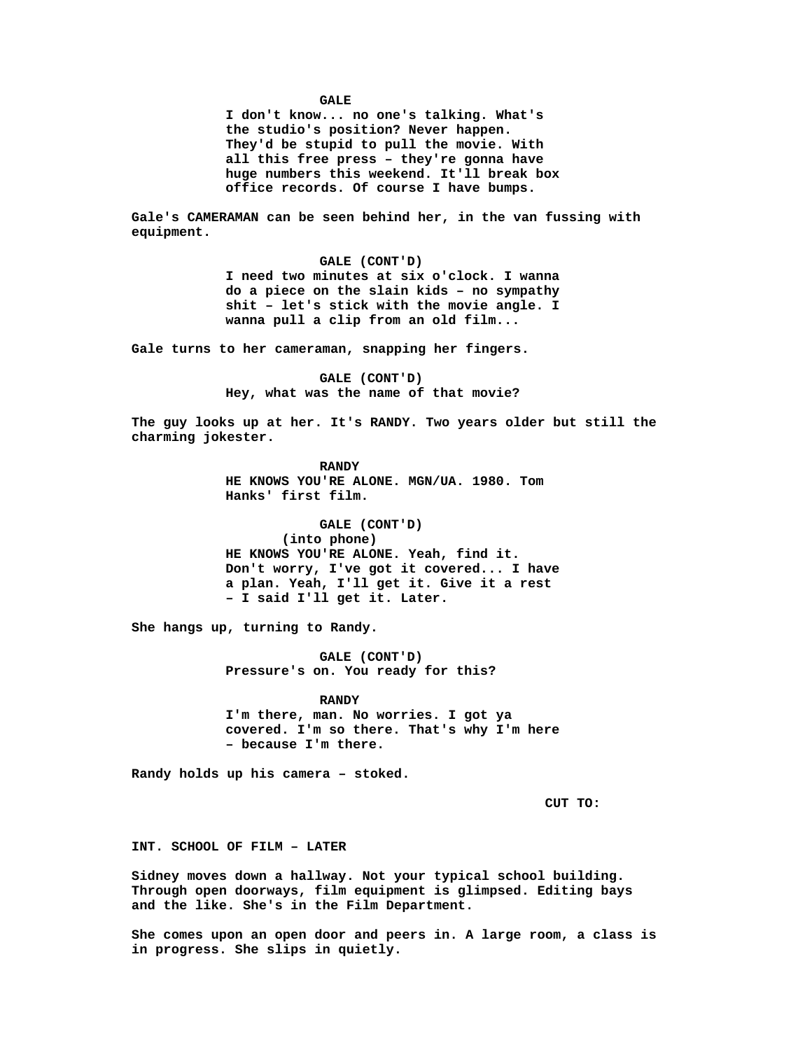**GALE**

**I don't know... no one's talking. What's the studio's position? Never happen. They'd be stupid to pull the movie. With all this free press – they're gonna have huge numbers this weekend. It'll break box office records. Of course I have bumps.**

**Gale's CAMERAMAN can be seen behind her, in the van fussing with equipment.**

**GALE (CONT'D)**

**I need two minutes at six o'clock. I wanna do a piece on the slain kids – no sympathy shit – let's stick with the movie angle. I wanna pull a clip from an old film...**

**Gale turns to her cameraman, snapping her fingers.**

**GALE (CONT'D)**

**Hey, what was the name of that movie?**

**The guy looks up at her. It's RANDY. Two years older but still the charming jokester.**

**RANDY**

**HE KNOWS YOU'RE ALONE. MGN/UA. 1980. Tom Hanks' first film.**

**GALE (CONT'D)**

**(into phone)**

**HE KNOWS YOU'RE ALONE. Yeah, find it. Don't worry, I've got it covered... I have a plan. Yeah, I'll get it. Give it a rest – I said I'll get it. Later.**

**She hangs up, turning to Randy.**

**GALE (CONT'D)**

**Pressure's on. You ready for this?**

**RANDY**

**I'm there, man. No worries. I got ya covered. I'm so there. That's why I'm here – because I'm there.**

**Randy holds up his camera – stoked.**

**CUT TO:**

**INT. SCHOOL OF FILM – LATER**

**Sidney moves down a hallway. Not your typical school building. Through open doorways, film equipment is glimpsed. Editing bays and the like. She's in the Film Department.**

**She comes upon an open door and peers in. A large room, a class is in progress. She slips in quietly.**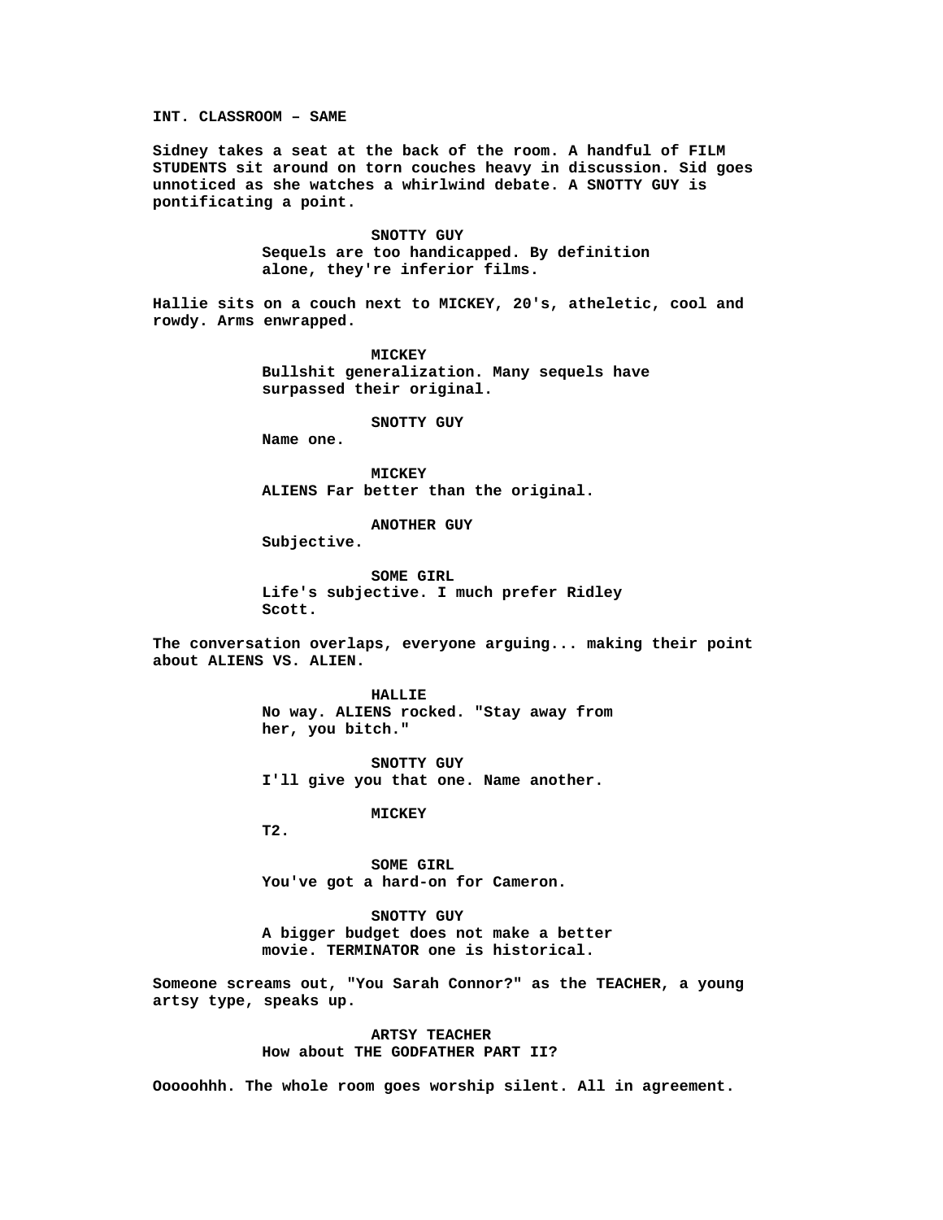**INT. CLASSROOM – SAME**

**Sidney takes a seat at the back of the room. A handful of FILM STUDENTS sit around on torn couches heavy in discussion. Sid goes unnoticed as she watches a whirlwind debate. A SNOTTY GUY is pontificating a point.**

**SNOTTY GUY**
**Sequels are too handicapped. By definition alone, they're inferior films.**

**Hallie sits on a couch next to MICKEY, 20's, atheletic, cool and rowdy. Arms enwrapped.**

**MICKEY**
**Bullshit generalization. Many sequels have surpassed their original.**

**SNOTTY GUY**
**Name one.**

**MICKEY**
**ALIENS Far better than the original.**

**ANOTHER GUY**
**Subjective.**

**SOME GIRL**
**Life's subjective. I much prefer Ridley Scott.**

**The conversation overlaps, everyone arguing... making their point about ALIENS VS. ALIEN.**

**HALLIE**
**No way. ALIENS rocked. "Stay away from her, you bitch."**

**SNOTTY GUY**
**I'll give you that one. Name another.**

**MICKEY**
**T2.**

**SOME GIRL**
**You've got a hard-on for Cameron.**

**SNOTTY GUY**
**A bigger budget does not make a better movie. TERMINATOR one is historical.**

**Someone screams out, "You Sarah Connor?" as the TEACHER, a young artsy type, speaks up.**

**ARTSY TEACHER**
**How about THE GODFATHER PART II?**

**Ooooohhh. The whole room goes worship silent. All in agreement.**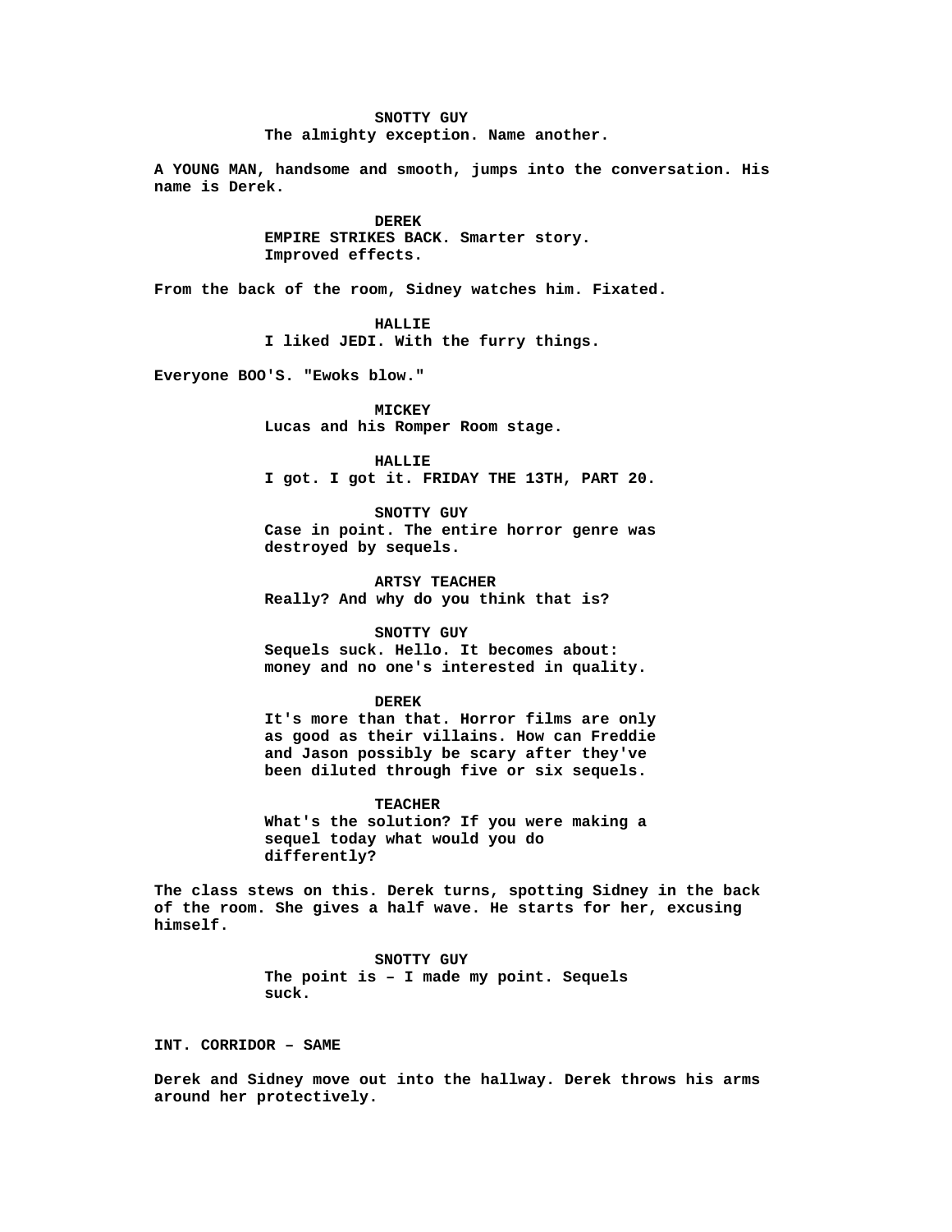**SNOTTY GUY**
**The almighty exception. Name another.**

**A YOUNG MAN, handsome and smooth, jumps into the conversation. His name is Derek.**

**DEREK**
**EMPIRE STRIKES BACK. Smarter story. Improved effects.**

**From the back of the room, Sidney watches him. Fixated.**

**HALLIE**
**I liked JEDI. With the furry things.**

**Everyone BOO'S. "Ewoks blow."**

**MICKEY**
**Lucas and his Romper Room stage.**

**HALLIE**
**I got. I got it. FRIDAY THE 13TH, PART 20.**

**SNOTTY GUY**
**Case in point. The entire horror genre was destroyed by sequels.**

**ARTSY TEACHER**
**Really? And why do you think that is?**

**SNOTTY GUY**
**Sequels suck. Hello. It becomes about: money and no one's interested in quality.**

**DEREK**
**It's more than that. Horror films are only as good as their villains. How can Freddie and Jason possibly be scary after they've been diluted through five or six sequels.**

**TEACHER**
**What's the solution? If you were making a sequel today what would you do differently?**

**The class stews on this. Derek turns, spotting Sidney in the back of the room. She gives a half wave. He starts for her, excusing himself.**

**SNOTTY GUY**
**The point is – I made my point. Sequels suck.**

**INT. CORRIDOR – SAME**

**Derek and Sidney move out into the hallway. Derek throws his arms around her protectively.**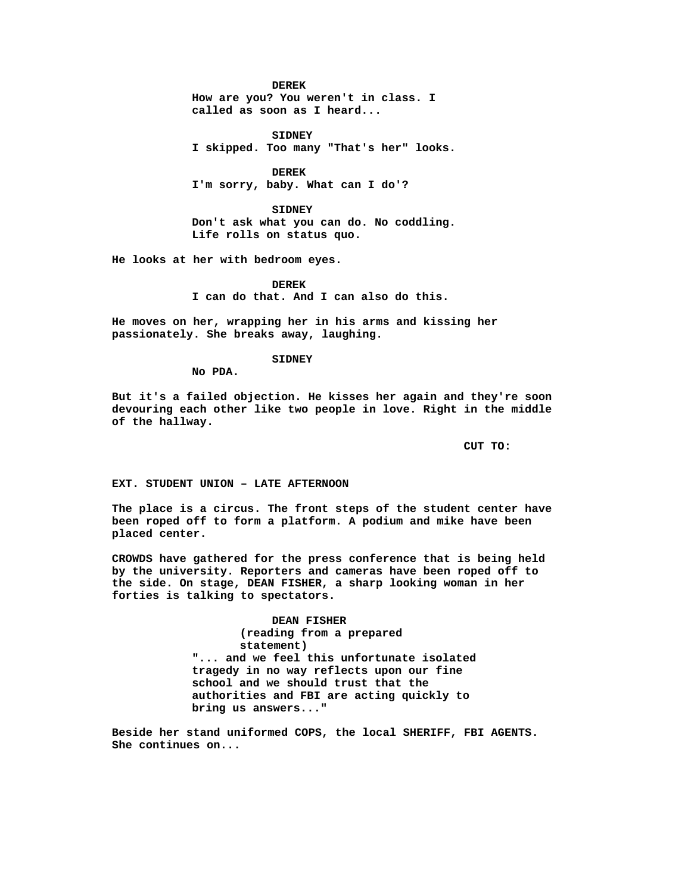DEREK
How are you? You weren't in class. I called as soon as I heard...

SIDNEY
I skipped. Too many "That's her" looks.

DEREK
I'm sorry, baby. What can I do'?

SIDNEY
Don't ask what you can do. No coddling. Life rolls on status quo.

He looks at her with bedroom eyes.

DEREK
I can do that. And I can also do this.

He moves on her, wrapping her in his arms and kissing her passionately. She breaks away, laughing.

SIDNEY
No PDA.

But it's a failed objection. He kisses her again and they're soon devouring each other like two people in love. Right in the middle of the hallway.

CUT TO:

EXT. STUDENT UNION – LATE AFTERNOON

The place is a circus. The front steps of the student center have been roped off to form a platform. A podium and mike have been placed center.

CROWDS have gathered for the press conference that is being held by the university. Reporters and cameras have been roped off to the side. On stage, DEAN FISHER, a sharp looking woman in her forties is talking to spectators.

DEAN FISHER
(reading from a prepared statement)
"... and we feel this unfortunate isolated tragedy in no way reflects upon our fine school and we should trust that the authorities and FBI are acting quickly to bring us answers..."

Beside her stand uniformed COPS, the local SHERIFF, FBI AGENTS. She continues on...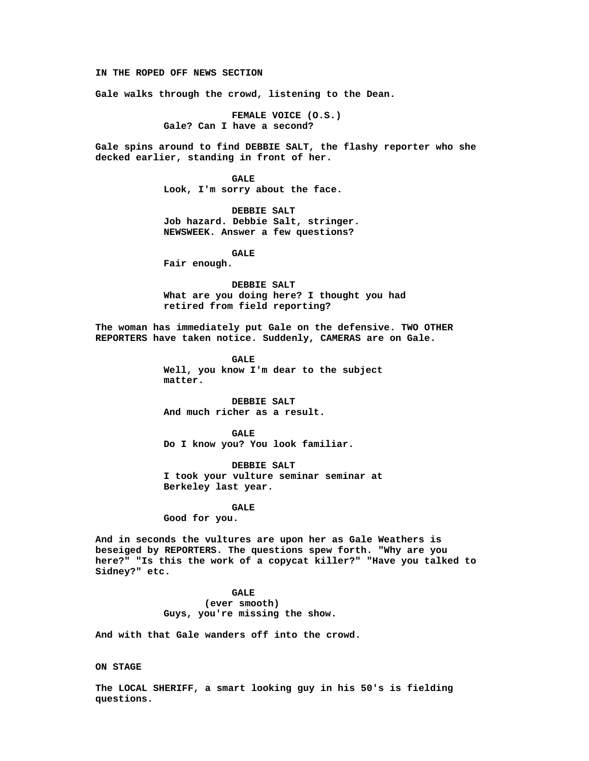**IN THE ROPED OFF NEWS SECTION**

**Gale walks through the crowd, listening to the Dean.**

**FEMALE VOICE (O.S.)**
**Gale? Can I have a second?**

**Gale spins around to find DEBBIE SALT, the flashy reporter who she decked earlier, standing in front of her.**

**GALE**
**Look, I'm sorry about the face.**

**DEBBIE SALT**
**Job hazard. Debbie Salt, stringer. NEWSWEEK. Answer a few questions?**

**GALE**
**Fair enough.**

**DEBBIE SALT**
**What are you doing here? I thought you had retired from field reporting?**

**The woman has immediately put Gale on the defensive. TWO OTHER REPORTERS have taken notice. Suddenly, CAMERAS are on Gale.**

**GALE**
**Well, you know I'm dear to the subject matter.**

**DEBBIE SALT**
**And much richer as a result.**

**GALE**
**Do I know you? You look familiar.**

**DEBBIE SALT**
**I took your vulture seminar seminar at Berkeley last year.**

**GALE**
**Good for you.**

**And in seconds the vultures are upon her as Gale Weathers is beseiged by REPORTERS. The questions spew forth. "Why are you here?" "Is this the work of a copycat killer?" "Have you talked to Sidney?" etc.**

**GALE**
**(ever smooth)**
**Guys, you're missing the show.**

**And with that Gale wanders off into the crowd.**

**ON STAGE**

**The LOCAL SHERIFF, a smart looking guy in his 50's is fielding questions.**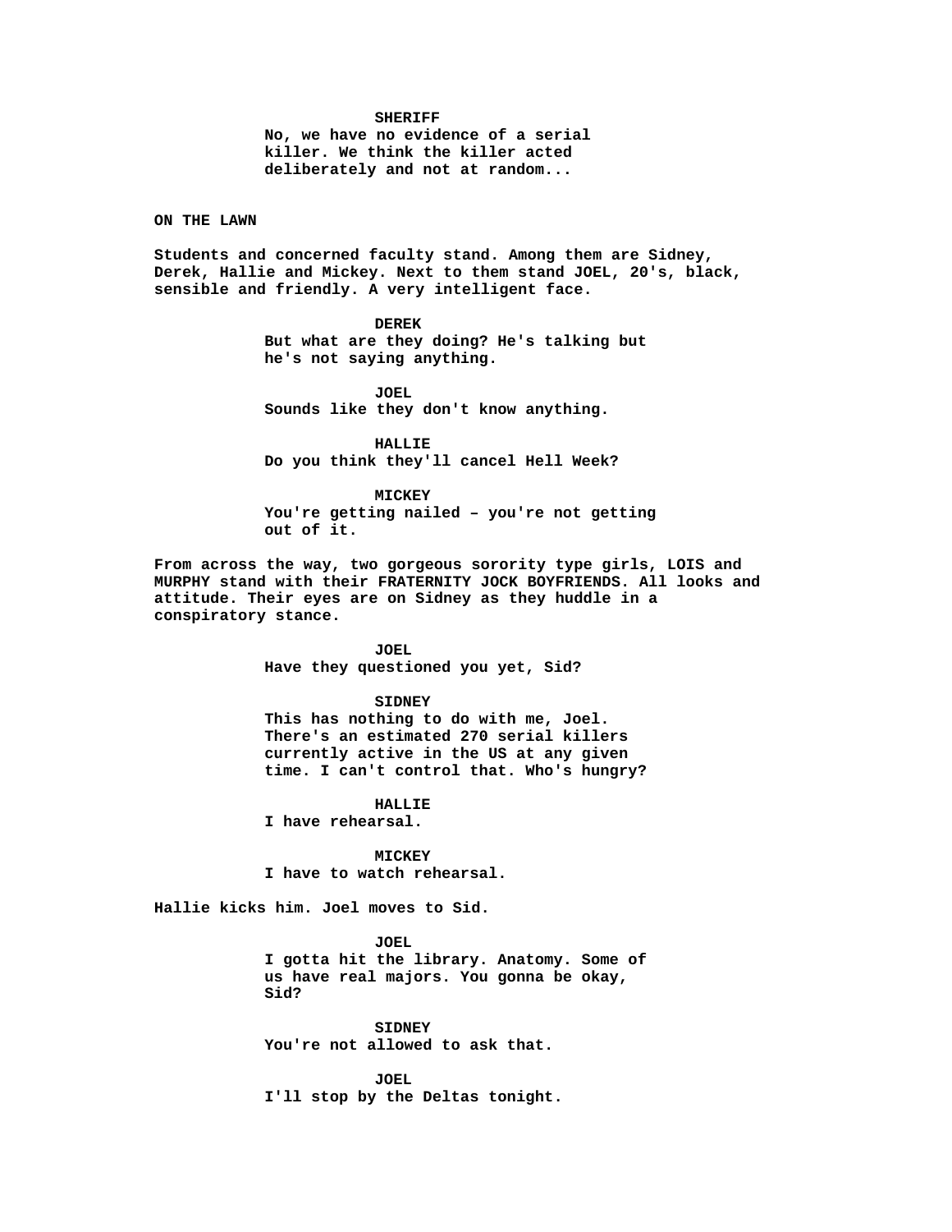**SHERIFF**
**No, we have no evidence of a serial killer. We think the killer acted deliberately and not at random...**

**ON THE LAWN**

**Students and concerned faculty stand. Among them are Sidney, Derek, Hallie and Mickey. Next to them stand JOEL, 20's, black, sensible and friendly. A very intelligent face.**

**DEREK**
**But what are they doing? He's talking but he's not saying anything.**

**JOEL**
**Sounds like they don't know anything.**

**HALLIE**
**Do you think they'll cancel Hell Week?**

**MICKEY**
**You're getting nailed – you're not getting out of it.**

**From across the way, two gorgeous sorority type girls, LOIS and MURPHY stand with their FRATERNITY JOCK BOYFRIENDS. All looks and attitude. Their eyes are on Sidney as they huddle in a conspiratory stance.**

**JOEL**
**Have they questioned you yet, Sid?**

**SIDNEY**
**This has nothing to do with me, Joel. There's an estimated 270 serial killers currently active in the US at any given time. I can't control that. Who's hungry?**

**HALLIE**
**I have rehearsal.**

**MICKEY**
**I have to watch rehearsal.**

**Hallie kicks him. Joel moves to Sid.**

**JOEL**
**I gotta hit the library. Anatomy. Some of us have real majors. You gonna be okay, Sid?**

**SIDNEY**
**You're not allowed to ask that.**

**JOEL**
**I'll stop by the Deltas tonight.**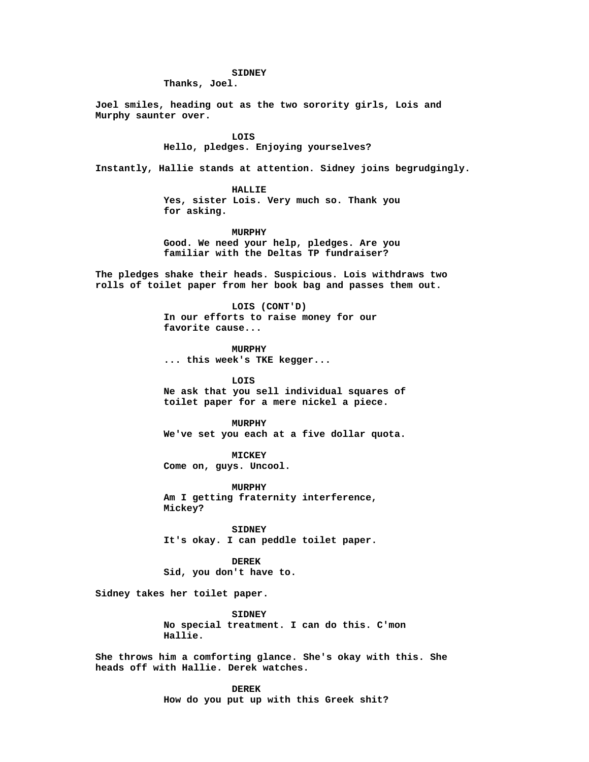**SIDNEY**
**Thanks, Joel.**

**Joel smiles, heading out as the two sorority girls, Lois and Murphy saunter over.**

**LOIS**
**Hello, pledges. Enjoying yourselves?**

**Instantly, Hallie stands at attention. Sidney joins begrudgingly.**

**HALLIE**
**Yes, sister Lois. Very much so. Thank you for asking.**

**MURPHY**
**Good. We need your help, pledges. Are you familiar with the Deltas TP fundraiser?**

**The pledges shake their heads. Suspicious. Lois withdraws two rolls of toilet paper from her book bag and passes them out.**

**LOIS (CONT'D)**
**In our efforts to raise money for our favorite cause...**

**MURPHY**
**... this week's TKE kegger...**

**LOIS**
**Ne ask that you sell individual squares of toilet paper for a mere nickel a piece.**

**MURPHY**
**We've set you each at a five dollar quota.**

**MICKEY**
**Come on, guys. Uncool.**

**MURPHY**
**Am I getting fraternity interference, Mickey?**

**SIDNEY**
**It's okay. I can peddle toilet paper.**

**DEREK**
**Sid, you don't have to.**

**Sidney takes her toilet paper.**

**SIDNEY**
**No special treatment. I can do this. C'mon Hallie.**

**She throws him a comforting glance. She's okay with this. She heads off with Hallie. Derek watches.**

**DEREK**
**How do you put up with this Greek shit?**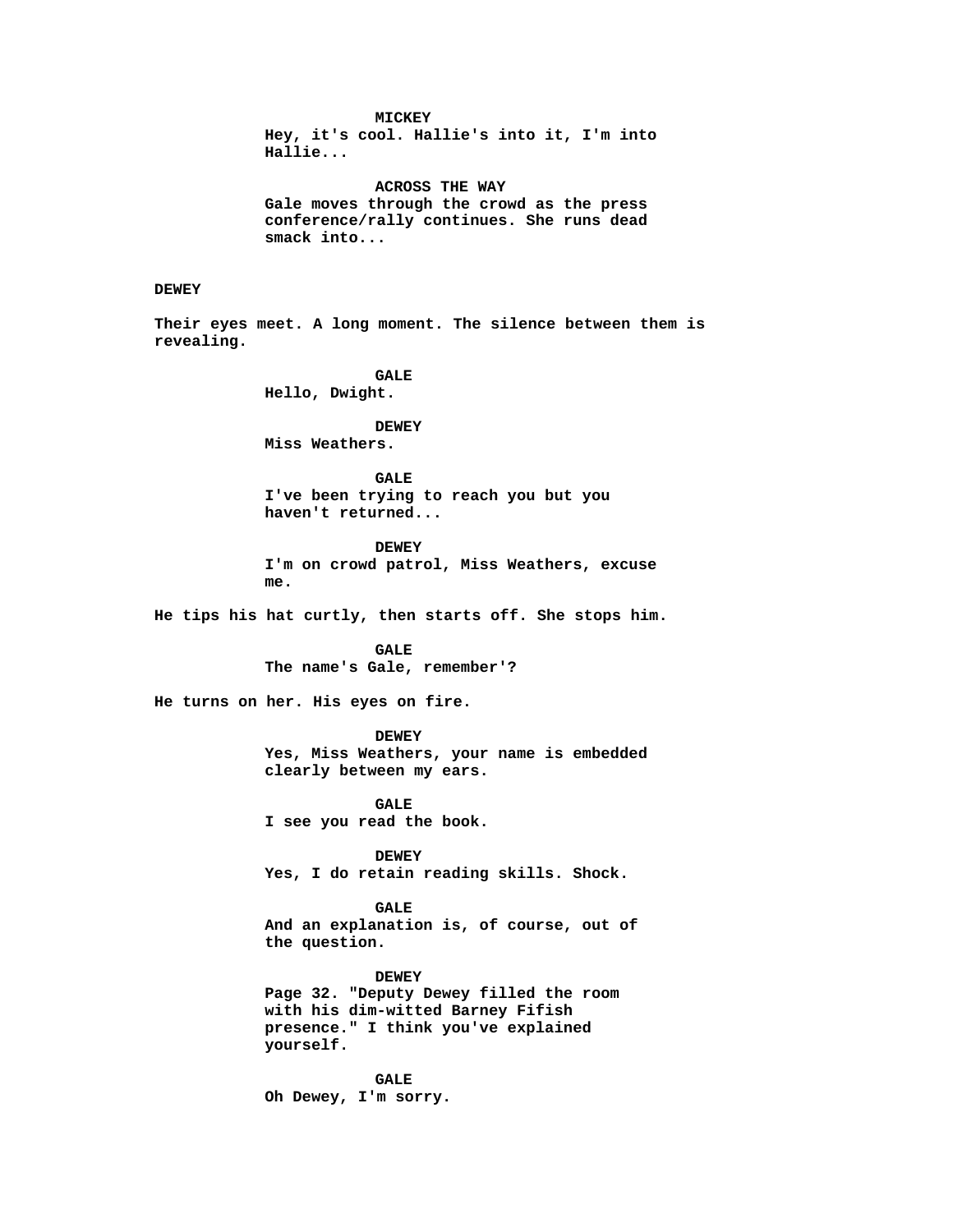**MICKEY**
Hey, it's cool. Hallie's into it, I'm into Hallie...

**ACROSS THE WAY**
Gale moves through the crowd as the press conference/rally continues. She runs dead smack into...

**DEWEY**

Their eyes meet. A long moment. The silence between them is revealing.

**GALE**
Hello, Dwight.

**DEWEY**
Miss Weathers.

**GALE**
I've been trying to reach you but you haven't returned...

**DEWEY**
I'm on crowd patrol, Miss Weathers, excuse me.

He tips his hat curtly, then starts off. She stops him.

**GALE**
The name's Gale, remember'?

He turns on her. His eyes on fire.

**DEWEY**
Yes, Miss Weathers, your name is embedded clearly between my ears.

**GALE**
I see you read the book.

**DEWEY**
Yes, I do retain reading skills. Shock.

**GALE**
And an explanation is, of course, out of the question.

**DEWEY**
Page 32. "Deputy Dewey filled the room with his dim-witted Barney Fifish presence." I think you've explained yourself.

**GALE**
Oh Dewey, I'm sorry.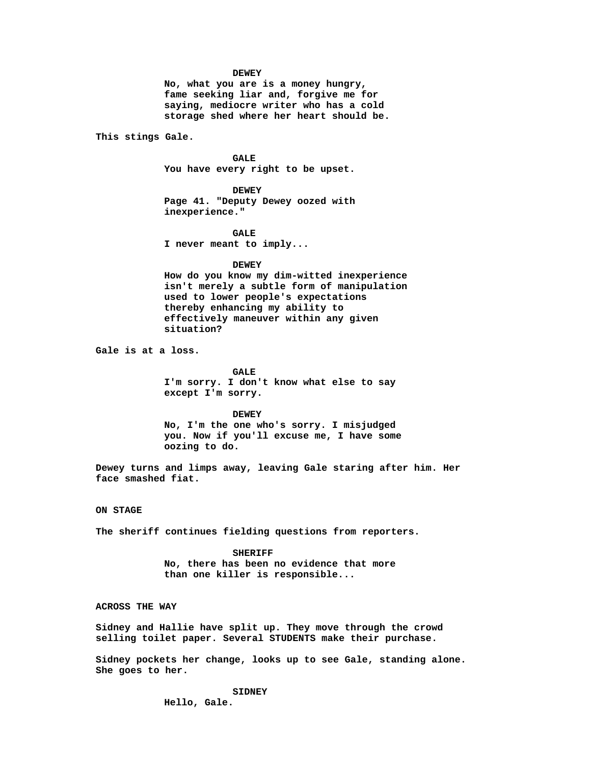**DEWEY**
No, what you are is a money hungry, fame seeking liar and, forgive me for saying, mediocre writer who has a cold storage shed where her heart should be.

This stings Gale.

**GALE**
You have every right to be upset.

**DEWEY**
Page 41. "Deputy Dewey oozed with inexperience."

**GALE**
I never meant to imply...

**DEWEY**
How do you know my dim-witted inexperience isn't merely a subtle form of manipulation used to lower people's expectations thereby enhancing my ability to effectively maneuver within any given situation?

Gale is at a loss.

**GALE**
I'm sorry. I don't know what else to say except I'm sorry.

**DEWEY**
No, I'm the one who's sorry. I misjudged you. Now if you'll excuse me, I have some oozing to do.

Dewey turns and limps away, leaving Gale staring after him. Her face smashed fiat.

**ON STAGE**

The sheriff continues fielding questions from reporters.

**SHERIFF**
No, there has been no evidence that more than one killer is responsible...

**ACROSS THE WAY**

Sidney and Hallie have split up. They move through the crowd selling toilet paper. Several STUDENTS make their purchase.

Sidney pockets her change, looks up to see Gale, standing alone. She goes to her.

**SIDNEY**
Hello, Gale.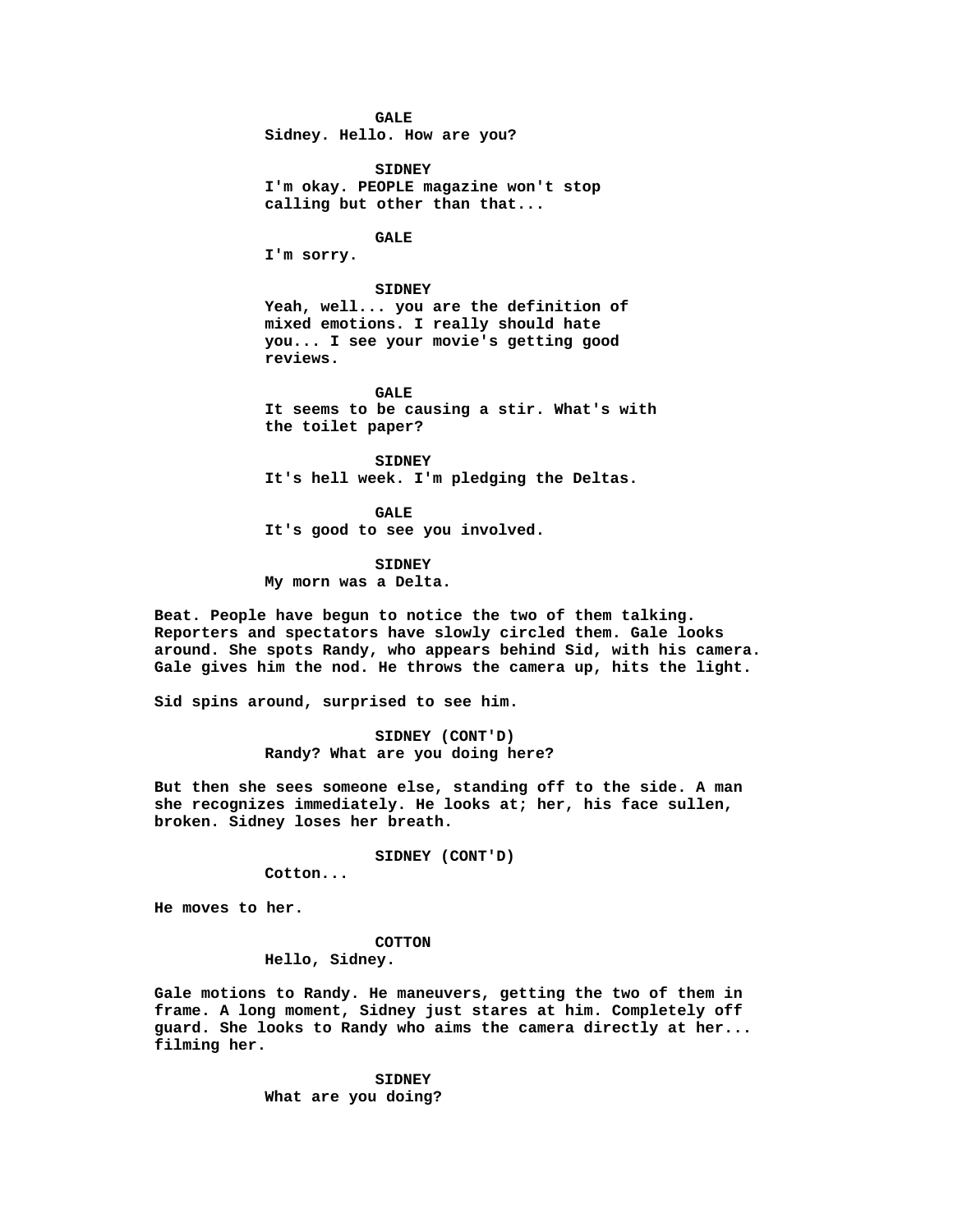GALE
Sidney. Hello. How are you?

SIDNEY
I'm okay. PEOPLE magazine won't stop calling but other than that...

GALE
I'm sorry.

SIDNEY
Yeah, well... you are the definition of mixed emotions. I really should hate you... I see your movie's getting good reviews.

GALE
It seems to be causing a stir. What's with the toilet paper?

SIDNEY
It's hell week. I'm pledging the Deltas.

GALE
It's good to see you involved.

SIDNEY
My morn was a Delta.

Beat. People have begun to notice the two of them talking. Reporters and spectators have slowly circled them. Gale looks around. She spots Randy, who appears behind Sid, with his camera. Gale gives him the nod. He throws the camera up, hits the light.

Sid spins around, surprised to see him.

SIDNEY (CONT'D)
Randy? What are you doing here?

But then she sees someone else, standing off to the side. A man she recognizes immediately. He looks at; her, his face sullen, broken. Sidney loses her breath.

SIDNEY (CONT'D)
Cotton...

He moves to her.

COTTON
Hello, Sidney.

Gale motions to Randy. He maneuvers, getting the two of them in frame. A long moment, Sidney just stares at him. Completely off guard. She looks to Randy who aims the camera directly at her... filming her.

SIDNEY
What are you doing?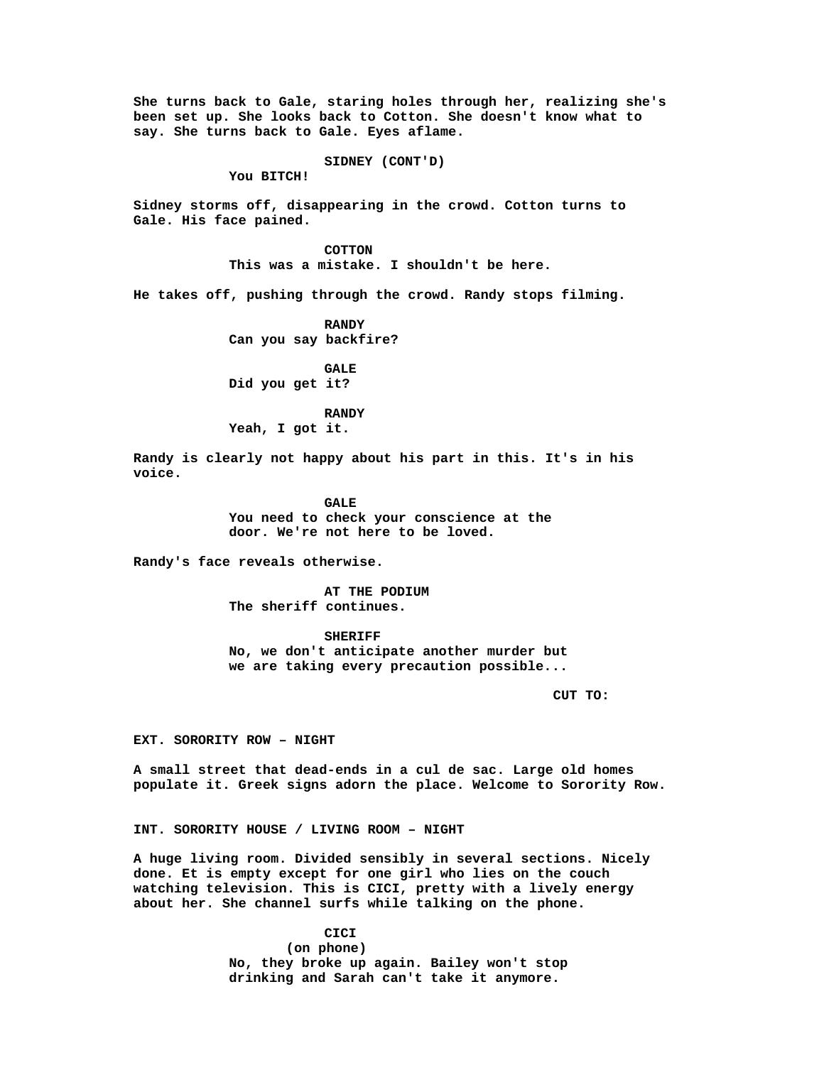She turns back to Gale, staring holes through her, realizing she's been set up. She looks back to Cotton. She doesn't know what to say. She turns back to Gale. Eyes aflame.

SIDNEY (CONT'D)
You BITCH!

Sidney storms off, disappearing in the crowd. Cotton turns to Gale. His face pained.

COTTON
This was a mistake. I shouldn't be here.

He takes off, pushing through the crowd. Randy stops filming.

RANDY
Can you say backfire?

GALE
Did you get it?

RANDY
Yeah, I got it.

Randy is clearly not happy about his part in this. It's in his voice.

GALE
You need to check your conscience at the door. We're not here to be loved.

Randy's face reveals otherwise.

AT THE PODIUM
The sheriff continues.

SHERIFF
No, we don't anticipate another murder but we are taking every precaution possible...

CUT TO:

EXT. SORORITY ROW – NIGHT

A small street that dead-ends in a cul de sac. Large old homes populate it. Greek signs adorn the place. Welcome to Sorority Row.

INT. SORORITY HOUSE / LIVING ROOM – NIGHT

A huge living room. Divided sensibly in several sections. Nicely done. Et is empty except for one girl who lies on the couch watching television. This is CICI, pretty with a lively energy about her. She channel surfs while talking on the phone.

CICI
(on phone)
No, they broke up again. Bailey won't stop drinking and Sarah can't take it anymore.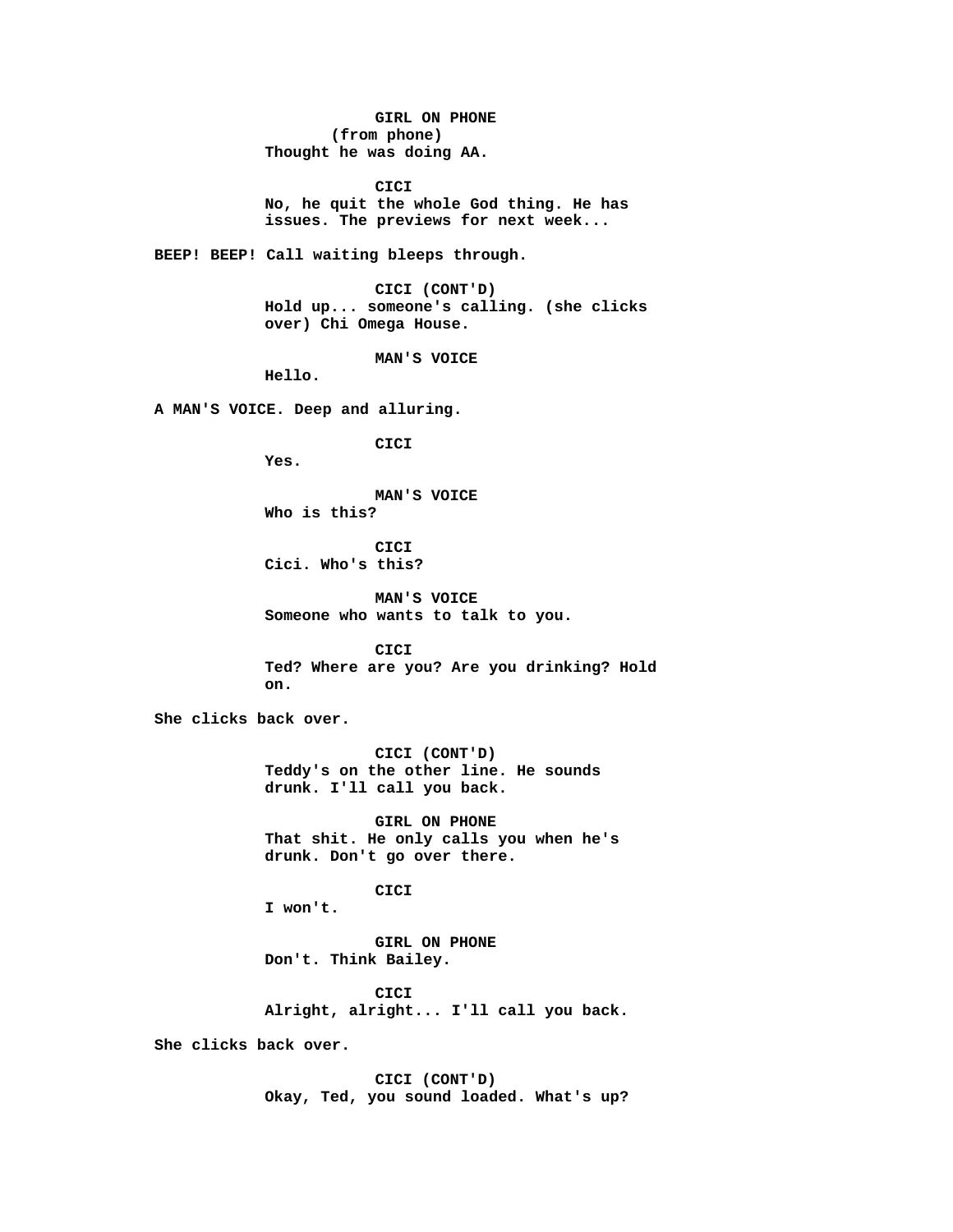**GIRL ON PHONE**
**(from phone)**
**Thought he was doing AA.**

**CICI**
**No, he quit the whole God thing. He has issues. The previews for next week...**

**BEEP! BEEP! Call waiting bleeps through.**

**CICI (CONT'D)**
**Hold up... someone's calling. (she clicks over) Chi Omega House.**

**MAN'S VOICE**
**Hello.**

**A MAN'S VOICE. Deep and alluring.**

**CICI**
**Yes.**

**MAN'S VOICE**
**Who is this?**

**CICI**
**Cici. Who's this?**

**MAN'S VOICE**
**Someone who wants to talk to you.**

**CICI**
**Ted? Where are you? Are you drinking? Hold on.**

**She clicks back over.**

**CICI (CONT'D)**
**Teddy's on the other line. He sounds drunk. I'll call you back.**

**GIRL ON PHONE**
**That shit. He only calls you when he's drunk. Don't go over there.**

**CICI**
**I won't.**

**GIRL ON PHONE**
**Don't. Think Bailey.**

**CICI**
**Alright, alright... I'll call you back.**

**She clicks back over.**

**CICI (CONT'D)**
**Okay, Ted, you sound loaded. What's up?**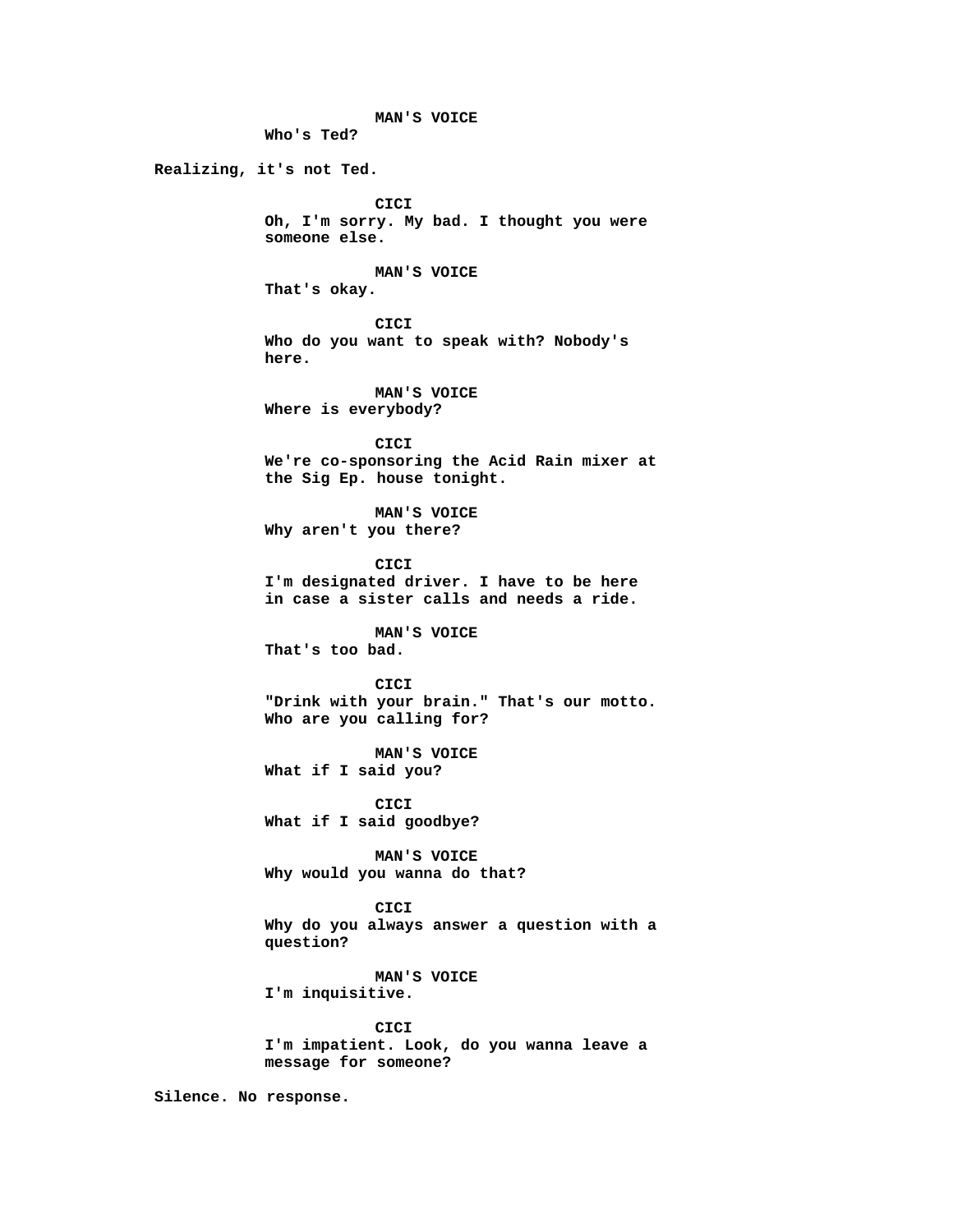**MAN'S VOICE**
**Who's Ted?**

**Realizing, it's not Ted.**

**CICI**
**Oh, I'm sorry. My bad. I thought you were someone else.**

**MAN'S VOICE**
**That's okay.**

**CICI**
**Who do you want to speak with? Nobody's here.**

**MAN'S VOICE**
**Where is everybody?**

**CICI**
**We're co-sponsoring the Acid Rain mixer at the Sig Ep. house tonight.**

**MAN'S VOICE**
**Why aren't you there?**

**CICI**
**I'm designated driver. I have to be here in case a sister calls and needs a ride.**

**MAN'S VOICE**
**That's too bad.**

**CICI**
**"Drink with your brain." That's our motto. Who are you calling for?**

**MAN'S VOICE**
**What if I said you?**

**CICI**
**What if I said goodbye?**

**MAN'S VOICE**
**Why would you wanna do that?**

**CICI**
**Why do you always answer a question with a question?**

**MAN'S VOICE**
**I'm inquisitive.**

**CICI**
**I'm impatient. Look, do you wanna leave a message for someone?**

**Silence. No response.**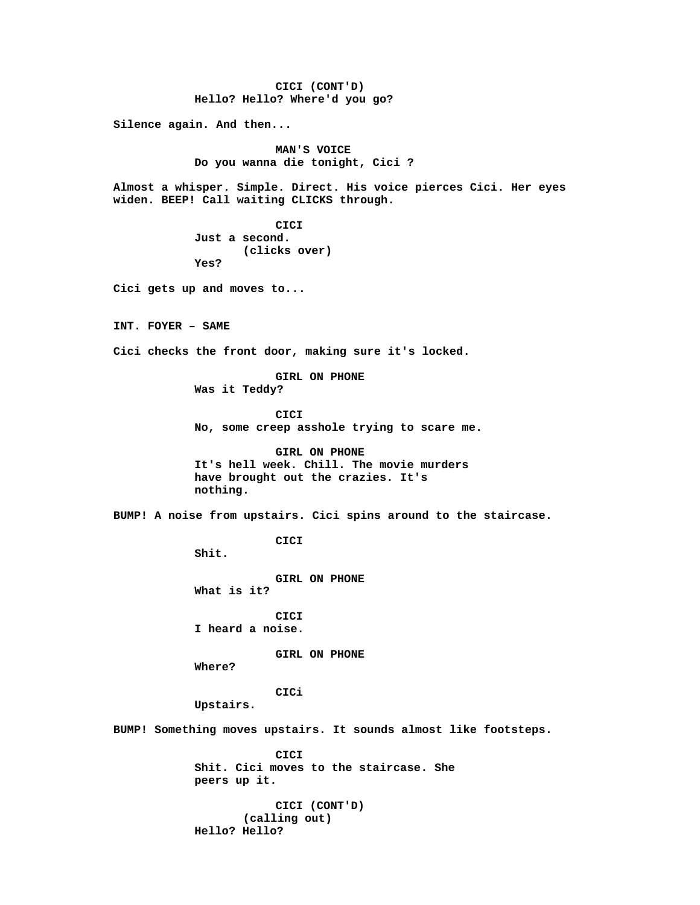CICI (CONT'D)
Hello? Hello? Where'd you go?

Silence again. And then...

MAN'S VOICE
Do you wanna die tonight, Cici ?

Almost a whisper. Simple. Direct. His voice pierces Cici. Her eyes widen. BEEP! Call waiting CLICKS through.

CICI
Just a second.
(clicks over)
Yes?

Cici gets up and moves to...

INT. FOYER – SAME

Cici checks the front door, making sure it's locked.

GIRL ON PHONE
Was it Teddy?

CICI
No, some creep asshole trying to scare me.

GIRL ON PHONE
It's hell week. Chill. The movie murders have brought out the crazies. It's nothing.

BUMP! A noise from upstairs. Cici spins around to the staircase.

CICI
Shit.

GIRL ON PHONE
What is it?

CICI
I heard a noise.

GIRL ON PHONE
Where?

CICi
Upstairs.

BUMP! Something moves upstairs. It sounds almost like footsteps.

CICI
Shit. Cici moves to the staircase. She peers up it.

CICI (CONT'D)
(calling out)
Hello? Hello?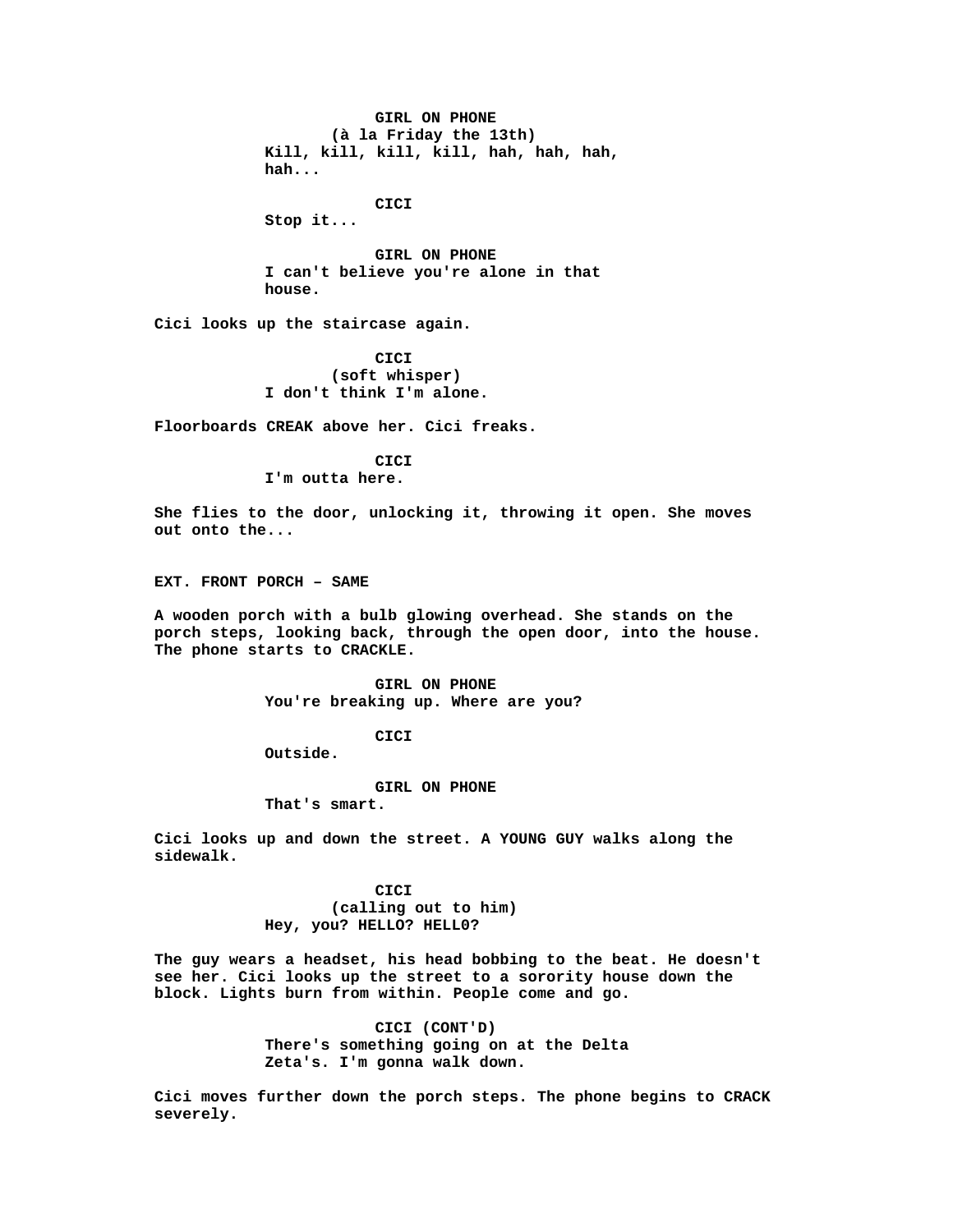GIRL ON PHONE
(à la Friday the 13th)
Kill, kill, kill, kill, hah, hah, hah, hah...

CICI
Stop it...

GIRL ON PHONE
I can't believe you're alone in that house.

Cici looks up the staircase again.

CICI
(soft whisper)
I don't think I'm alone.

Floorboards CREAK above her. Cici freaks.

CICI
I'm outta here.

She flies to the door, unlocking it, throwing it open. She moves out onto the...

EXT. FRONT PORCH – SAME

A wooden porch with a bulb glowing overhead. She stands on the porch steps, looking back, through the open door, into the house. The phone starts to CRACKLE.

GIRL ON PHONE
You're breaking up. Where are you?

CICI
Outside.

GIRL ON PHONE
That's smart.

Cici looks up and down the street. A YOUNG GUY walks along the sidewalk.

CICI
(calling out to him)
Hey, you? HELLO? HELL0?

The guy wears a headset, his head bobbing to the beat. He doesn't see her. Cici looks up the street to a sorority house down the block. Lights burn from within. People come and go.

CICI (CONT'D)
There's something going on at the Delta Zeta's. I'm gonna walk down.

Cici moves further down the porch steps. The phone begins to CRACK severely.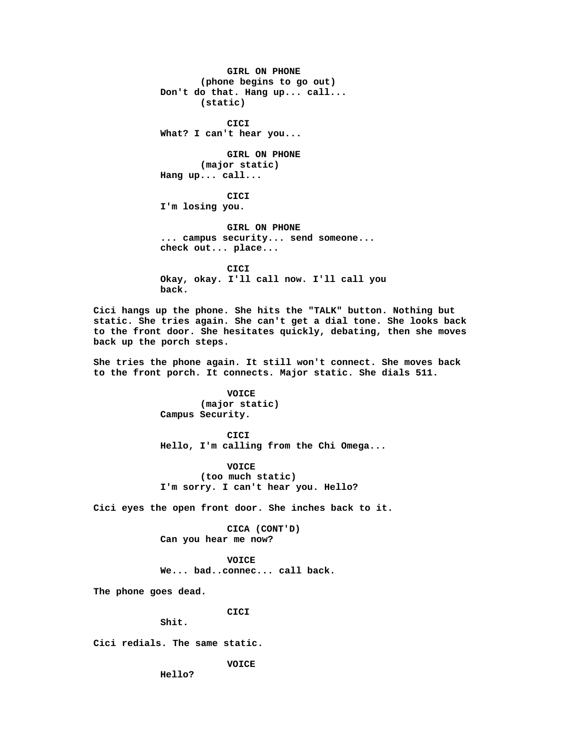GIRL ON PHONE
(phone begins to go out)
Don't do that. Hang up... call...
(static)

CICI
What? I can't hear you...

GIRL ON PHONE
(major static)
Hang up... call...

CICI
I'm losing you.

GIRL ON PHONE
... campus security... send someone...
check out... place...

CICI
Okay, okay. I'll call now. I'll call you
back.

Cici hangs up the phone. She hits the "TALK" button. Nothing but static. She tries again. She can't get a dial tone. She looks back to the front door. She hesitates quickly, debating, then she moves back up the porch steps.

She tries the phone again. It still won't connect. She moves back to the front porch. It connects. Major static. She dials 511.

VOICE
(major static)
Campus Security.

CICI
Hello, I'm calling from the Chi Omega...

VOICE
(too much static)
I'm sorry. I can't hear you. Hello?

Cici eyes the open front door. She inches back to it.

CICA (CONT'D)
Can you hear me now?

VOICE
We... bad..connec... call back.

The phone goes dead.

CICI
Shit.

Cici redials. The same static.

VOICE
Hello?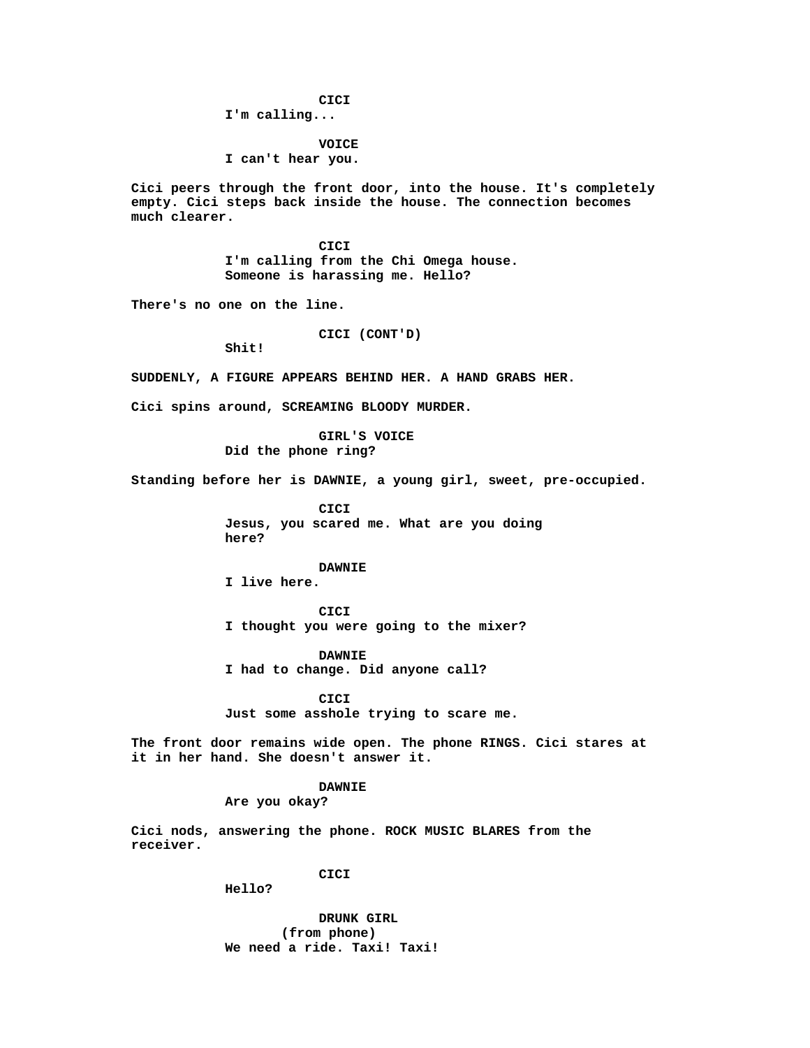CICI
I'm calling...

VOICE
I can't hear you.

Cici peers through the front door, into the house. It's completely empty. Cici steps back inside the house. The connection becomes much clearer.

CICI
I'm calling from the Chi Omega house. Someone is harassing me. Hello?

There's no one on the line.

CICI (CONT'D)
Shit!

SUDDENLY, A FIGURE APPEARS BEHIND HER. A HAND GRABS HER.

Cici spins around, SCREAMING BLOODY MURDER.

GIRL'S VOICE
Did the phone ring?

Standing before her is DAWNIE, a young girl, sweet, pre-occupied.

CICI
Jesus, you scared me. What are you doing here?

DAWNIE
I live here.

CICI
I thought you were going to the mixer?

DAWNIE
I had to change. Did anyone call?

CICI
Just some asshole trying to scare me.

The front door remains wide open. The phone RINGS. Cici stares at it in her hand. She doesn't answer it.

DAWNIE
Are you okay?

Cici nods, answering the phone. ROCK MUSIC BLARES from the receiver.

CICI
Hello?

DRUNK GIRL
(from phone)
We need a ride. Taxi! Taxi!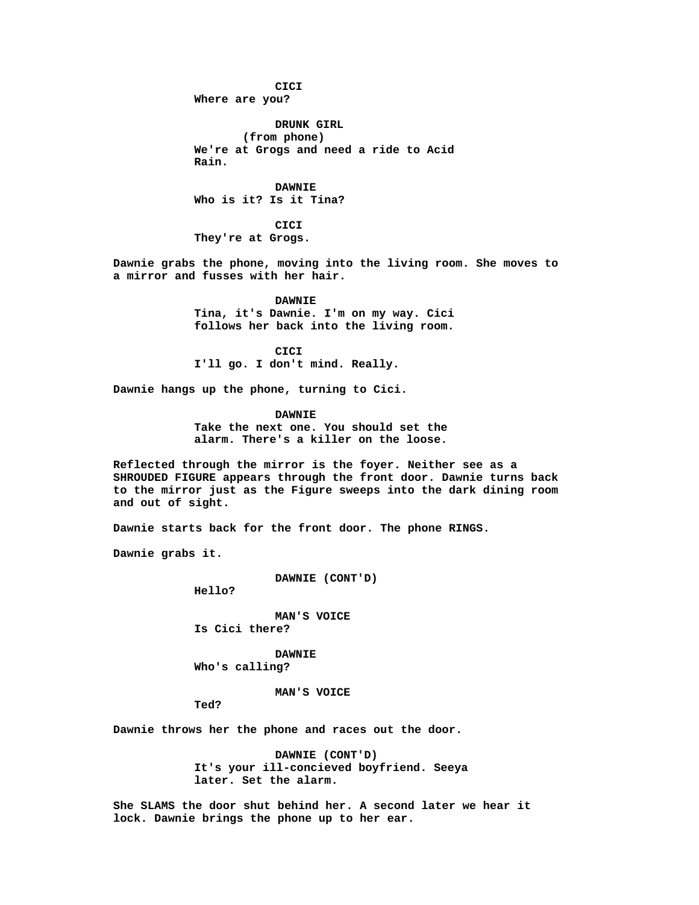**CICI**
**Where are you?**

**DRUNK GIRL**
**(from phone)**
**We're at Grogs and need a ride to Acid Rain.**

**DAWNIE**
**Who is it? Is it Tina?**

**CICI**
**They're at Grogs.**

**Dawnie grabs the phone, moving into the living room. She moves to a mirror and fusses with her hair.**

**DAWNIE**
**Tina, it's Dawnie. I'm on my way. Cici follows her back into the living room.**

**CICI**
**I'll go. I don't mind. Really.**

**Dawnie hangs up the phone, turning to Cici.**

**DAWNIE**
**Take the next one. You should set the alarm. There's a killer on the loose.**

**Reflected through the mirror is the foyer. Neither see as a SHROUDED FIGURE appears through the front door. Dawnie turns back to the mirror just as the Figure sweeps into the dark dining room and out of sight.**

**Dawnie starts back for the front door. The phone RINGS.**

**Dawnie grabs it.**

**DAWNIE (CONT'D)**
**Hello?**

**MAN'S VOICE**
**Is Cici there?**

**DAWNIE**
**Who's calling?**

**MAN'S VOICE**
**Ted?**

**Dawnie throws her the phone and races out the door.**

**DAWNIE (CONT'D)**
**It's your ill-concieved boyfriend. Seeya later. Set the alarm.**

**She SLAMS the door shut behind her. A second later we hear it lock. Dawnie brings the phone up to her ear.**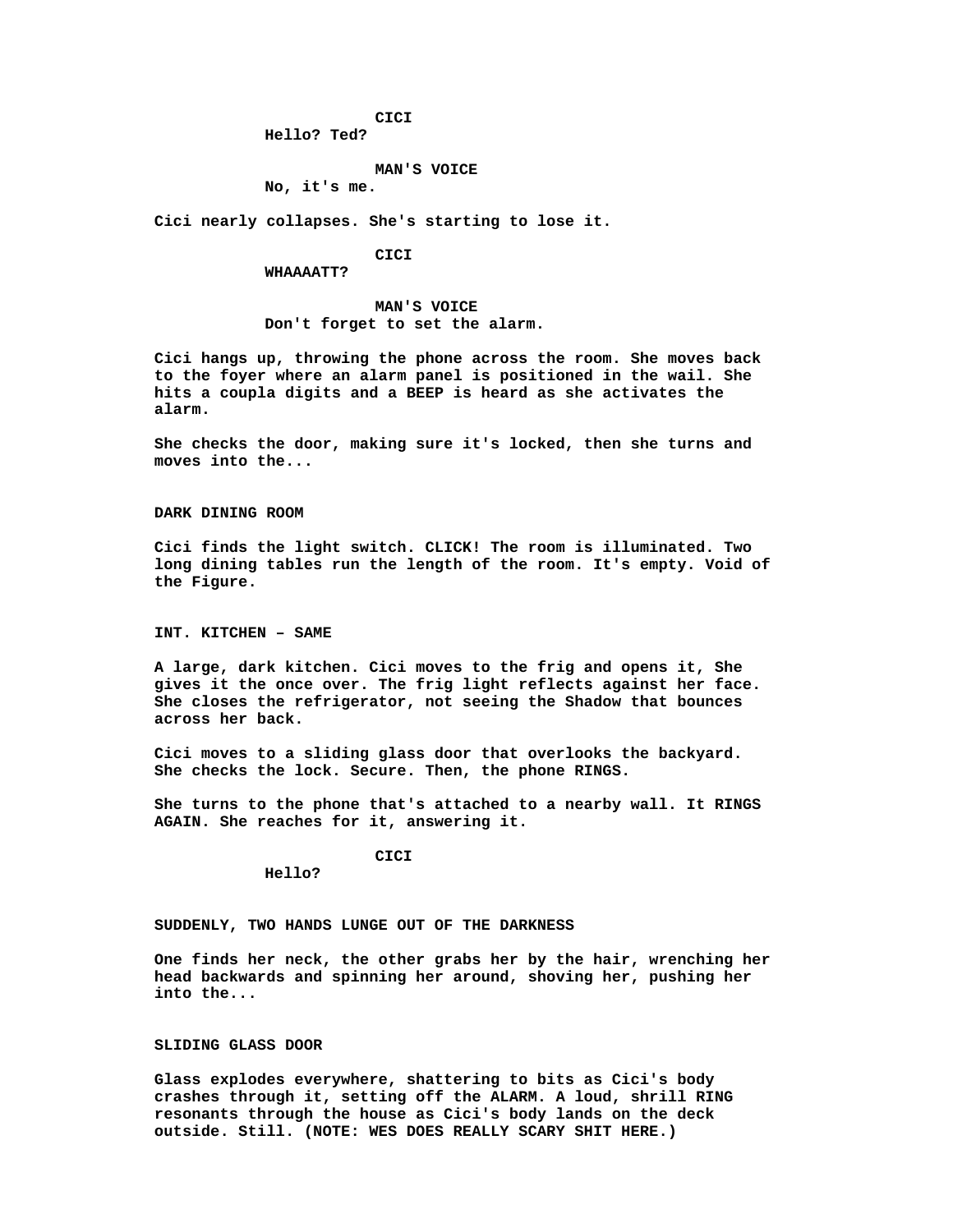**CICI**
**Hello? Ted?**

**MAN'S VOICE**
**No, it's me.**

**Cici nearly collapses. She's starting to lose it.**

**CICI**
**WHAAAATT?**

**MAN'S VOICE**
**Don't forget to set the alarm.**

**Cici hangs up, throwing the phone across the room. She moves back to the foyer where an alarm panel is positioned in the wail. She hits a coupla digits and a BEEP is heard as she activates the alarm.**

**She checks the door, making sure it's locked, then she turns and moves into the...**

**DARK DINING ROOM**

**Cici finds the light switch. CLICK! The room is illuminated. Two long dining tables run the length of the room. It's empty. Void of the Figure.**

**INT. KITCHEN – SAME**

**A large, dark kitchen. Cici moves to the frig and opens it, She gives it the once over. The frig light reflects against her face. She closes the refrigerator, not seeing the Shadow that bounces across her back.**

**Cici moves to a sliding glass door that overlooks the backyard. She checks the lock. Secure. Then, the phone RINGS.**

**She turns to the phone that's attached to a nearby wall. It RINGS AGAIN. She reaches for it, answering it.**

**CICI**
**Hello?**

**SUDDENLY, TWO HANDS LUNGE OUT OF THE DARKNESS**

**One finds her neck, the other grabs her by the hair, wrenching her head backwards and spinning her around, shoving her, pushing her into the...**

**SLIDING GLASS DOOR**

**Glass explodes everywhere, shattering to bits as Cici's body crashes through it, setting off the ALARM. A loud, shrill RING resonants through the house as Cici's body lands on the deck outside. Still. (NOTE: WES DOES REALLY SCARY SHIT HERE.)**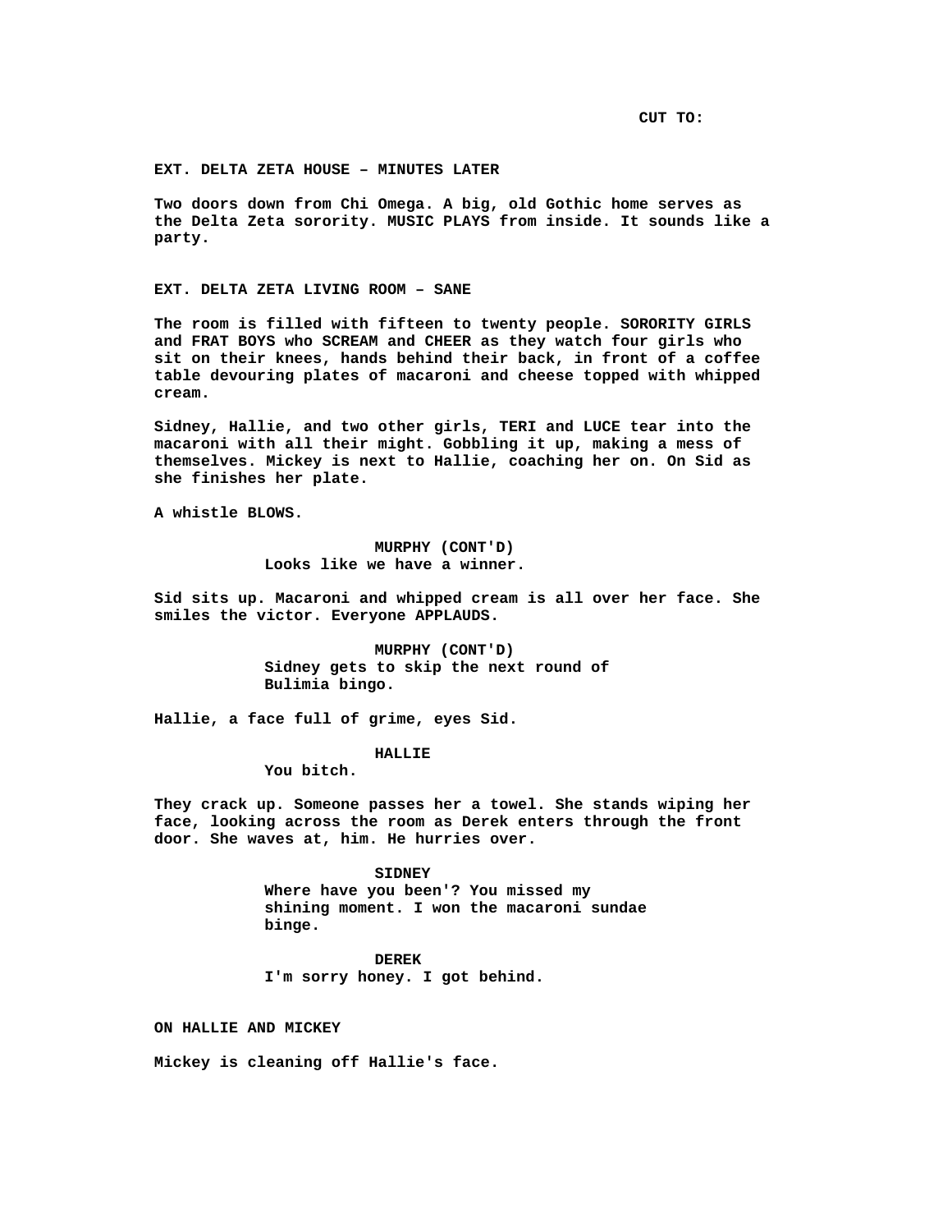CUT TO:

EXT. DELTA ZETA HOUSE – MINUTES LATER

Two doors down from Chi Omega. A big, old Gothic home serves as the Delta Zeta sorority. MUSIC PLAYS from inside. It sounds like a party.

EXT. DELTA ZETA LIVING ROOM – SANE

The room is filled with fifteen to twenty people. SORORITY GIRLS and FRAT BOYS who SCREAM and CHEER as they watch four girls who sit on their knees, hands behind their back, in front of a coffee table devouring plates of macaroni and cheese topped with whipped cream.

Sidney, Hallie, and two other girls, TERI and LUCE tear into the macaroni with all their might. Gobbling it up, making a mess of themselves. Mickey is next to Hallie, coaching her on. On Sid as she finishes her plate.

A whistle BLOWS.

MURPHY (CONT'D)
Looks like we have a winner.

Sid sits up. Macaroni and whipped cream is all over her face. She smiles the victor. Everyone APPLAUDS.

MURPHY (CONT'D)
Sidney gets to skip the next round of Bulimia bingo.

Hallie, a face full of grime, eyes Sid.

HALLIE
You bitch.

They crack up. Someone passes her a towel. She stands wiping her face, looking across the room as Derek enters through the front door. She waves at, him. He hurries over.

SIDNEY
Where have you been'? You missed my shining moment. I won the macaroni sundae binge.

DEREK
I'm sorry honey. I got behind.

ON HALLIE AND MICKEY

Mickey is cleaning off Hallie's face.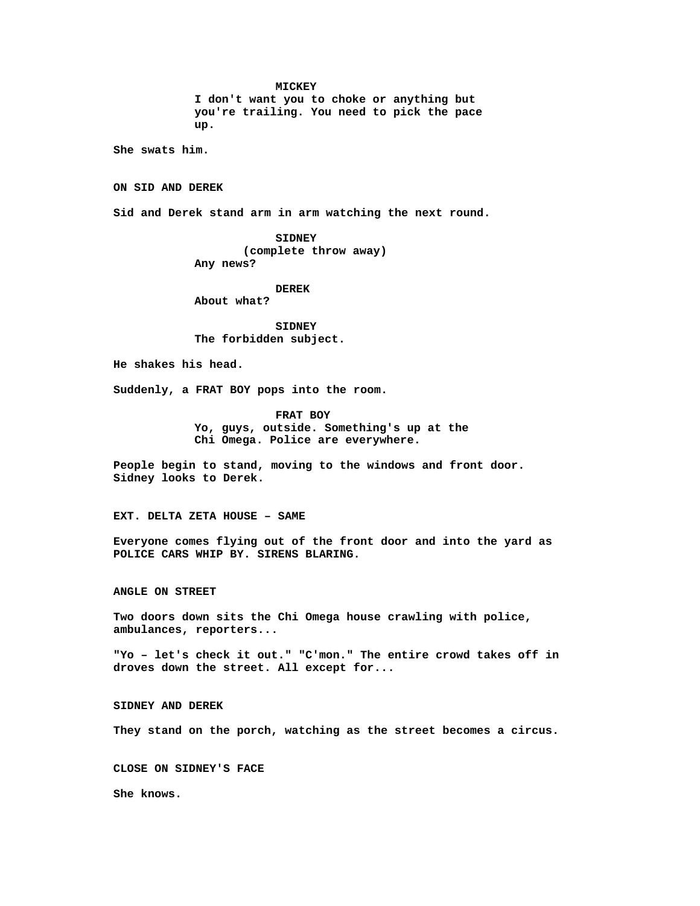MICKEY
I don't want you to choke or anything but you're trailing. You need to pick the pace up.

She swats him.

ON SID AND DEREK

Sid and Derek stand arm in arm watching the next round.

SIDNEY
(complete throw away)
Any news?

DEREK
About what?

SIDNEY
The forbidden subject.

He shakes his head.

Suddenly, a FRAT BOY pops into the room.

FRAT BOY
Yo, guys, outside. Something's up at the Chi Omega. Police are everywhere.

People begin to stand, moving to the windows and front door. Sidney looks to Derek.

EXT. DELTA ZETA HOUSE – SAME

Everyone comes flying out of the front door and into the yard as POLICE CARS WHIP BY. SIRENS BLARING.

ANGLE ON STREET

Two doors down sits the Chi Omega house crawling with police, ambulances, reporters...

"Yo – let's check it out." "C'mon." The entire crowd takes off in droves down the street. All except for...

SIDNEY AND DEREK

They stand on the porch, watching as the street becomes a circus.

CLOSE ON SIDNEY'S FACE

She knows.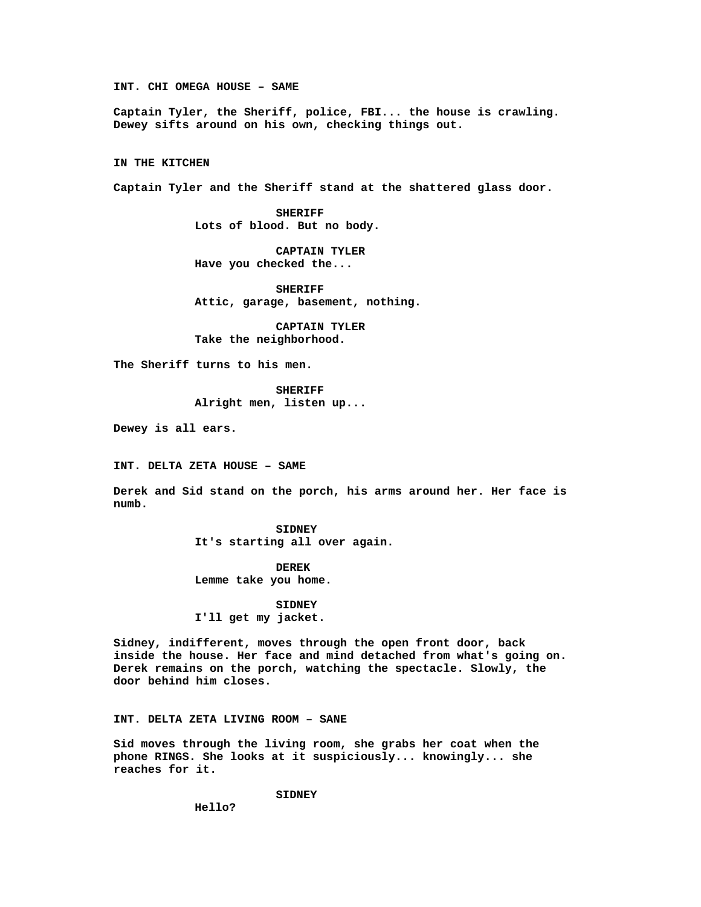**INT. CHI OMEGA HOUSE – SAME**

**Captain Tyler, the Sheriff, police, FBI... the house is crawling. Dewey sifts around on his own, checking things out.**

**IN THE KITCHEN**

**Captain Tyler and the Sheriff stand at the shattered glass door.**

**SHERIFF**
**Lots of blood. But no body.**

**CAPTAIN TYLER**
**Have you checked the...**

**SHERIFF**
**Attic, garage, basement, nothing.**

**CAPTAIN TYLER**
**Take the neighborhood.**

**The Sheriff turns to his men.**

**SHERIFF**
**Alright men, listen up...**

**Dewey is all ears.**

**INT. DELTA ZETA HOUSE – SAME**

**Derek and Sid stand on the porch, his arms around her. Her face is numb.**

**SIDNEY**
**It's starting all over again.**

**DEREK**
**Lemme take you home.**

**SIDNEY**
**I'll get my jacket.**

**Sidney, indifferent, moves through the open front door, back inside the house. Her face and mind detached from what's going on. Derek remains on the porch, watching the spectacle. Slowly, the door behind him closes.**

**INT. DELTA ZETA LIVING ROOM – SANE**

**Sid moves through the living room, she grabs her coat when the phone RINGS. She looks at it suspiciously... knowingly... she reaches for it.**

**SIDNEY**
**Hello?**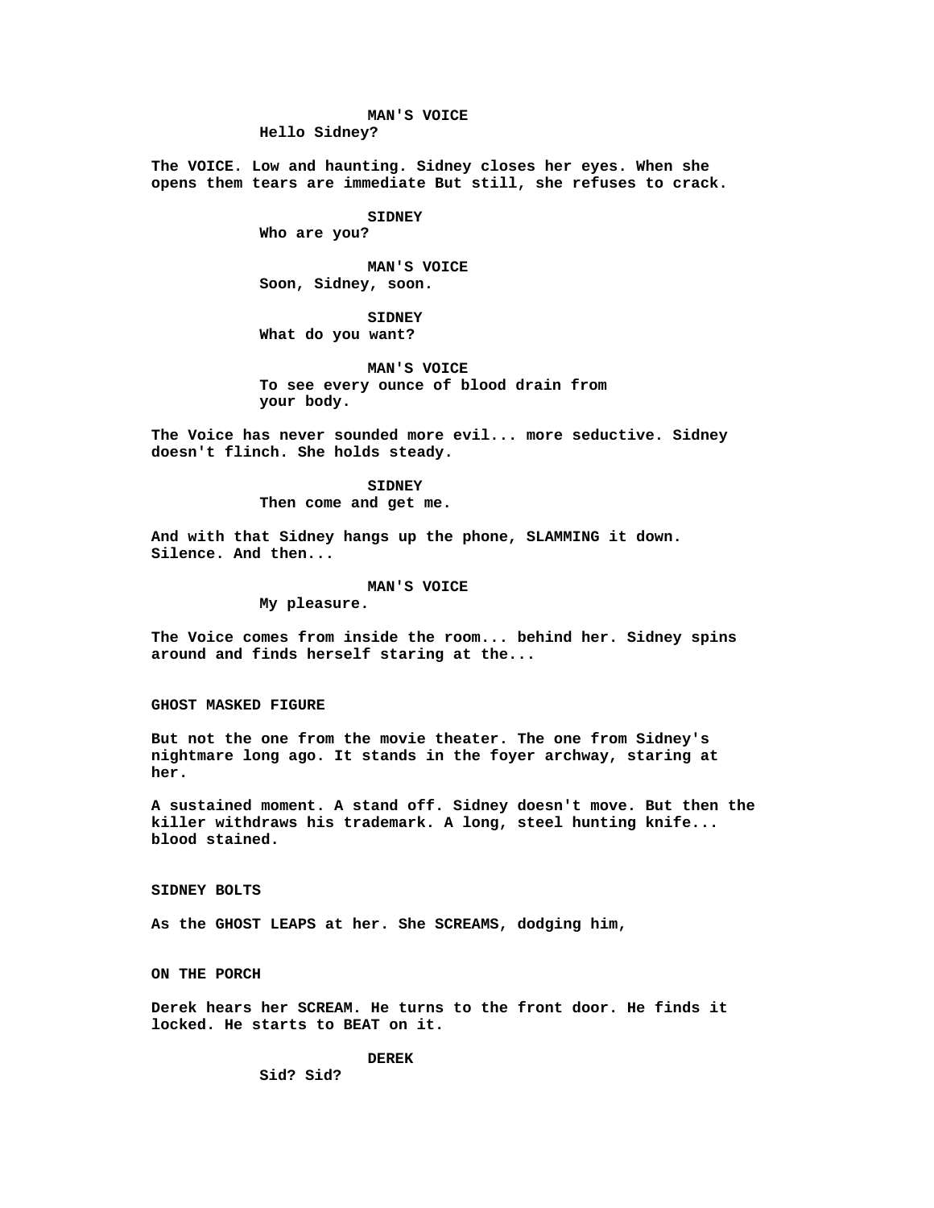**MAN'S VOICE**
Hello Sidney?

The VOICE. Low and haunting. Sidney closes her eyes. When she opens them tears are immediate But still, she refuses to crack.

**SIDNEY**
Who are you?

**MAN'S VOICE**
Soon, Sidney, soon.

**SIDNEY**
What do you want?

**MAN'S VOICE**
To see every ounce of blood drain from your body.

The Voice has never sounded more evil... more seductive. Sidney doesn't flinch. She holds steady.

**SIDNEY**
Then come and get me.

And with that Sidney hangs up the phone, SLAMMING it down. Silence. And then...

**MAN'S VOICE**
My pleasure.

The Voice comes from inside the room... behind her. Sidney spins around and finds herself staring at the...

GHOST MASKED FIGURE

But not the one from the movie theater. The one from Sidney's nightmare long ago. It stands in the foyer archway, staring at her.

A sustained moment. A stand off. Sidney doesn't move. But then the killer withdraws his trademark. A long, steel hunting knife... blood stained.

SIDNEY BOLTS

As the GHOST LEAPS at her. She SCREAMS, dodging him,

ON THE PORCH

Derek hears her SCREAM. He turns to the front door. He finds it locked. He starts to BEAT on it.

**DEREK**
Sid? Sid?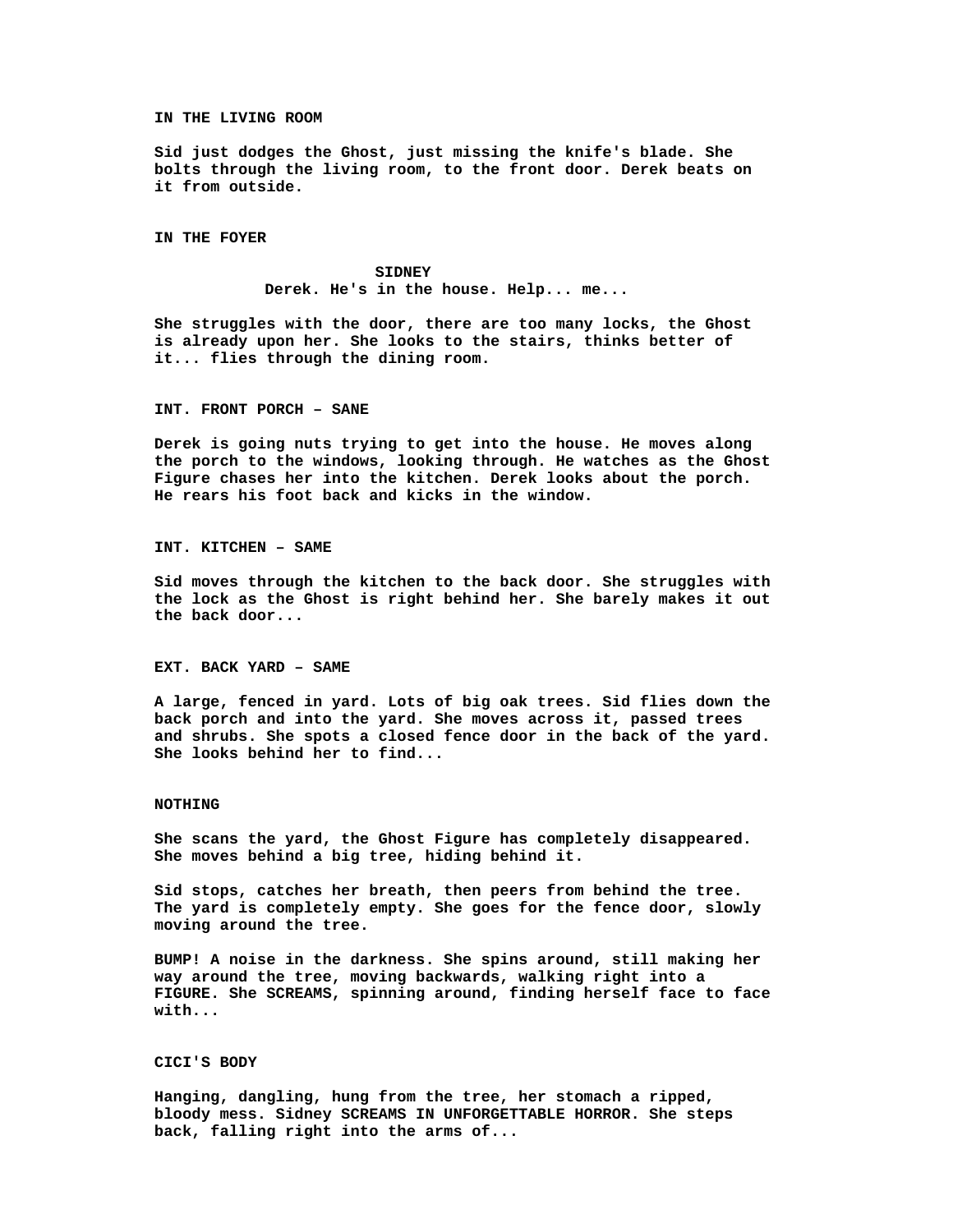**IN THE LIVING ROOM**

**Sid just dodges the Ghost, just missing the knife's blade. She bolts through the living room, to the front door. Derek beats on it from outside.**

**IN THE FOYER**

**SIDNEY**
**Derek. He's in the house. Help... me...**

**She struggles with the door, there are too many locks, the Ghost is already upon her. She looks to the stairs, thinks better of it... flies through the dining room.**

**INT. FRONT PORCH – SANE**

**Derek is going nuts trying to get into the house. He moves along the porch to the windows, looking through. He watches as the Ghost Figure chases her into the kitchen. Derek looks about the porch. He rears his foot back and kicks in the window.**

**INT. KITCHEN – SAME**

**Sid moves through the kitchen to the back door. She struggles with the lock as the Ghost is right behind her. She barely makes it out the back door...**

**EXT. BACK YARD – SAME**

**A large, fenced in yard. Lots of big oak trees. Sid flies down the back porch and into the yard. She moves across it, passed trees and shrubs. She spots a closed fence door in the back of the yard. She looks behind her to find...**

**NOTHING**

**She scans the yard, the Ghost Figure has completely disappeared. She moves behind a big tree, hiding behind it.**

**Sid stops, catches her breath, then peers from behind the tree. The yard is completely empty. She goes for the fence door, slowly moving around the tree.**

**BUMP! A noise in the darkness. She spins around, still making her way around the tree, moving backwards, walking right into a FIGURE. She SCREAMS, spinning around, finding herself face to face with...**

**CICI'S BODY**

**Hanging, dangling, hung from the tree, her stomach a ripped, bloody mess. Sidney SCREAMS IN UNFORGETTABLE HORROR. She steps back, falling right into the arms of...**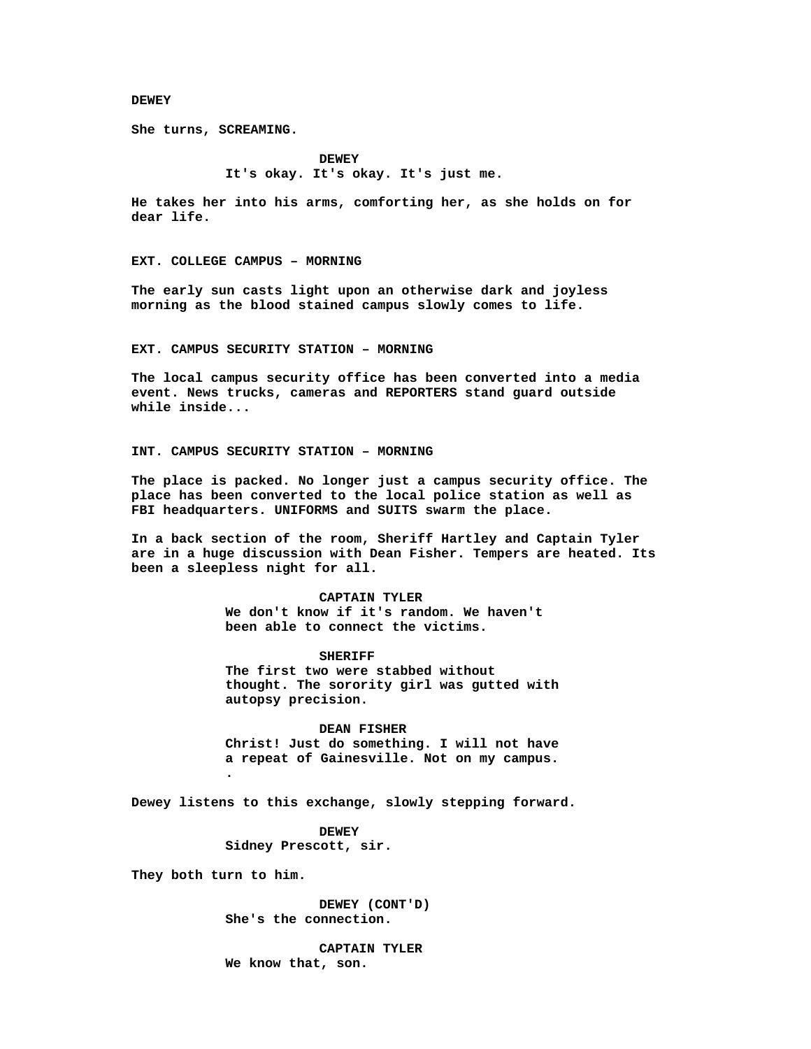**DEWEY**

**She turns, SCREAMING.**

**DEWEY**
**It's okay. It's okay. It's just me.**

**He takes her into his arms, comforting her, as she holds on for dear life.**

**EXT. COLLEGE CAMPUS – MORNING**

**The early sun casts light upon an otherwise dark and joyless morning as the blood stained campus slowly comes to life.**

**EXT. CAMPUS SECURITY STATION – MORNING**

**The local campus security office has been converted into a media event. News trucks, cameras and REPORTERS stand guard outside while inside...**

**INT. CAMPUS SECURITY STATION – MORNING**

**The place is packed. No longer just a campus security office. The place has been converted to the local police station as well as FBI headquarters. UNIFORMS and SUITS swarm the place.**

**In a back section of the room, Sheriff Hartley and Captain Tyler are in a huge discussion with Dean Fisher. Tempers are heated. Its been a sleepless night for all.**

**CAPTAIN TYLER**
**We don't know if it's random. We haven't been able to connect the victims.**

**SHERIFF**
**The first two were stabbed without thought. The sorority girl was gutted with autopsy precision.**

**DEAN FISHER**
**Christ! Just do something. I will not have a repeat of Gainesville. Not on my campus.**
**.**

**Dewey listens to this exchange, slowly stepping forward.**

**DEWEY**
**Sidney Prescott, sir.**

**They both turn to him.**

**DEWEY (CONT'D)**
**She's the connection.**

**CAPTAIN TYLER**
**We know that, son.**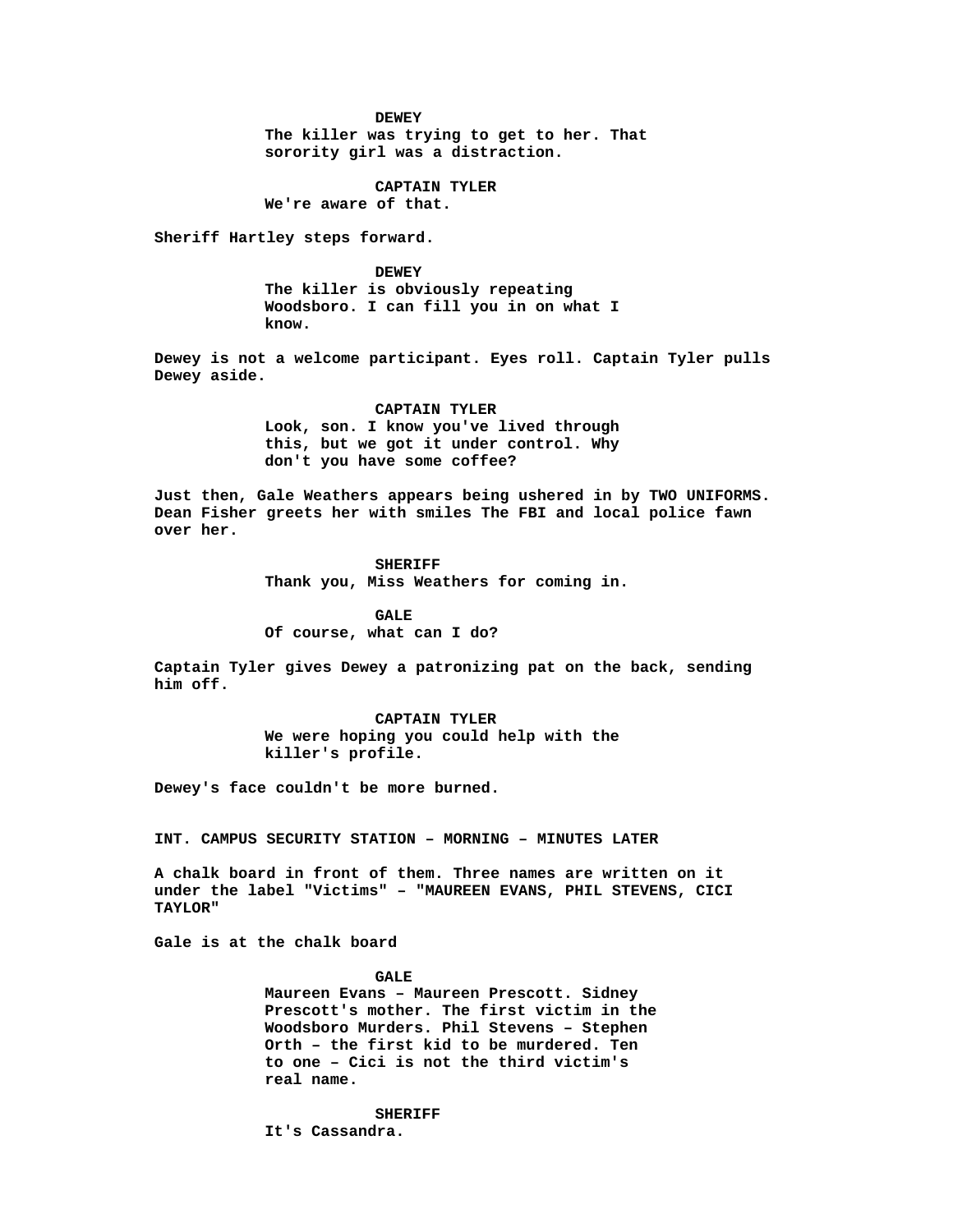**DEWEY**
The killer was trying to get to her. That sorority girl was a distraction.

**CAPTAIN TYLER**
We're aware of that.

Sheriff Hartley steps forward.

**DEWEY**
The killer is obviously repeating Woodsboro. I can fill you in on what I know.

Dewey is not a welcome participant. Eyes roll. Captain Tyler pulls Dewey aside.

**CAPTAIN TYLER**
Look, son. I know you've lived through this, but we got it under control. Why don't you have some coffee?

Just then, Gale Weathers appears being ushered in by TWO UNIFORMS. Dean Fisher greets her with smiles The FBI and local police fawn over her.

**SHERIFF**
Thank you, Miss Weathers for coming in.

**GALE**
Of course, what can I do?

Captain Tyler gives Dewey a patronizing pat on the back, sending him off.

**CAPTAIN TYLER**
We were hoping you could help with the killer's profile.

Dewey's face couldn't be more burned.

INT. CAMPUS SECURITY STATION – MORNING – MINUTES LATER

A chalk board in front of them. Three names are written on it under the label "Victims" – "MAUREEN EVANS, PHIL STEVENS, CICI TAYLOR"

Gale is at the chalk board

**GALE**
Maureen Evans – Maureen Prescott. Sidney Prescott's mother. The first victim in the Woodsboro Murders. Phil Stevens – Stephen Orth – the first kid to be murdered. Ten to one – Cici is not the third victim's real name.

**SHERIFF**
It's Cassandra.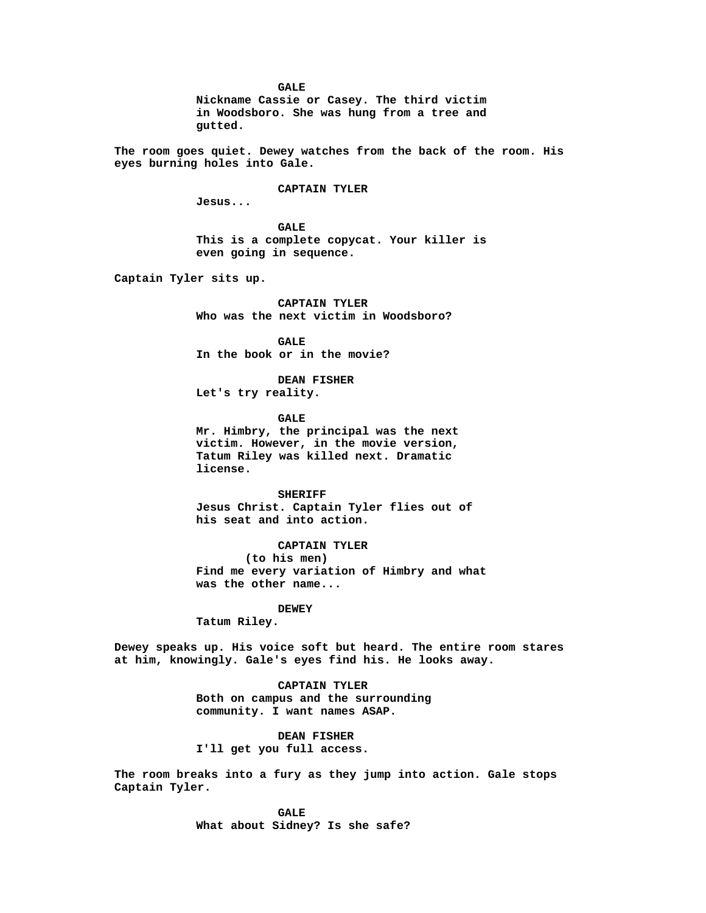GALE
Nickname Cassie or Casey. The third victim in Woodsboro. She was hung from a tree and gutted.

The room goes quiet. Dewey watches from the back of the room. His eyes burning holes into Gale.

CAPTAIN TYLER
Jesus...

GALE
This is a complete copycat. Your killer is even going in sequence.

Captain Tyler sits up.

CAPTAIN TYLER
Who was the next victim in Woodsboro?

GALE
In the book or in the movie?

DEAN FISHER
Let's try reality.

GALE
Mr. Himbry, the principal was the next victim. However, in the movie version, Tatum Riley was killed next. Dramatic license.

SHERIFF
Jesus Christ. Captain Tyler flies out of his seat and into action.

CAPTAIN TYLER
(to his men)
Find me every variation of Himbry and what was the other name...

DEWEY
Tatum Riley.

Dewey speaks up. His voice soft but heard. The entire room stares at him, knowingly. Gale's eyes find his. He looks away.

CAPTAIN TYLER
Both on campus and the surrounding community. I want names ASAP.

DEAN FISHER
I'll get you full access.

The room breaks into a fury as they jump into action. Gale stops Captain Tyler.

GALE
What about Sidney? Is she safe?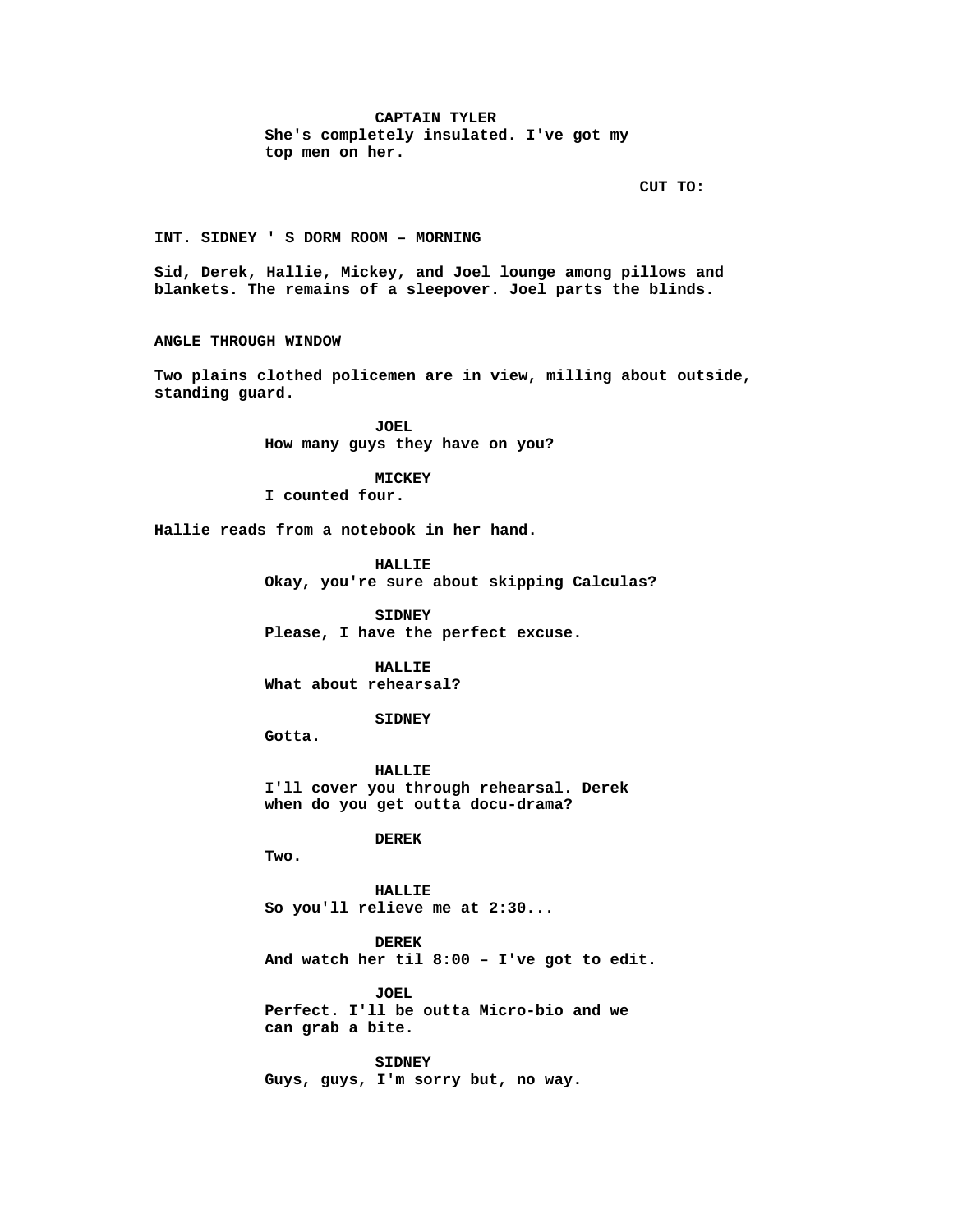**CAPTAIN TYLER**
**She's completely insulated. I've got my top men on her.**

**CUT TO:**

**INT. SIDNEY ' S DORM ROOM – MORNING**

**Sid, Derek, Hallie, Mickey, and Joel lounge among pillows and blankets. The remains of a sleepover. Joel parts the blinds.**

**ANGLE THROUGH WINDOW**

**Two plains clothed policemen are in view, milling about outside, standing guard.**

**JOEL**
**How many guys they have on you?**

**MICKEY**
**I counted four.**

**Hallie reads from a notebook in her hand.**

**HALLIE**
**Okay, you're sure about skipping Calculas?**

**SIDNEY**
**Please, I have the perfect excuse.**

**HALLIE**
**What about rehearsal?**

**SIDNEY**
**Gotta.**

**HALLIE**
**I'll cover you through rehearsal. Derek when do you get outta docu-drama?**

**DEREK**
**Two.**

**HALLIE**
**So you'll relieve me at 2:30...**

**DEREK**
**And watch her til 8:00 – I've got to edit.**

**JOEL**
**Perfect. I'll be outta Micro-bio and we can grab a bite.**

**SIDNEY**
**Guys, guys, I'm sorry but, no way.**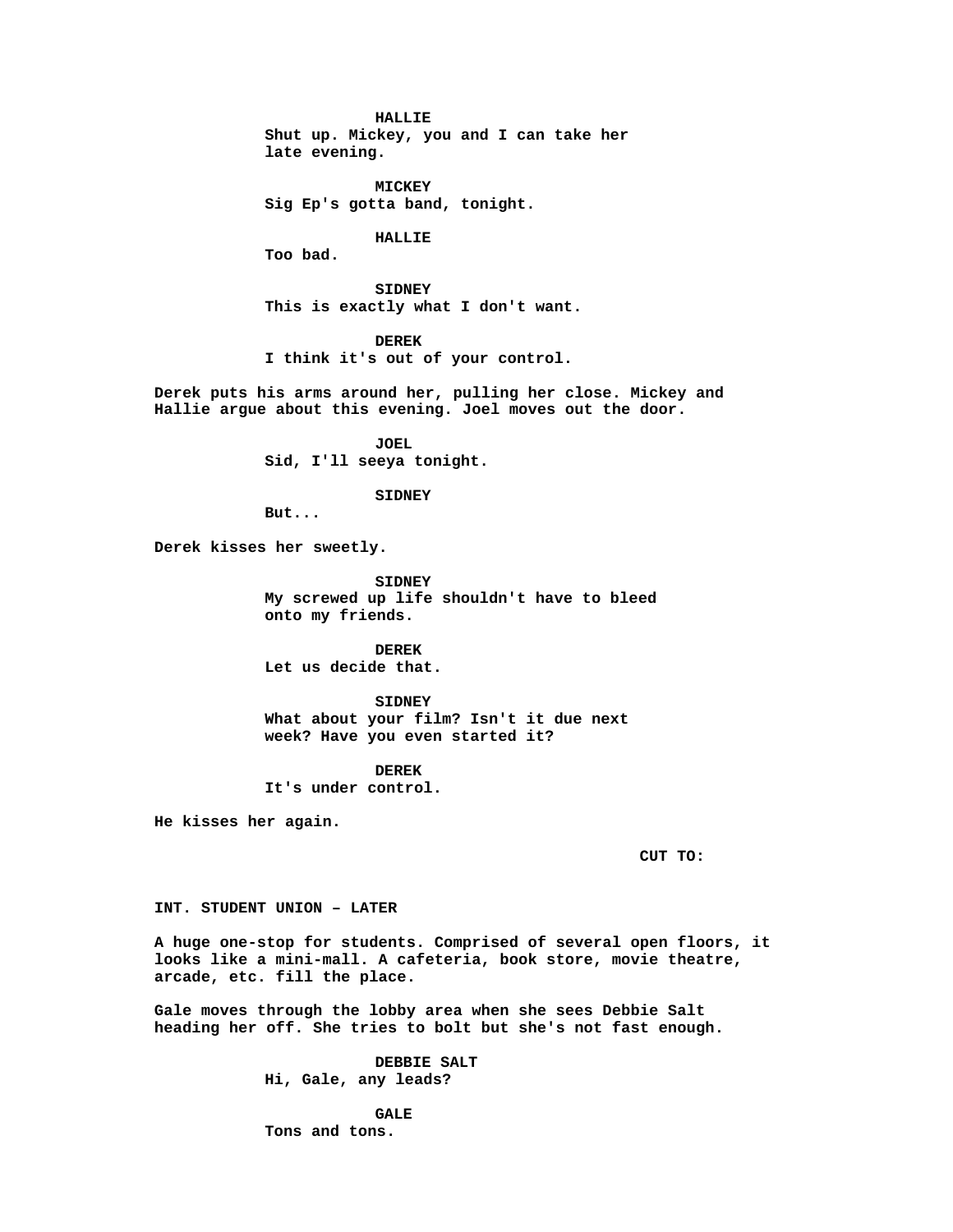**HALLIE**
**Shut up. Mickey, you and I can take her late evening.**

**MICKEY**
**Sig Ep's gotta band, tonight.**

**HALLIE**
**Too bad.**

**SIDNEY**
**This is exactly what I don't want.**

**DEREK**
**I think it's out of your control.**

**Derek puts his arms around her, pulling her close. Mickey and Hallie argue about this evening. Joel moves out the door.**

**JOEL**
**Sid, I'll seeya tonight.**

**SIDNEY**
**But...**

**Derek kisses her sweetly.**

**SIDNEY**
**My screwed up life shouldn't have to bleed onto my friends.**

**DEREK**
**Let us decide that.**

**SIDNEY**
**What about your film? Isn't it due next week? Have you even started it?**

**DEREK**
**It's under control.**

**He kisses her again.**

**CUT TO:**

**INT. STUDENT UNION – LATER**

**A huge one-stop for students. Comprised of several open floors, it looks like a mini-mall. A cafeteria, book store, movie theatre, arcade, etc. fill the place.**

**Gale moves through the lobby area when she sees Debbie Salt heading her off. She tries to bolt but she's not fast enough.**

**DEBBIE SALT**
**Hi, Gale, any leads?**

**GALE**
**Tons and tons.**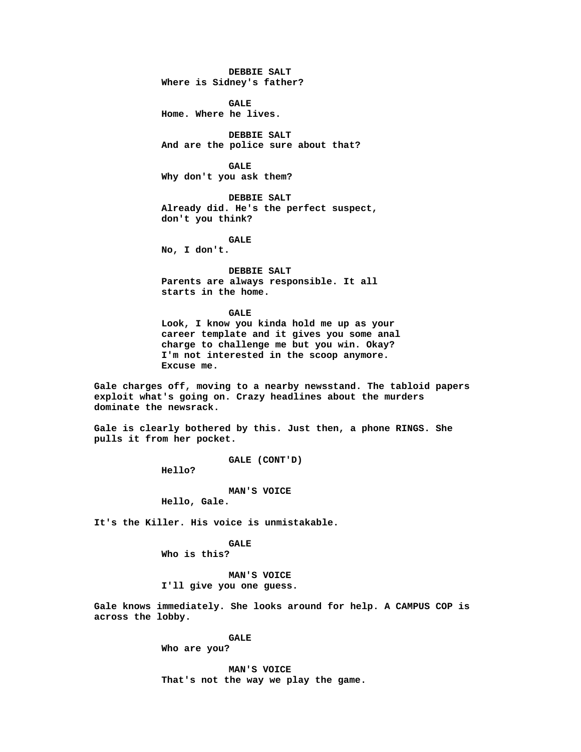**DEBBIE SALT**
**Where is Sidney's father?**

**GALE**
**Home. Where he lives.**

**DEBBIE SALT**
**And are the police sure about that?**

**GALE**
**Why don't you ask them?**

**DEBBIE SALT**
**Already did. He's the perfect suspect, don't you think?**

**GALE**
**No, I don't.**

**DEBBIE SALT**
**Parents are always responsible. It all starts in the home.**

**GALE**
**Look, I know you kinda hold me up as your career template and it gives you some anal charge to challenge me but you win. Okay? I'm not interested in the scoop anymore. Excuse me.**

**Gale charges off, moving to a nearby newsstand. The tabloid papers exploit what's going on. Crazy headlines about the murders dominate the newsrack.**

**Gale is clearly bothered by this. Just then, a phone RINGS. She pulls it from her pocket.**

**GALE (CONT'D)**
**Hello?**

**MAN'S VOICE**
**Hello, Gale.**

**It's the Killer. His voice is unmistakable.**

**GALE**
**Who is this?**

**MAN'S VOICE**
**I'll give you one guess.**

**Gale knows immediately. She looks around for help. A CAMPUS COP is across the lobby.**

**GALE**
**Who are you?**

**MAN'S VOICE**
**That's not the way we play the game.**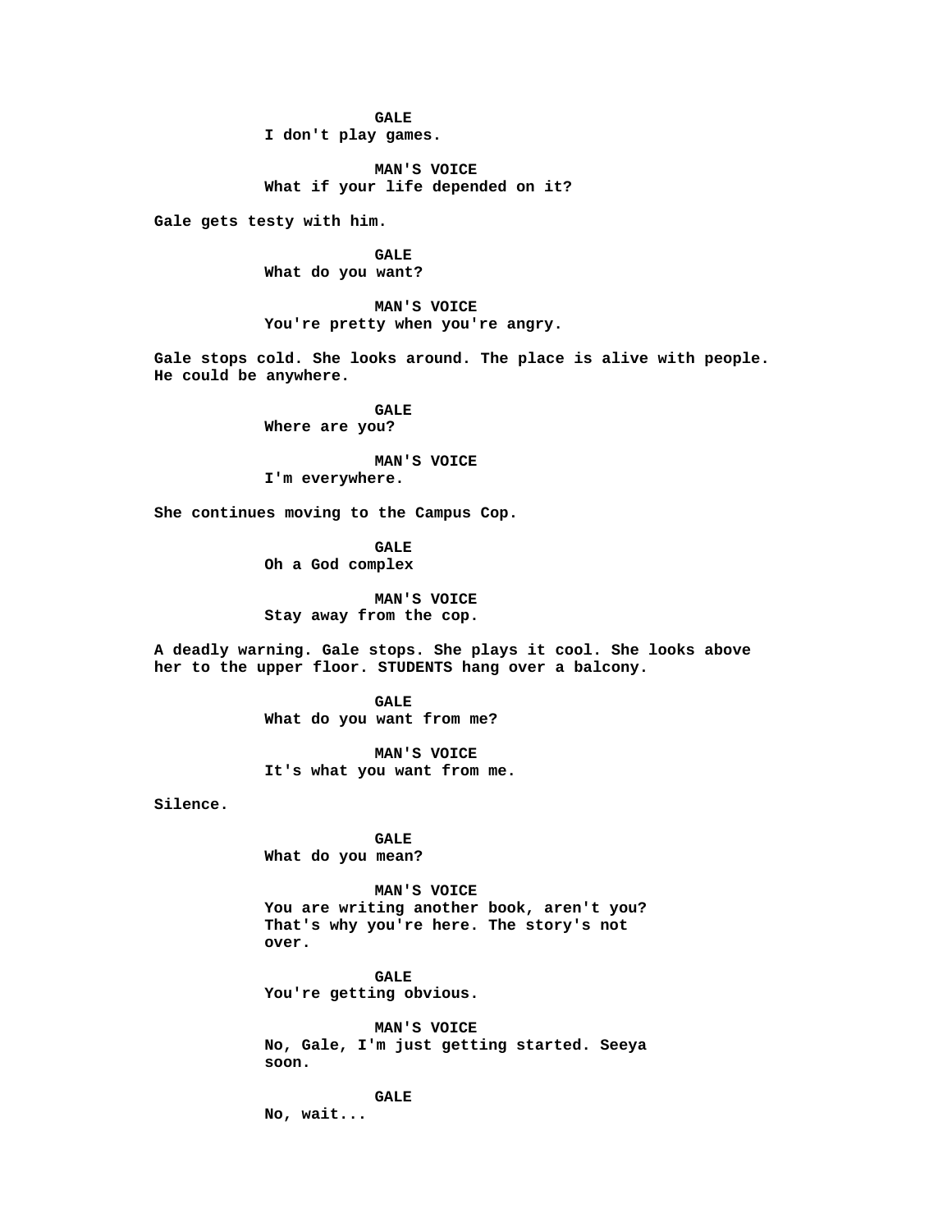GALE
I don't play games.

MAN'S VOICE
What if your life depended on it?

Gale gets testy with him.

GALE
What do you want?

MAN'S VOICE
You're pretty when you're angry.

Gale stops cold. She looks around. The place is alive with people. He could be anywhere.

GALE
Where are you?

MAN'S VOICE
I'm everywhere.

She continues moving to the Campus Cop.

GALE
Oh a God complex

MAN'S VOICE
Stay away from the cop.

A deadly warning. Gale stops. She plays it cool. She looks above her to the upper floor. STUDENTS hang over a balcony.

GALE
What do you want from me?

MAN'S VOICE
It's what you want from me.

Silence.

GALE
What do you mean?

MAN'S VOICE
You are writing another book, aren't you? That's why you're here. The story's not over.

GALE
You're getting obvious.

MAN'S VOICE
No, Gale, I'm just getting started. Seeya soon.

GALE
No, wait...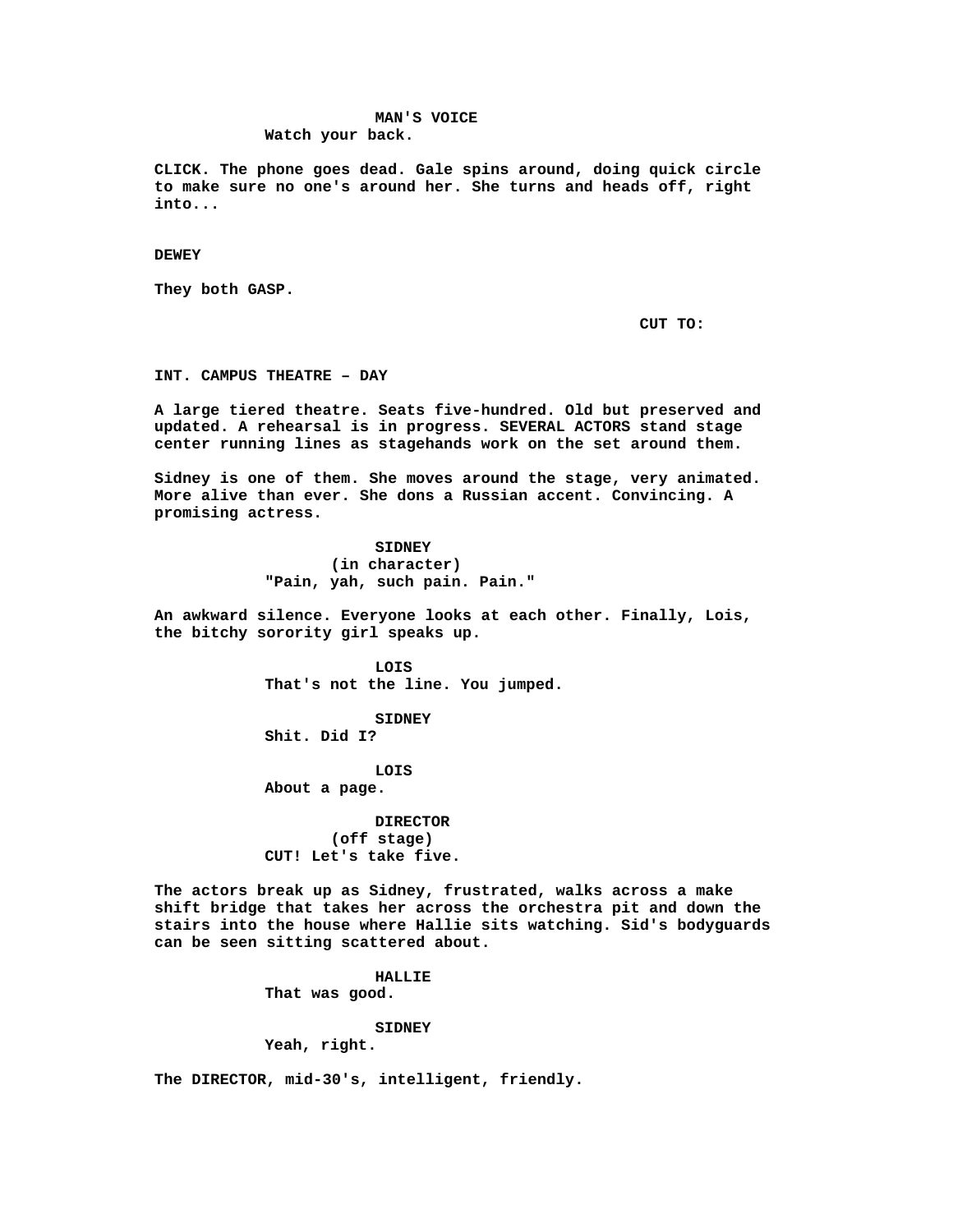**MAN'S VOICE**
**Watch your back.**

**CLICK. The phone goes dead. Gale spins around, doing quick circle to make sure no one's around her. She turns and heads off, right into...**

**DEWEY**

**They both GASP.**

**CUT TO:**

**INT. CAMPUS THEATRE – DAY**

**A large tiered theatre. Seats five-hundred. Old but preserved and updated. A rehearsal is in progress. SEVERAL ACTORS stand stage center running lines as stagehands work on the set around them.**

**Sidney is one of them. She moves around the stage, very animated. More alive than ever. She dons a Russian accent. Convincing. A promising actress.**

**SIDNEY**
**(in character)**
**"Pain, yah, such pain. Pain."**

**An awkward silence. Everyone looks at each other. Finally, Lois, the bitchy sorority girl speaks up.**

**LOIS**
**That's not the line. You jumped.**

**SIDNEY**
**Shit. Did I?**

**LOIS**
**About a page.**

**DIRECTOR**
**(off stage)**
**CUT! Let's take five.**

**The actors break up as Sidney, frustrated, walks across a make shift bridge that takes her across the orchestra pit and down the stairs into the house where Hallie sits watching. Sid's bodyguards can be seen sitting scattered about.**

**HALLIE**
**That was good.**

**SIDNEY**
**Yeah, right.**

**The DIRECTOR, mid-30's, intelligent, friendly.**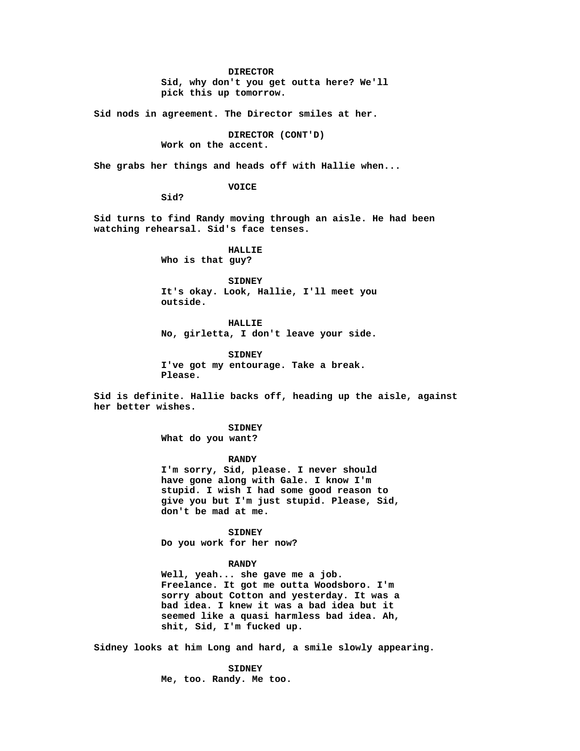DIRECTOR
Sid, why don't you get outta here? We'll pick this up tomorrow.

Sid nods in agreement. The Director smiles at her.

DIRECTOR (CONT'D)
Work on the accent.

She grabs her things and heads off with Hallie when...

VOICE
Sid?

Sid turns to find Randy moving through an aisle. He had been watching rehearsal. Sid's face tenses.

HALLIE
Who is that guy?

SIDNEY
It's okay. Look, Hallie, I'll meet you outside.

HALLIE
No, girletta, I don't leave your side.

SIDNEY
I've got my entourage. Take a break. Please.

Sid is definite. Hallie backs off, heading up the aisle, against her better wishes.

SIDNEY
What do you want?

RANDY
I'm sorry, Sid, please. I never should have gone along with Gale. I know I'm stupid. I wish I had some good reason to give you but I'm just stupid. Please, Sid, don't be mad at me.

SIDNEY
Do you work for her now?

RANDY
Well, yeah... she gave me a job. Freelance. It got me outta Woodsboro. I'm sorry about Cotton and yesterday. It was a bad idea. I knew it was a bad idea but it seemed like a quasi harmless bad idea. Ah, shit, Sid, I'm fucked up.

Sidney looks at him Long and hard, a smile slowly appearing.

SIDNEY
Me, too. Randy. Me too.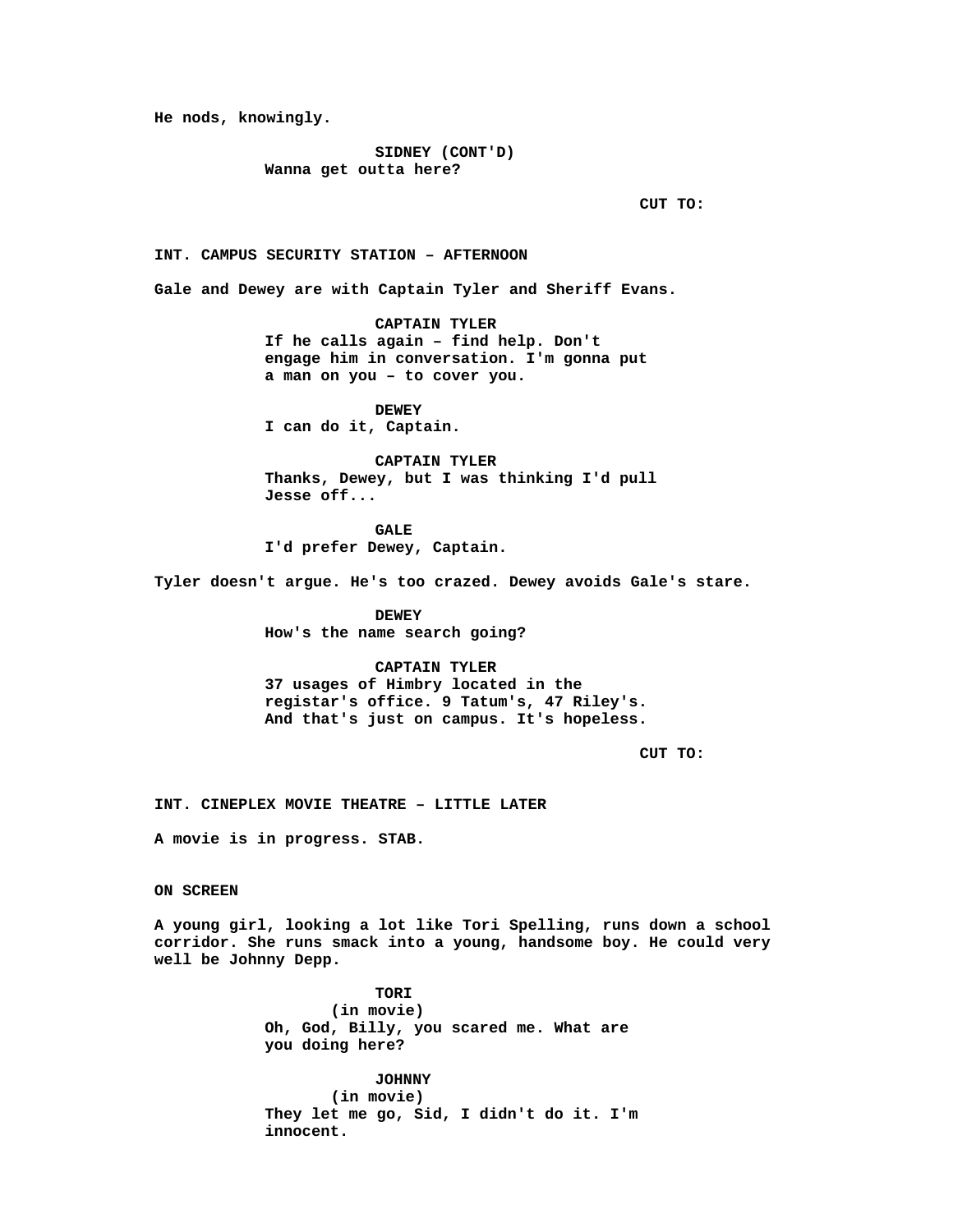He nods, knowingly.

SIDNEY (CONT'D)
Wanna get outta here?

CUT TO:

INT. CAMPUS SECURITY STATION – AFTERNOON

Gale and Dewey are with Captain Tyler and Sheriff Evans.

CAPTAIN TYLER
If he calls again – find help. Don't engage him in conversation. I'm gonna put a man on you – to cover you.

DEWEY
I can do it, Captain.

CAPTAIN TYLER
Thanks, Dewey, but I was thinking I'd pull Jesse off...

GALE
I'd prefer Dewey, Captain.

Tyler doesn't argue. He's too crazed. Dewey avoids Gale's stare.

DEWEY
How's the name search going?

CAPTAIN TYLER
37 usages of Himbry located in the registar's office. 9 Tatum's, 47 Riley's. And that's just on campus. It's hopeless.

CUT TO:

INT. CINEPLEX MOVIE THEATRE – LITTLE LATER

A movie is in progress. STAB.

ON SCREEN

A young girl, looking a lot like Tori Spelling, runs down a school corridor. She runs smack into a young, handsome boy. He could very well be Johnny Depp.

TORI
(in movie)
Oh, God, Billy, you scared me. What are you doing here?

JOHNNY
(in movie)
They let me go, Sid, I didn't do it. I'm innocent.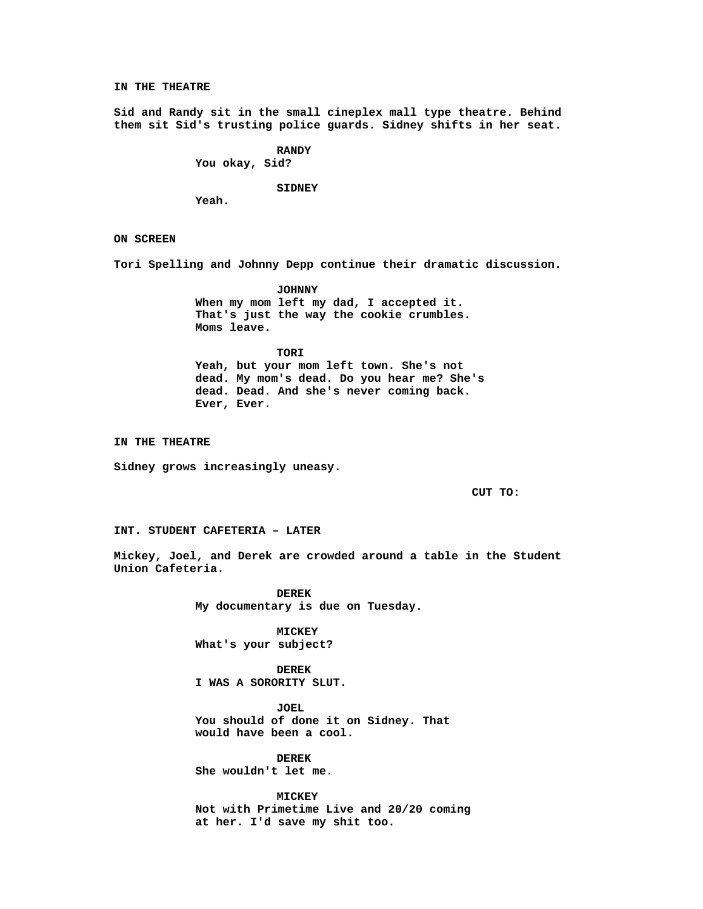IN THE THEATRE

Sid and Randy sit in the small cineplex mall type theatre. Behind them sit Sid's trusting police guards. Sidney shifts in her seat.

RANDY
You okay, Sid?

SIDNEY
Yeah.

ON SCREEN

Tori Spelling and Johnny Depp continue their dramatic discussion.

JOHNNY
When my mom left my dad, I accepted it. That's just the way the cookie crumbles. Moms leave.

TORI
Yeah, but your mom left town. She's not dead. My mom's dead. Do you hear me? She's dead. Dead. And she's never coming back. Ever, Ever.

IN THE THEATRE

Sidney grows increasingly uneasy.

CUT TO:

INT. STUDENT CAFETERIA – LATER

Mickey, Joel, and Derek are crowded around a table in the Student Union Cafeteria.

DEREK
My documentary is due on Tuesday.

MICKEY
What's your subject?

DEREK
I WAS A SORORITY SLUT.

JOEL
You should of done it on Sidney. That would have been a cool.

DEREK
She wouldn't let me.

MICKEY
Not with Primetime Live and 20/20 coming at her. I'd save my shit too.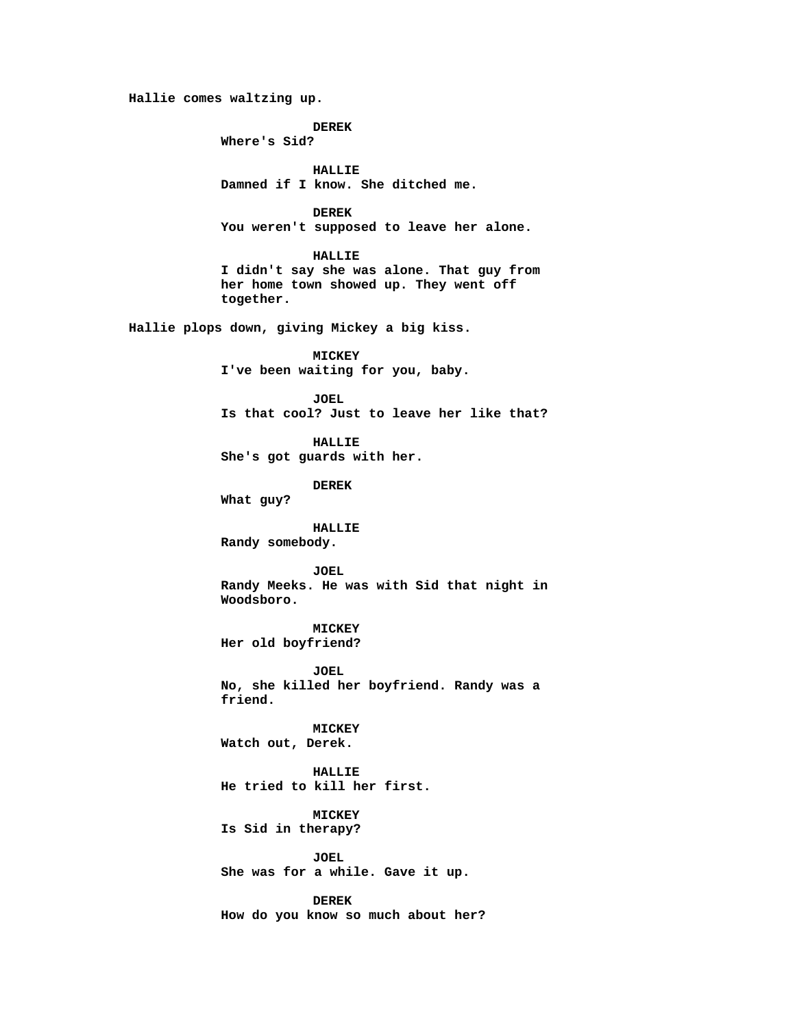Hallie comes waltzing up.

DEREK
Where's Sid?

HALLIE
Damned if I know. She ditched me.

DEREK
You weren't supposed to leave her alone.

HALLIE
I didn't say she was alone. That guy from her home town showed up. They went off together.

Hallie plops down, giving Mickey a big kiss.

MICKEY
I've been waiting for you, baby.

JOEL
Is that cool? Just to leave her like that?

HALLIE
She's got guards with her.

DEREK
What guy?

HALLIE
Randy somebody.

JOEL
Randy Meeks. He was with Sid that night in Woodsboro.

MICKEY
Her old boyfriend?

JOEL
No, she killed her boyfriend. Randy was a friend.

MICKEY
Watch out, Derek.

HALLIE
He tried to kill her first.

MICKEY
Is Sid in therapy?

JOEL
She was for a while. Gave it up.

DEREK
How do you know so much about her?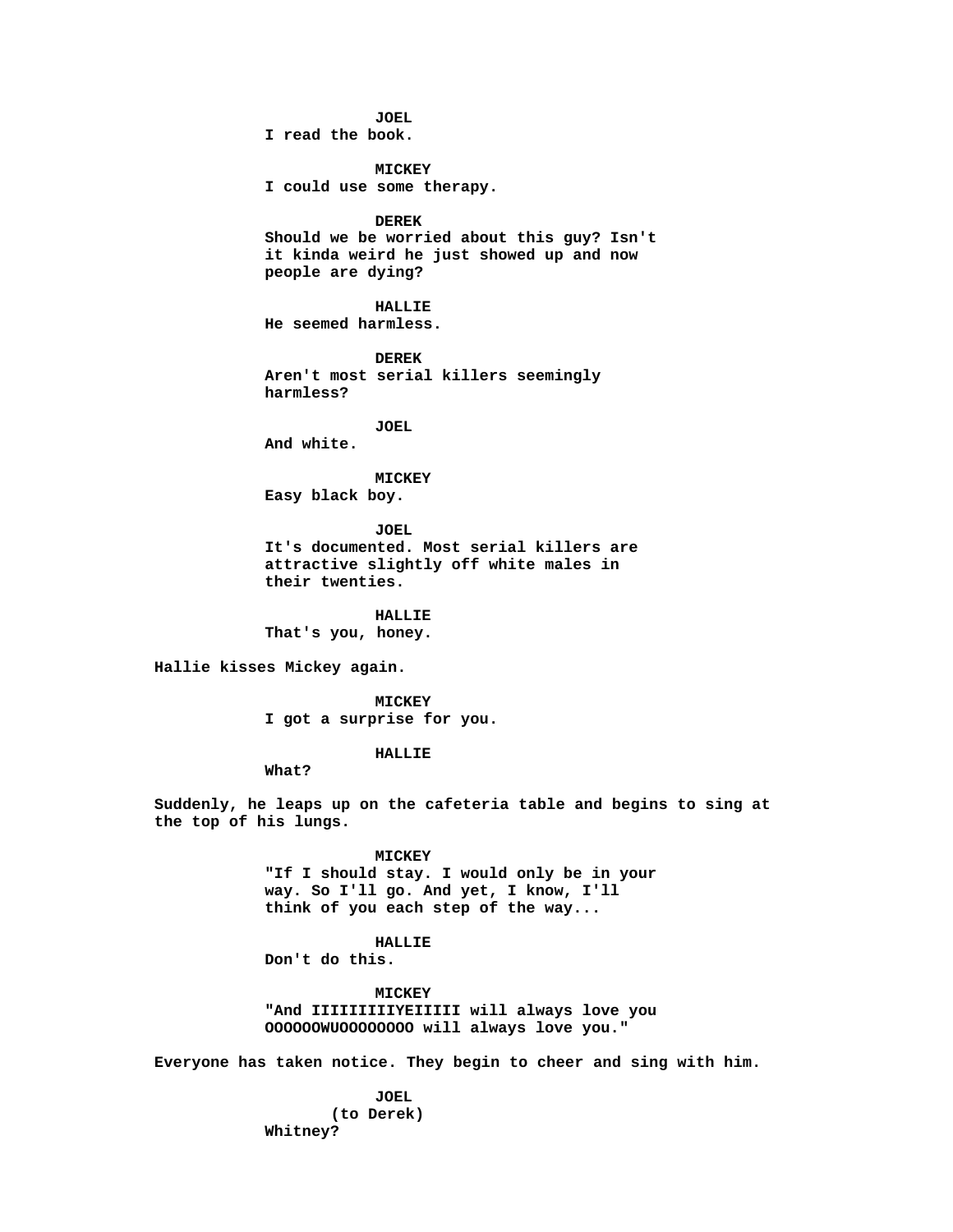**JOEL**
**I read the book.**

**MICKEY**
**I could use some therapy.**

**DEREK**
**Should we be worried about this guy? Isn't it kinda weird he just showed up and now people are dying?**

**HALLIE**
**He seemed harmless.**

**DEREK**
**Aren't most serial killers seemingly harmless?**

**JOEL**
**And white.**

**MICKEY**
**Easy black boy.**

**JOEL**
**It's documented. Most serial killers are attractive slightly off white males in their twenties.**

**HALLIE**
**That's you, honey.**

**Hallie kisses Mickey again.**

**MICKEY**
**I got a surprise for you.**

**HALLIE**
**What?**

**Suddenly, he leaps up on the cafeteria table and begins to sing at the top of his lungs.**

**MICKEY**
**"If I should stay. I would only be in your way. So I'll go. And yet, I know, I'll think of you each step of the way...**

**HALLIE**
**Don't do this.**

**MICKEY**
**"And IIIIIIIIIYEIIIII will always love you OOOOOOWUOOOOOOOO will always love you."**

**Everyone has taken notice. They begin to cheer and sing with him.**

**JOEL**
**(to Derek)**
**Whitney?**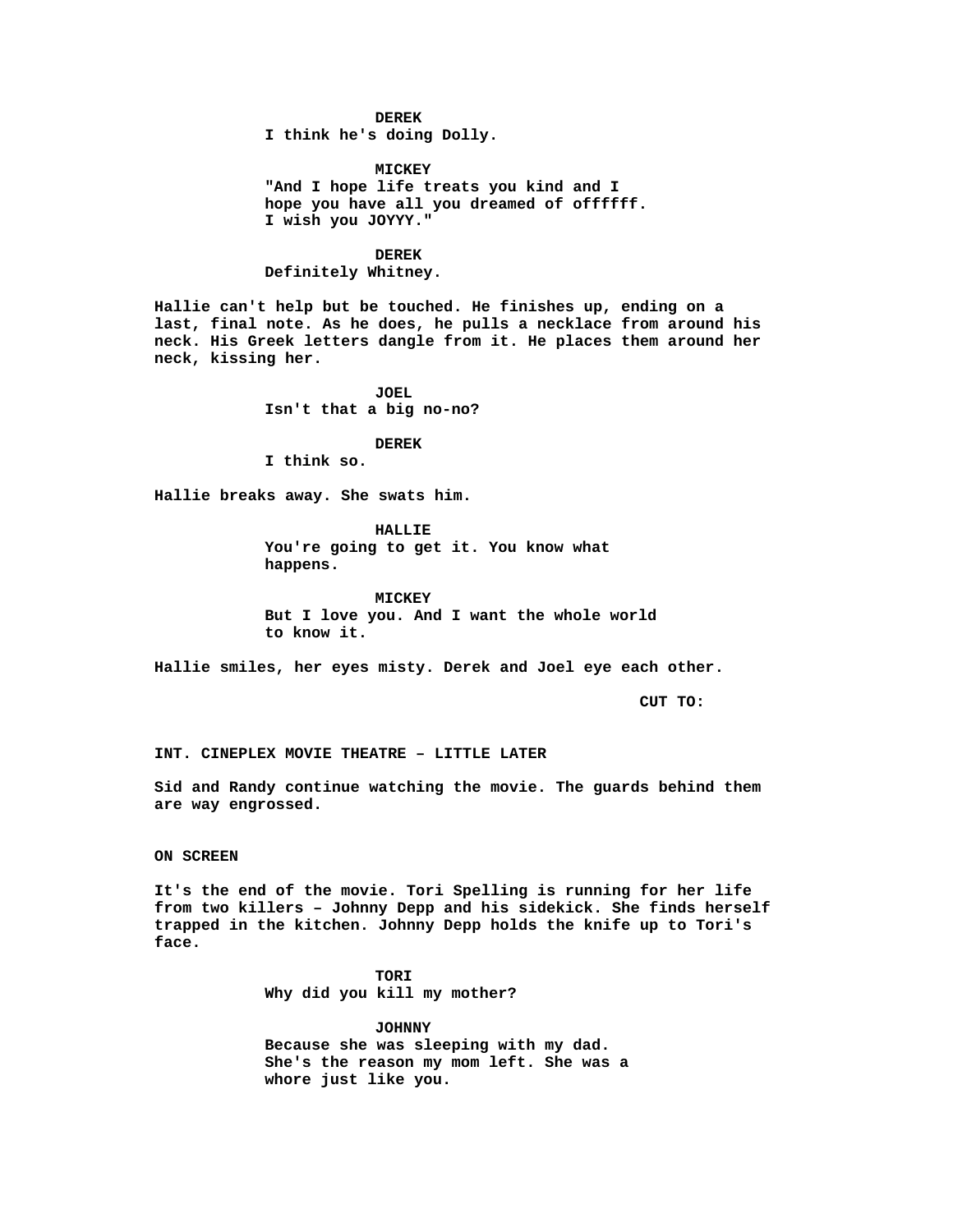**DEREK**
**I think he's doing Dolly.**

**MICKEY**
**"And I hope life treats you kind and I hope you have all you dreamed of offffff. I wish you JOYYY."**

**DEREK**
**Definitely Whitney.**

**Hallie can't help but be touched. He finishes up, ending on a last, final note. As he does, he pulls a necklace from around his neck. His Greek letters dangle from it. He places them around her neck, kissing her.**

**JOEL**
**Isn't that a big no-no?**

**DEREK**
**I think so.**

**Hallie breaks away. She swats him.**

**HALLIE**
**You're going to get it. You know what happens.**

**MICKEY**
**But I love you. And I want the whole world to know it.**

**Hallie smiles, her eyes misty. Derek and Joel eye each other.**

**CUT TO:**

**INT. CINEPLEX MOVIE THEATRE – LITTLE LATER**

**Sid and Randy continue watching the movie. The guards behind them are way engrossed.**

**ON SCREEN**

**It's the end of the movie. Tori Spelling is running for her life from two killers – Johnny Depp and his sidekick. She finds herself trapped in the kitchen. Johnny Depp holds the knife up to Tori's face.**

**TORI**
**Why did you kill my mother?**

**JOHNNY**
**Because she was sleeping with my dad. She's the reason my mom left. She was a whore just like you.**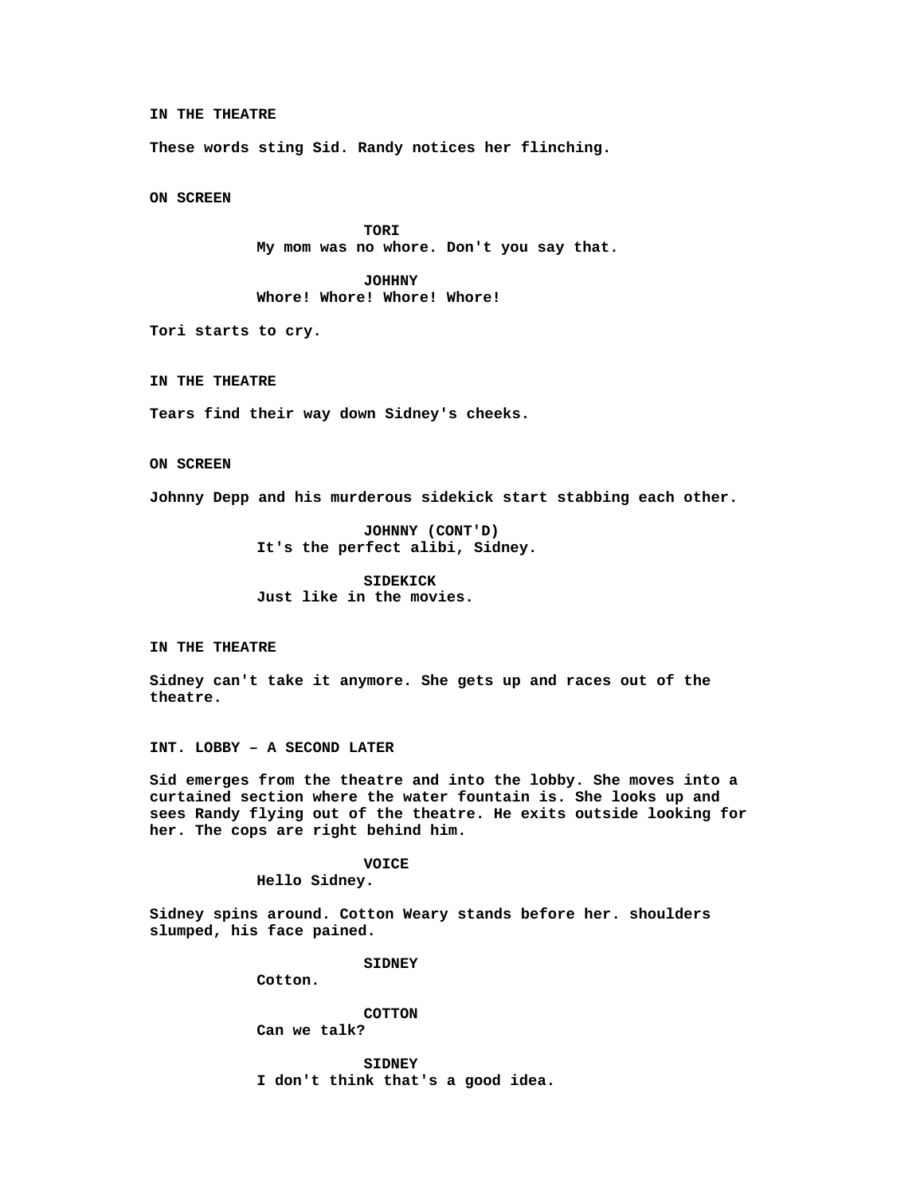**IN THE THEATRE**

**These words sting Sid. Randy notices her flinching.**

**ON SCREEN**

**TORI**
**My mom was no whore. Don't you say that.**

**JOHHNY**
**Whore! Whore! Whore! Whore!**

**Tori starts to cry.**

**IN THE THEATRE**

**Tears find their way down Sidney's cheeks.**

**ON SCREEN**

**Johnny Depp and his murderous sidekick start stabbing each other.**

**JOHNNY (CONT'D)**
**It's the perfect alibi, Sidney.**

**SIDEKICK**
**Just like in the movies.**

**IN THE THEATRE**

**Sidney can't take it anymore. She gets up and races out of the theatre.**

**INT. LOBBY – A SECOND LATER**

**Sid emerges from the theatre and into the lobby. She moves into a curtained section where the water fountain is. She looks up and sees Randy flying out of the theatre. He exits outside looking for her. The cops are right behind him.**

**VOICE**
**Hello Sidney.**

**Sidney spins around. Cotton Weary stands before her. shoulders slumped, his face pained.**

**SIDNEY**
**Cotton.**

**COTTON**
**Can we talk?**

**SIDNEY**
**I don't think that's a good idea.**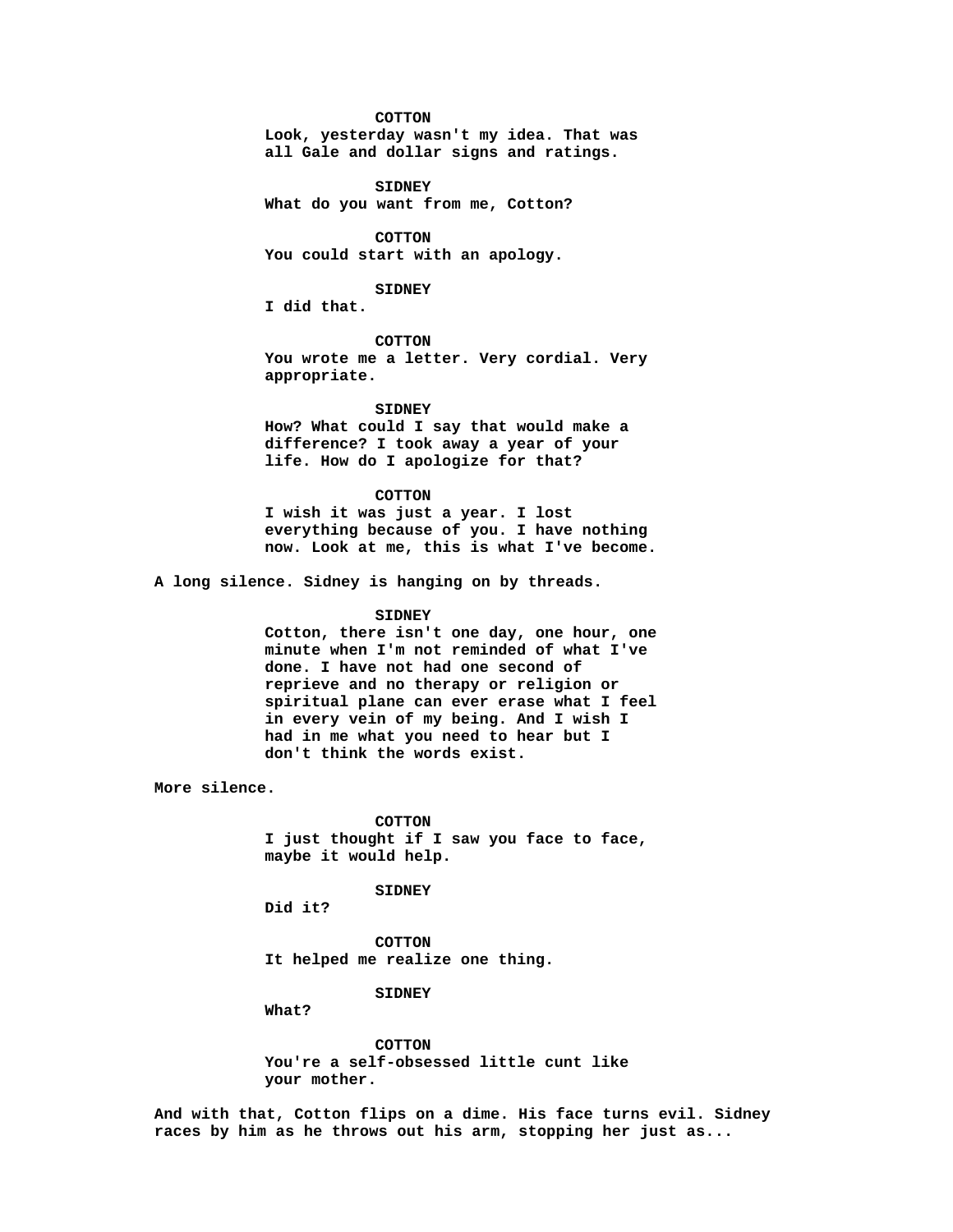**COTTON**
**Look, yesterday wasn't my idea. That was all Gale and dollar signs and ratings.**

**SIDNEY**
**What do you want from me, Cotton?**

**COTTON**
**You could start with an apology.**

**SIDNEY**
**I did that.**

**COTTON**
**You wrote me a letter. Very cordial. Very appropriate.**

**SIDNEY**
**How? What could I say that would make a difference? I took away a year of your life. How do I apologize for that?**

**COTTON**
**I wish it was just a year. I lost everything because of you. I have nothing now. Look at me, this is what I've become.**

**A long silence. Sidney is hanging on by threads.**

**SIDNEY**
**Cotton, there isn't one day, one hour, one minute when I'm not reminded of what I've done. I have not had one second of reprieve and no therapy or religion or spiritual plane can ever erase what I feel in every vein of my being. And I wish I had in me what you need to hear but I don't think the words exist.**

**More silence.**

**COTTON**
**I just thought if I saw you face to face, maybe it would help.**

**SIDNEY**
**Did it?**

**COTTON**
**It helped me realize one thing.**

**SIDNEY**
**What?**

**COTTON**
**You're a self-obsessed little cunt like your mother.**

**And with that, Cotton flips on a dime. His face turns evil. Sidney races by him as he throws out his arm, stopping her just as...**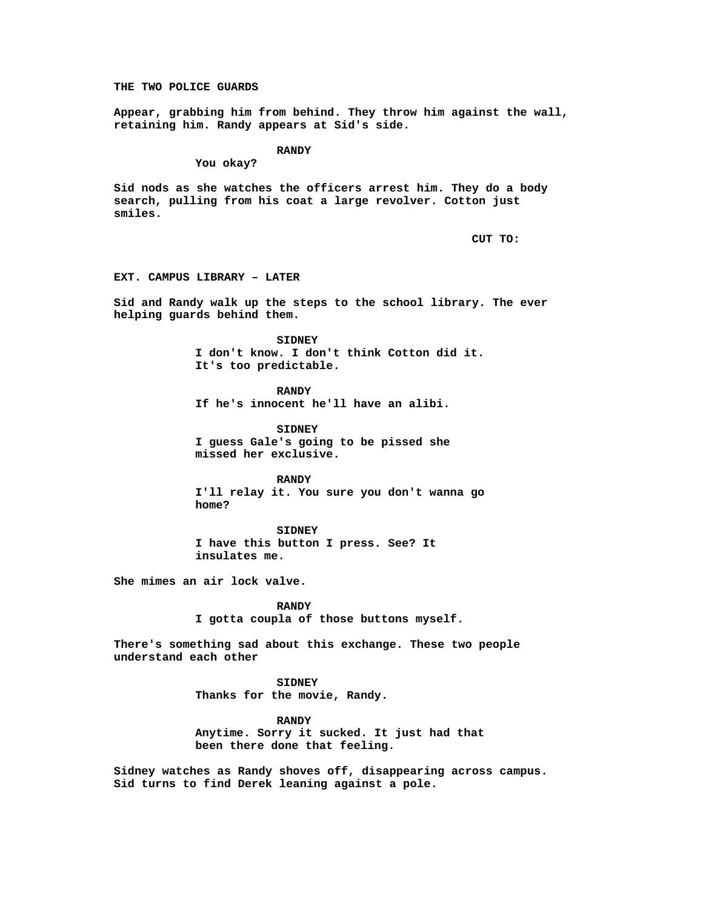THE TWO POLICE GUARDS

Appear, grabbing him from behind. They throw him against the wall, retaining him. Randy appears at Sid's side.

RANDY
You okay?

Sid nods as she watches the officers arrest him. They do a body search, pulling from his coat a large revolver. Cotton just smiles.

CUT TO:

EXT. CAMPUS LIBRARY – LATER

Sid and Randy walk up the steps to the school library. The ever helping guards behind them.

SIDNEY
I don't know. I don't think Cotton did it. It's too predictable.

RANDY
If he's innocent he'll have an alibi.

SIDNEY
I guess Gale's going to be pissed she missed her exclusive.

RANDY
I'll relay it. You sure you don't wanna go home?

SIDNEY
I have this button I press. See? It insulates me.

She mimes an air lock valve.

RANDY
I gotta coupla of those buttons myself.

There's something sad about this exchange. These two people understand each other

SIDNEY
Thanks for the movie, Randy.

RANDY
Anytime. Sorry it sucked. It just had that been there done that feeling.

Sidney watches as Randy shoves off, disappearing across campus. Sid turns to find Derek leaning against a pole.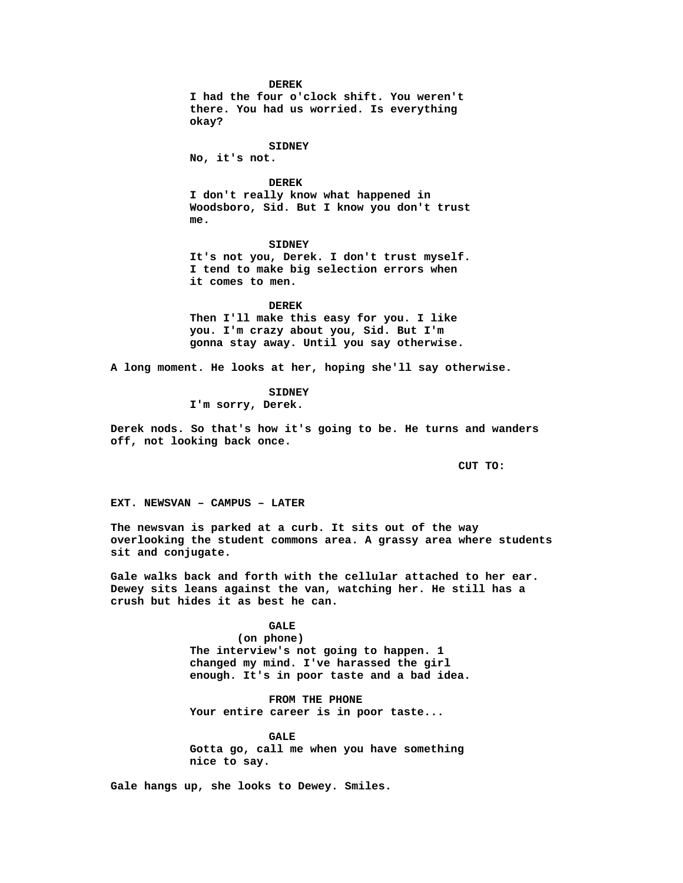DEREK
I had the four o'clock shift. You weren't there. You had us worried. Is everything okay?

SIDNEY
No, it's not.

DEREK
I don't really know what happened in Woodsboro, Sid. But I know you don't trust me.

SIDNEY
It's not you, Derek. I don't trust myself. I tend to make big selection errors when it comes to men.

DEREK
Then I'll make this easy for you. I like you. I'm crazy about you, Sid. But I'm gonna stay away. Until you say otherwise.

A long moment. He looks at her, hoping she'll say otherwise.

SIDNEY
I'm sorry, Derek.

Derek nods. So that's how it's going to be. He turns and wanders off, not looking back once.

CUT TO:

EXT. NEWSVAN – CAMPUS – LATER

The newsvan is parked at a curb. It sits out of the way overlooking the student commons area. A grassy area where students sit and conjugate.

Gale walks back and forth with the cellular attached to her ear. Dewey sits leans against the van, watching her. He still has a crush but hides it as best he can.

GALE
(on phone)
The interview's not going to happen. 1 changed my mind. I've harassed the girl enough. It's in poor taste and a bad idea.

FROM THE PHONE
Your entire career is in poor taste...

GALE
Gotta go, call me when you have something nice to say.

Gale hangs up, she looks to Dewey. Smiles.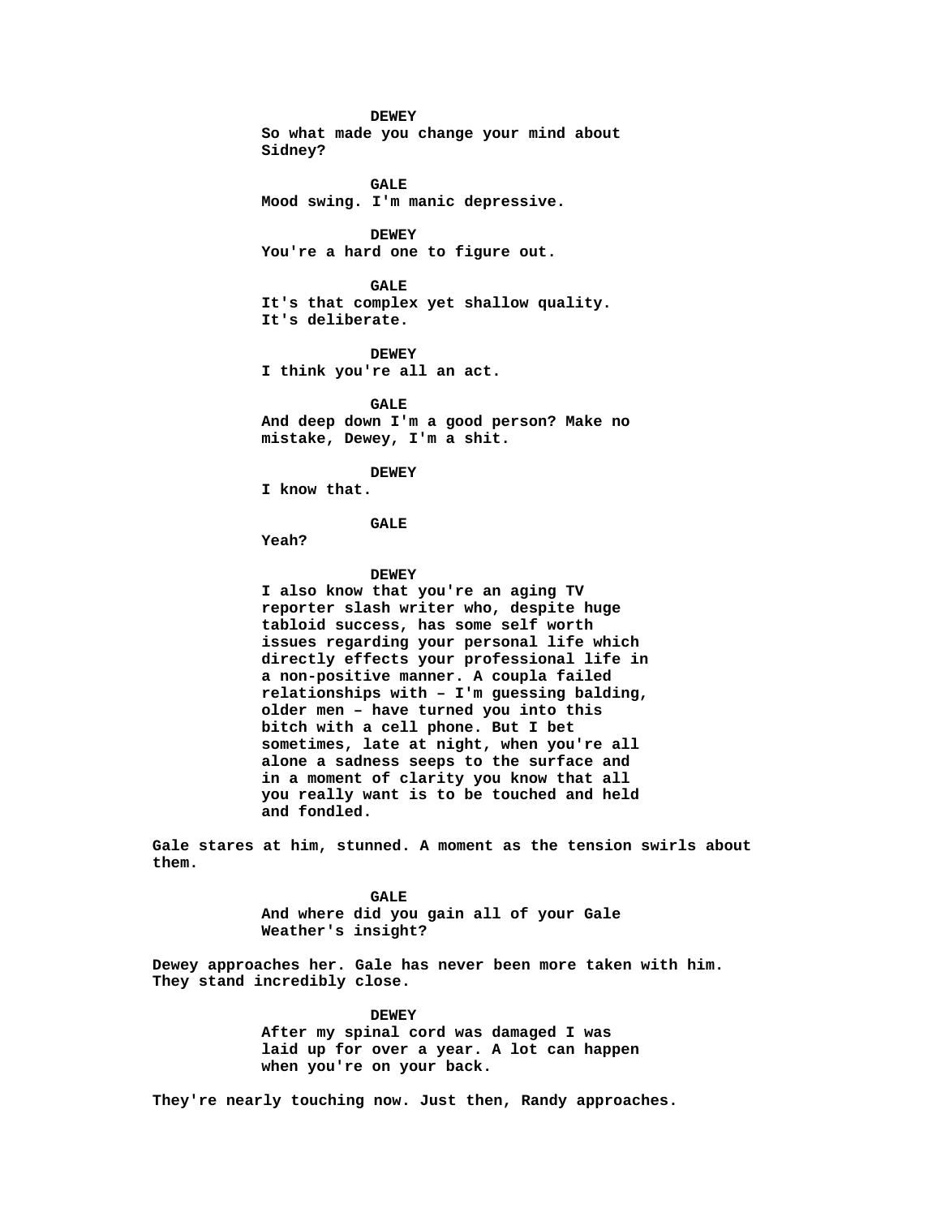**DEWEY**
**So what made you change your mind about Sidney?**

**GALE**
**Mood swing. I'm manic depressive.**

**DEWEY**
**You're a hard one to figure out.**

**GALE**
**It's that complex yet shallow quality. It's deliberate.**

**DEWEY**
**I think you're all an act.**

**GALE**
**And deep down I'm a good person? Make no mistake, Dewey, I'm a shit.**

**DEWEY**
**I know that.**

**GALE**
**Yeah?**

**DEWEY**
**I also know that you're an aging TV reporter slash writer who, despite huge tabloid success, has some self worth issues regarding your personal life which directly effects your professional life in a non-positive manner. A coupla failed relationships with – I'm guessing balding, older men – have turned you into this bitch with a cell phone. But I bet sometimes, late at night, when you're all alone a sadness seeps to the surface and in a moment of clarity you know that all you really want is to be touched and held and fondled.**

**Gale stares at him, stunned. A moment as the tension swirls about them.**

**GALE**
**And where did you gain all of your Gale Weather's insight?**

**Dewey approaches her. Gale has never been more taken with him. They stand incredibly close.**

**DEWEY**
**After my spinal cord was damaged I was laid up for over a year. A lot can happen when you're on your back.**

**They're nearly touching now. Just then, Randy approaches.**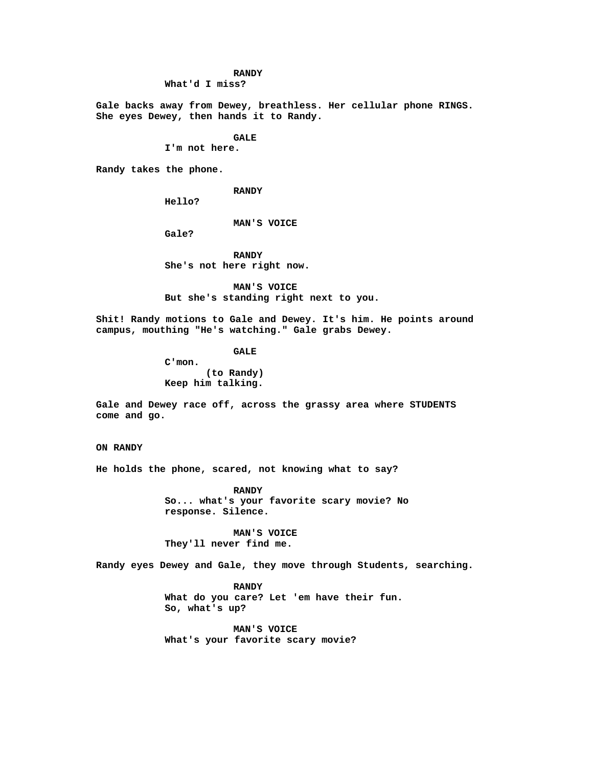**RANDY**
**What'd I miss?**

**Gale backs away from Dewey, breathless. Her cellular phone RINGS. She eyes Dewey, then hands it to Randy.**

**GALE**
**I'm not here.**

**Randy takes the phone.**

**RANDY**
**Hello?**

**MAN'S VOICE**
**Gale?**

**RANDY**
**She's not here right now.**

**MAN'S VOICE**
**But she's standing right next to you.**

**Shit! Randy motions to Gale and Dewey. It's him. He points around campus, mouthing "He's watching." Gale grabs Dewey.**

**GALE**
**C'mon.**
**(to Randy)**
**Keep him talking.**

**Gale and Dewey race off, across the grassy area where STUDENTS come and go.**

**ON RANDY**

**He holds the phone, scared, not knowing what to say?**

**RANDY**
**So... what's your favorite scary movie? No response. Silence.**

**MAN'S VOICE**
**They'll never find me.**

**Randy eyes Dewey and Gale, they move through Students, searching.**

**RANDY**
**What do you care? Let 'em have their fun. So, what's up?**

**MAN'S VOICE**
**What's your favorite scary movie?**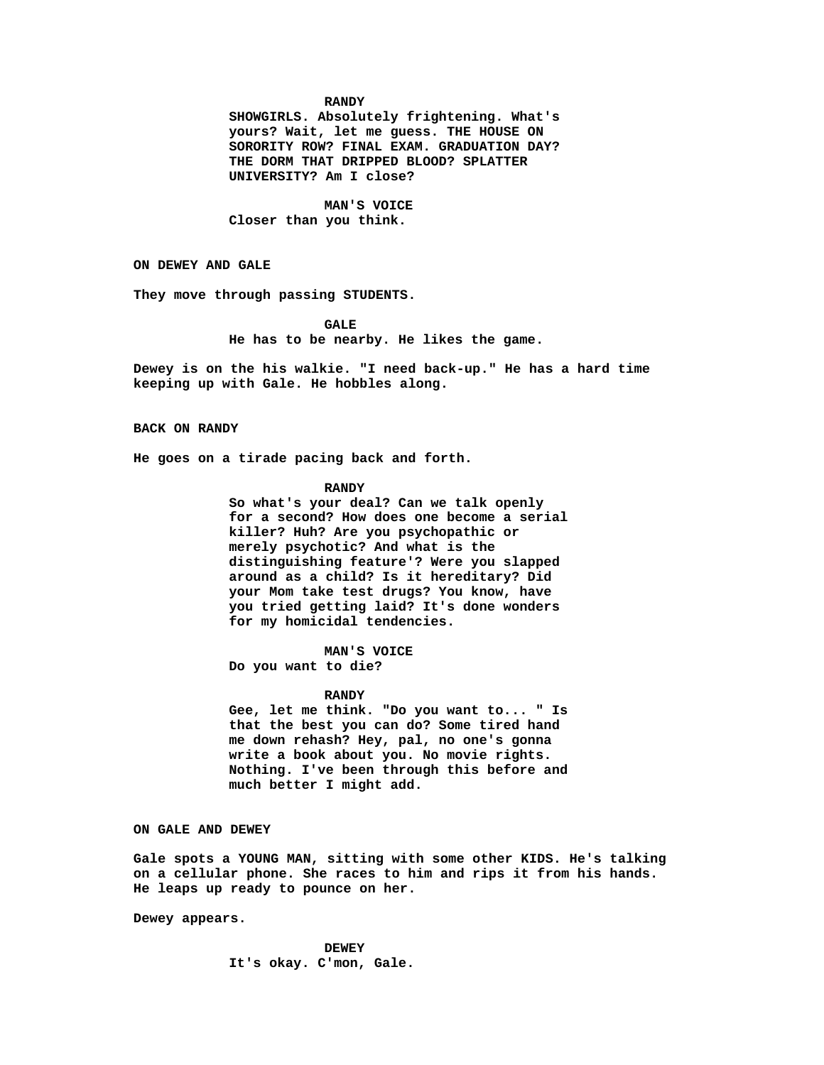**RANDY**

SHOWGIRLS. Absolutely frightening. What's yours? Wait, let me guess. THE HOUSE ON SORORITY ROW? FINAL EXAM. GRADUATION DAY? THE DORM THAT DRIPPED BLOOD? SPLATTER UNIVERSITY? Am I close?

**MAN'S VOICE**

Closer than you think.

**ON DEWEY AND GALE**

They move through passing STUDENTS.

**GALE**

He has to be nearby. He likes the game.

Dewey is on the his walkie. "I need back-up." He has a hard time keeping up with Gale. He hobbles along.

**BACK ON RANDY**

He goes on a tirade pacing back and forth.

**RANDY**

So what's your deal? Can we talk openly for a second? How does one become a serial killer? Huh? Are you psychopathic or merely psychotic? And what is the distinguishing feature'? Were you slapped around as a child? Is it hereditary? Did your Mom take test drugs? You know, have you tried getting laid? It's done wonders for my homicidal tendencies.

**MAN'S VOICE**

Do you want to die?

**RANDY**

Gee, let me think. "Do you want to... " Is that the best you can do? Some tired hand me down rehash? Hey, pal, no one's gonna write a book about you. No movie rights. Nothing. I've been through this before and much better I might add.

**ON GALE AND DEWEY**

Gale spots a YOUNG MAN, sitting with some other KIDS. He's talking on a cellular phone. She races to him and rips it from his hands. He leaps up ready to pounce on her.

Dewey appears.

**DEWEY**

It's okay. C'mon, Gale.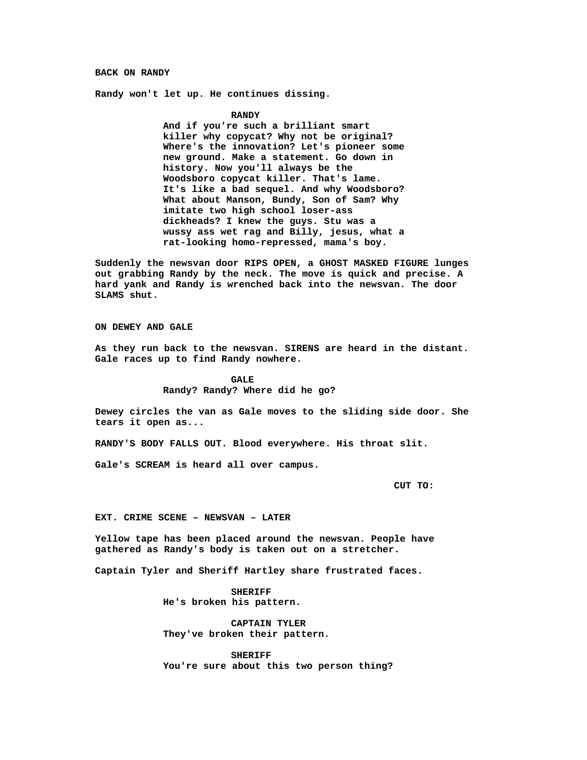**BACK ON RANDY**

**Randy won't let up. He continues dissing.**

**RANDY**
**And if you're such a brilliant smart killer why copycat? Why not be original? Where's the innovation? Let's pioneer some new ground. Make a statement. Go down in history. Now you'll always be the Woodsboro copycat killer. That's lame. It's like a bad sequel. And why Woodsboro? What about Manson, Bundy, Son of Sam? Why imitate two high school loser-ass dickheads? I knew the guys. Stu was a wussy ass wet rag and Billy, jesus, what a rat-looking homo-repressed, mama's boy.**

**Suddenly the newsvan door RIPS OPEN, a GHOST MASKED FIGURE lunges out grabbing Randy by the neck. The move is quick and precise. A hard yank and Randy is wrenched back into the newsvan. The door SLAMS shut.**

**ON DEWEY AND GALE**

**As they run back to the newsvan. SIRENS are heard in the distant. Gale races up to find Randy nowhere.**

**GALE**
**Randy? Randy? Where did he go?**

**Dewey circles the van as Gale moves to the sliding side door. She tears it open as...**

**RANDY'S BODY FALLS OUT. Blood everywhere. His throat slit.**

**Gale's SCREAM is heard all over campus.**

**CUT TO:**

**EXT. CRIME SCENE – NEWSVAN – LATER**

**Yellow tape has been placed around the newsvan. People have gathered as Randy's body is taken out on a stretcher.**

**Captain Tyler and Sheriff Hartley share frustrated faces.**

**SHERIFF**
**He's broken his pattern.**

**CAPTAIN TYLER**
**They've broken their pattern.**

**SHERIFF**
**You're sure about this two person thing?**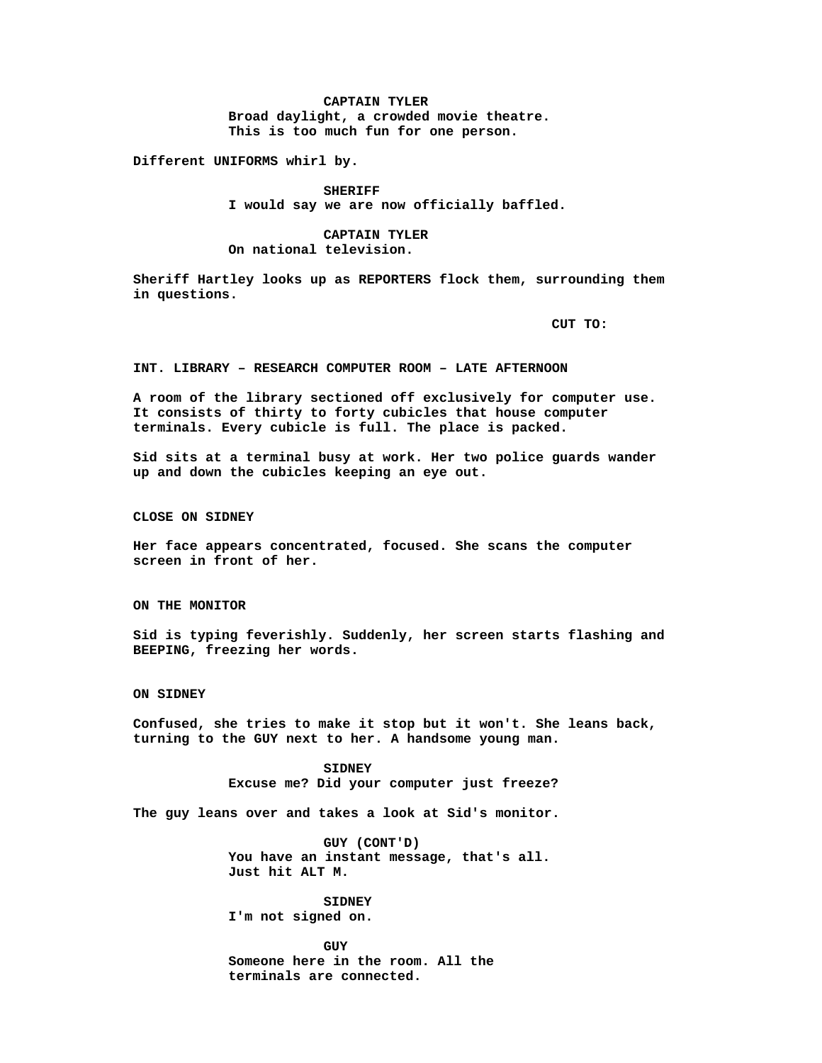CAPTAIN TYLER

Broad daylight, a crowded movie theatre. This is too much fun for one person.

Different UNIFORMS whirl by.

SHERIFF

I would say we are now officially baffled.

CAPTAIN TYLER

On national television.

Sheriff Hartley looks up as REPORTERS flock them, surrounding them in questions.

CUT TO:

INT. LIBRARY – RESEARCH COMPUTER ROOM – LATE AFTERNOON

A room of the library sectioned off exclusively for computer use. It consists of thirty to forty cubicles that house computer terminals. Every cubicle is full. The place is packed.

Sid sits at a terminal busy at work. Her two police guards wander up and down the cubicles keeping an eye out.

CLOSE ON SIDNEY

Her face appears concentrated, focused. She scans the computer screen in front of her.

ON THE MONITOR

Sid is typing feverishly. Suddenly, her screen starts flashing and BEEPING, freezing her words.

ON SIDNEY

Confused, she tries to make it stop but it won't. She leans back, turning to the GUY next to her. A handsome young man.

SIDNEY

Excuse me? Did your computer just freeze?

The guy leans over and takes a look at Sid's monitor.

GUY (CONT'D)

You have an instant message, that's all. Just hit ALT M.

SIDNEY

I'm not signed on.

GUY

Someone here in the room. All the terminals are connected.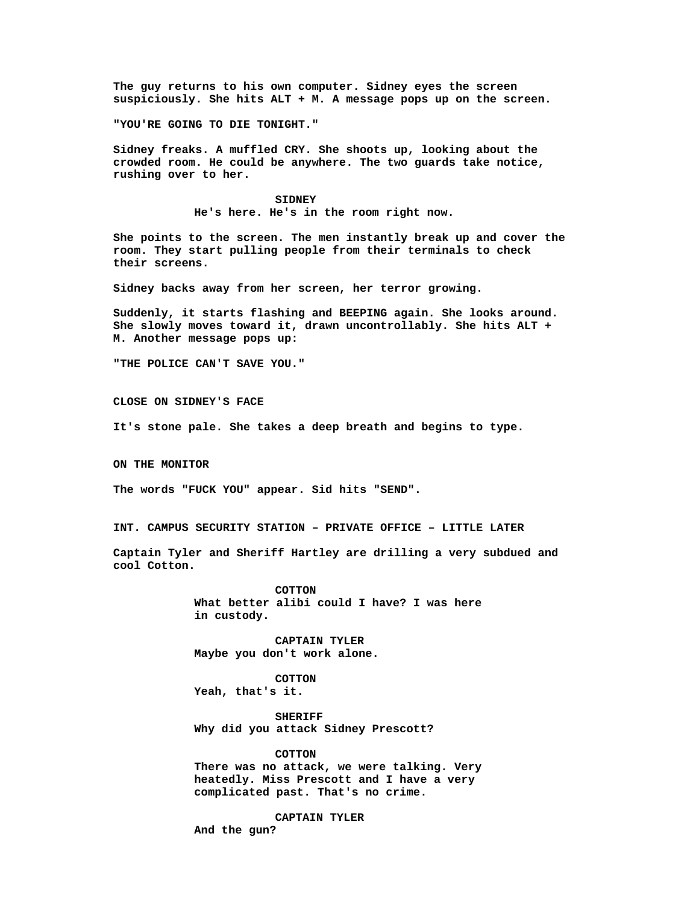The guy returns to his own computer. Sidney eyes the screen suspiciously. She hits ALT + M. A message pops up on the screen.

"YOU'RE GOING TO DIE TONIGHT."

Sidney freaks. A muffled CRY. She shoots up, looking about the crowded room. He could be anywhere. The two guards take notice, rushing over to her.

SIDNEY
He's here. He's in the room right now.

She points to the screen. The men instantly break up and cover the room. They start pulling people from their terminals to check their screens.

Sidney backs away from her screen, her terror growing.

Suddenly, it starts flashing and BEEPING again. She looks around. She slowly moves toward it, drawn uncontrollably. She hits ALT + M. Another message pops up:

"THE POLICE CAN'T SAVE YOU."

CLOSE ON SIDNEY'S FACE

It's stone pale. She takes a deep breath and begins to type.

ON THE MONITOR

The words "FUCK YOU" appear. Sid hits "SEND".

INT. CAMPUS SECURITY STATION – PRIVATE OFFICE – LITTLE LATER

Captain Tyler and Sheriff Hartley are drilling a very subdued and cool Cotton.

COTTON
What better alibi could I have? I was here in custody.

CAPTAIN TYLER
Maybe you don't work alone.

COTTON
Yeah, that's it.

SHERIFF
Why did you attack Sidney Prescott?

COTTON
There was no attack, we were talking. Very heatedly. Miss Prescott and I have a very complicated past. That's no crime.

CAPTAIN TYLER
And the gun?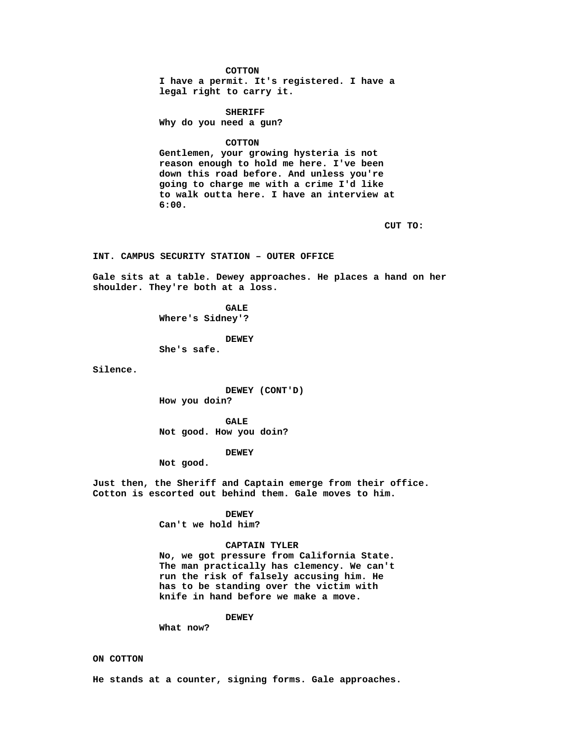**COTTON**
**I have a permit. It's registered. I have a legal right to carry it.**

**SHERIFF**
**Why do you need a gun?**

**COTTON**
**Gentlemen, your growing hysteria is not reason enough to hold me here. I've been down this road before. And unless you're going to charge me with a crime I'd like to walk outta here. I have an interview at 6:00.**

**CUT TO:**

**INT. CAMPUS SECURITY STATION – OUTER OFFICE**

**Gale sits at a table. Dewey approaches. He places a hand on her shoulder. They're both at a loss.**

**GALE**
**Where's Sidney'?**

**DEWEY**
**She's safe.**

**Silence.**

**DEWEY (CONT'D)**
**How you doin?**

**GALE**
**Not good. How you doin?**

**DEWEY**
**Not good.**

**Just then, the Sheriff and Captain emerge from their office. Cotton is escorted out behind them. Gale moves to him.**

**DEWEY**
**Can't we hold him?**

**CAPTAIN TYLER**
**No, we got pressure from California State. The man practically has clemency. We can't run the risk of falsely accusing him. He has to be standing over the victim with knife in hand before we make a move.**

**DEWEY**
**What now?**

**ON COTTON**

**He stands at a counter, signing forms. Gale approaches.**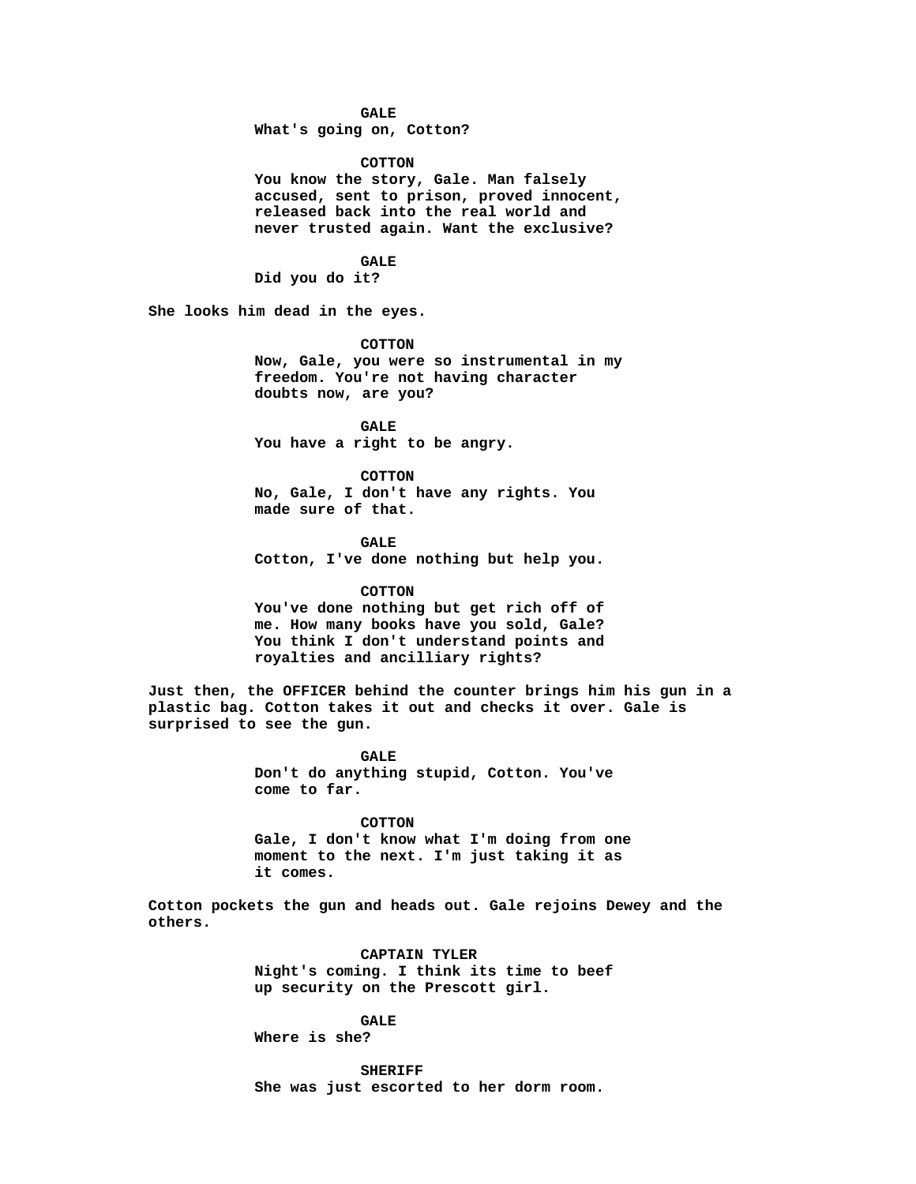**GALE**
**What's going on, Cotton?**

**COTTON**
**You know the story, Gale. Man falsely accused, sent to prison, proved innocent, released back into the real world and never trusted again. Want the exclusive?**

**GALE**
**Did you do it?**

**She looks him dead in the eyes.**

**COTTON**
**Now, Gale, you were so instrumental in my freedom. You're not having character doubts now, are you?**

**GALE**
**You have a right to be angry.**

**COTTON**
**No, Gale, I don't have any rights. You made sure of that.**

**GALE**
**Cotton, I've done nothing but help you.**

**COTTON**
**You've done nothing but get rich off of me. How many books have you sold, Gale? You think I don't understand points and royalties and ancilliary rights?**

**Just then, the OFFICER behind the counter brings him his gun in a plastic bag. Cotton takes it out and checks it over. Gale is surprised to see the gun.**

**GALE**
**Don't do anything stupid, Cotton. You've come to far.**

**COTTON**
**Gale, I don't know what I'm doing from one moment to the next. I'm just taking it as it comes.**

**Cotton pockets the gun and heads out. Gale rejoins Dewey and the others.**

**CAPTAIN TYLER**
**Night's coming. I think its time to beef up security on the Prescott girl.**

**GALE**
**Where is she?**

**SHERIFF**
**She was just escorted to her dorm room.**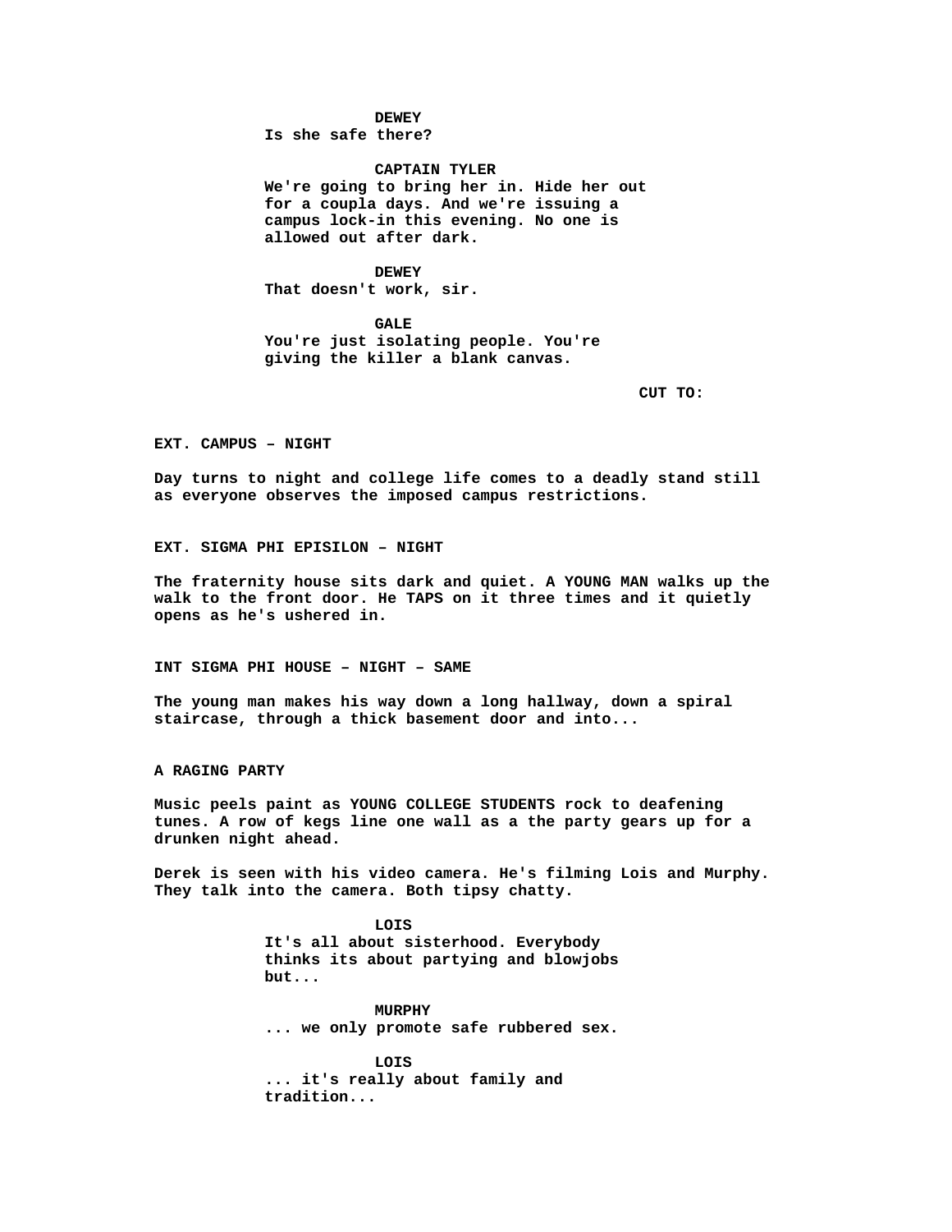**DEWEY**
**Is she safe there?**

**CAPTAIN TYLER**
**We're going to bring her in. Hide her out for a coupla days. And we're issuing a campus lock-in this evening. No one is allowed out after dark.**

**DEWEY**
**That doesn't work, sir.**

**GALE**
**You're just isolating people. You're giving the killer a blank canvas.**

**CUT TO:**

**EXT. CAMPUS – NIGHT**

**Day turns to night and college life comes to a deadly stand still as everyone observes the imposed campus restrictions.**

**EXT. SIGMA PHI EPISILON – NIGHT**

**The fraternity house sits dark and quiet. A YOUNG MAN walks up the walk to the front door. He TAPS on it three times and it quietly opens as he's ushered in.**

**INT SIGMA PHI HOUSE – NIGHT – SAME**

**The young man makes his way down a long hallway, down a spiral staircase, through a thick basement door and into...**

**A RAGING PARTY**

**Music peels paint as YOUNG COLLEGE STUDENTS rock to deafening tunes. A row of kegs line one wall as a the party gears up for a drunken night ahead.**

**Derek is seen with his video camera. He's filming Lois and Murphy. They talk into the camera. Both tipsy chatty.**

**LOIS**
**It's all about sisterhood. Everybody thinks its about partying and blowjobs but...**

**MURPHY**
**... we only promote safe rubbered sex.**

**LOIS**
**... it's really about family and tradition...**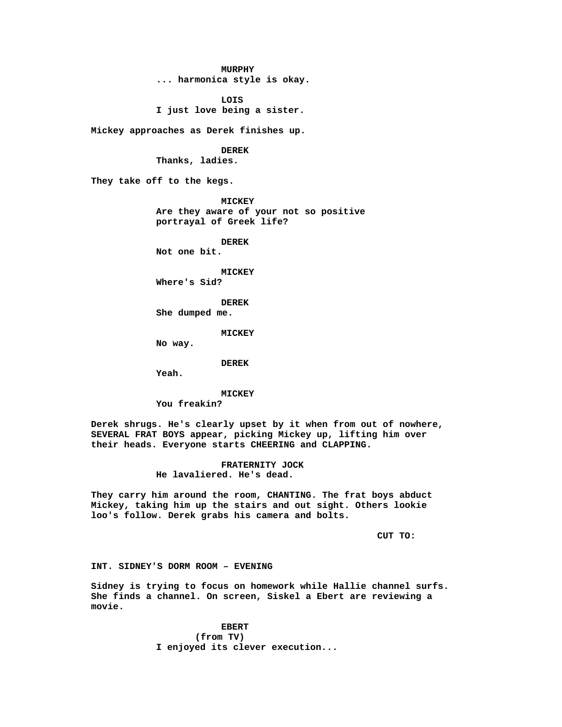MURPHY
... harmonica style is okay.

LOIS
I just love being a sister.

Mickey approaches as Derek finishes up.

DEREK
Thanks, ladies.

They take off to the kegs.

MICKEY
Are they aware of your not so positive portrayal of Greek life?

DEREK
Not one bit.

MICKEY
Where's Sid?

DEREK
She dumped me.

MICKEY
No way.

DEREK
Yeah.

MICKEY
You freakin?

Derek shrugs. He's clearly upset by it when from out of nowhere, SEVERAL FRAT BOYS appear, picking Mickey up, lifting him over their heads. Everyone starts CHEERING and CLAPPING.

FRATERNITY JOCK
He lavaliered. He's dead.

They carry him around the room, CHANTING. The frat boys abduct Mickey, taking him up the stairs and out sight. Others lookie loo's follow. Derek grabs his camera and bolts.

CUT TO:

INT. SIDNEY'S DORM ROOM – EVENING

Sidney is trying to focus on homework while Hallie channel surfs. She finds a channel. On screen, Siskel a Ebert are reviewing a movie.

EBERT
(from TV)
I enjoyed its clever execution...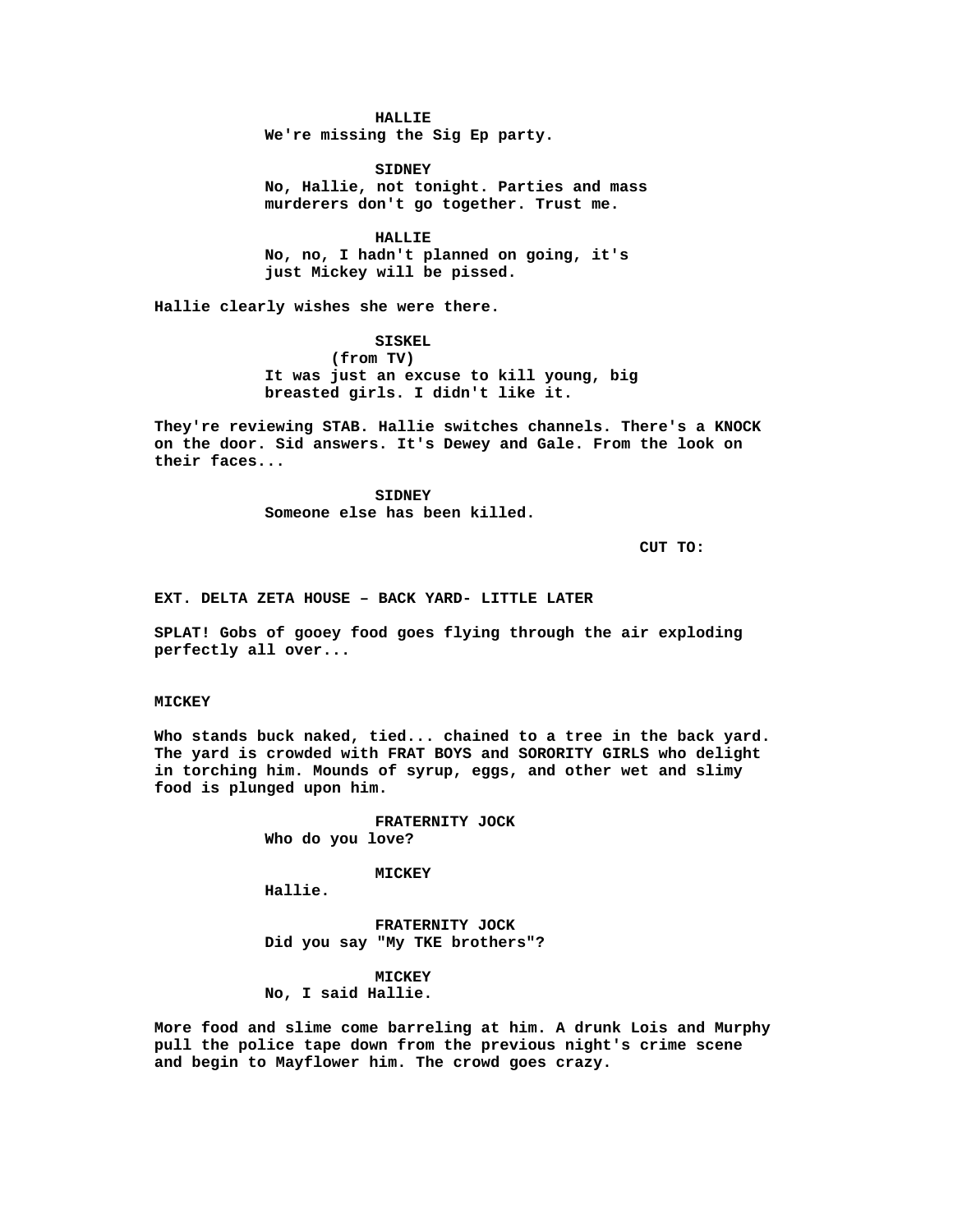**HALLIE**
**We're missing the Sig Ep party.**

**SIDNEY**
**No, Hallie, not tonight. Parties and mass murderers don't go together. Trust me.**

**HALLIE**
**No, no, I hadn't planned on going, it's just Mickey will be pissed.**

**Hallie clearly wishes she were there.**

**SISKEL**
**(from TV)**
**It was just an excuse to kill young, big breasted girls. I didn't like it.**

**They're reviewing STAB. Hallie switches channels. There's a KNOCK on the door. Sid answers. It's Dewey and Gale. From the look on their faces...**

**SIDNEY**
**Someone else has been killed.**

**CUT TO:**

**EXT. DELTA ZETA HOUSE – BACK YARD- LITTLE LATER**

**SPLAT! Gobs of gooey food goes flying through the air exploding perfectly all over...**

**MICKEY**

**Who stands buck naked, tied... chained to a tree in the back yard. The yard is crowded with FRAT BOYS and SORORITY GIRLS who delight in torching him. Mounds of syrup, eggs, and other wet and slimy food is plunged upon him.**

**FRATERNITY JOCK**
**Who do you love?**

**MICKEY**
**Hallie.**

**FRATERNITY JOCK**
**Did you say "My TKE brothers"?**

**MICKEY**
**No, I said Hallie.**

**More food and slime come barreling at him. A drunk Lois and Murphy pull the police tape down from the previous night's crime scene and begin to Mayflower him. The crowd goes crazy.**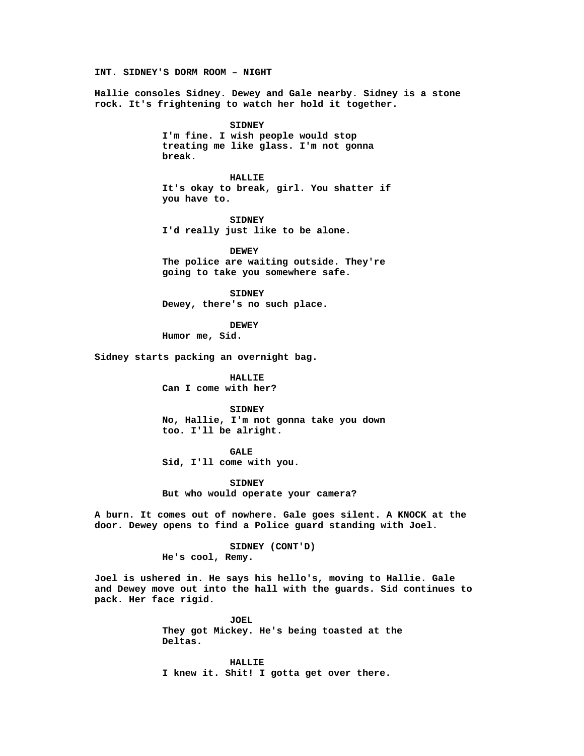INT. SIDNEY'S DORM ROOM – NIGHT

Hallie consoles Sidney. Dewey and Gale nearby. Sidney is a stone rock. It's frightening to watch her hold it together.

SIDNEY
I'm fine. I wish people would stop treating me like glass. I'm not gonna break.

HALLIE
It's okay to break, girl. You shatter if you have to.

SIDNEY
I'd really just like to be alone.

DEWEY
The police are waiting outside. They're going to take you somewhere safe.

SIDNEY
Dewey, there's no such place.

DEWEY
Humor me, Sid.

Sidney starts packing an overnight bag.

HALLIE
Can I come with her?

SIDNEY
No, Hallie, I'm not gonna take you down too. I'll be alright.

GALE
Sid, I'll come with you.

SIDNEY
But who would operate your camera?

A burn. It comes out of nowhere. Gale goes silent. A KNOCK at the door. Dewey opens to find a Police guard standing with Joel.

SIDNEY (CONT'D)
He's cool, Remy.

Joel is ushered in. He says his hello's, moving to Hallie. Gale and Dewey move out into the hall with the guards. Sid continues to pack. Her face rigid.

JOEL
They got Mickey. He's being toasted at the Deltas.

HALLIE
I knew it. Shit! I gotta get over there.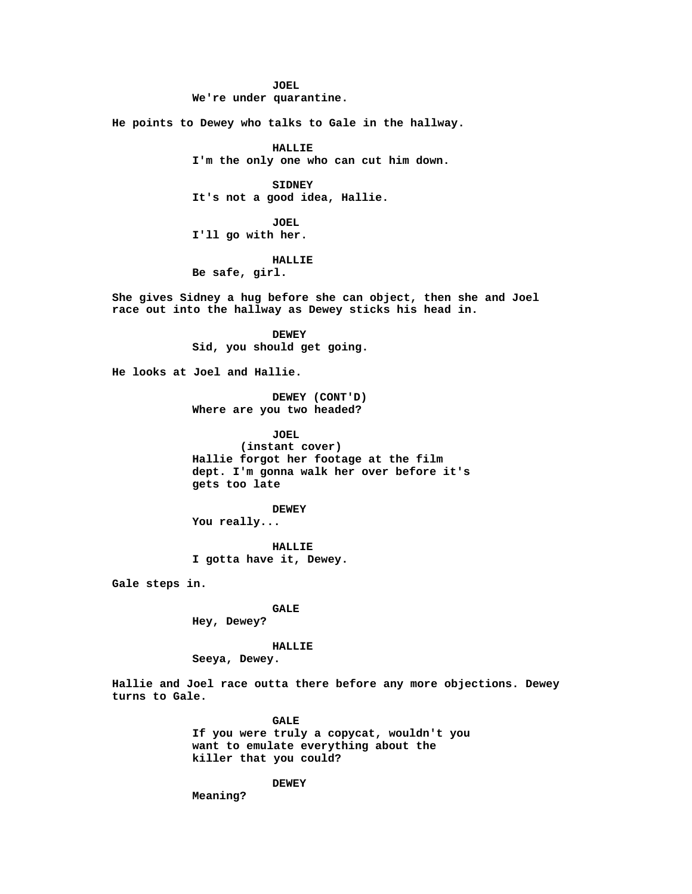**JOEL**
We're under quarantine.

He points to Dewey who talks to Gale in the hallway.

**HALLIE**
I'm the only one who can cut him down.

**SIDNEY**
It's not a good idea, Hallie.

**JOEL**
I'll go with her.

**HALLIE**
Be safe, girl.

She gives Sidney a hug before she can object, then she and Joel race out into the hallway as Dewey sticks his head in.

**DEWEY**
Sid, you should get going.

He looks at Joel and Hallie.

**DEWEY (CONT'D)**
Where are you two headed?

**JOEL**
(instant cover)
Hallie forgot her footage at the film dept. I'm gonna walk her over before it's gets too late

**DEWEY**
You really...

**HALLIE**
I gotta have it, Dewey.

Gale steps in.

**GALE**
Hey, Dewey?

**HALLIE**
Seeya, Dewey.

Hallie and Joel race outta there before any more objections. Dewey turns to Gale.

**GALE**
If you were truly a copycat, wouldn't you want to emulate everything about the killer that you could?

**DEWEY**
Meaning?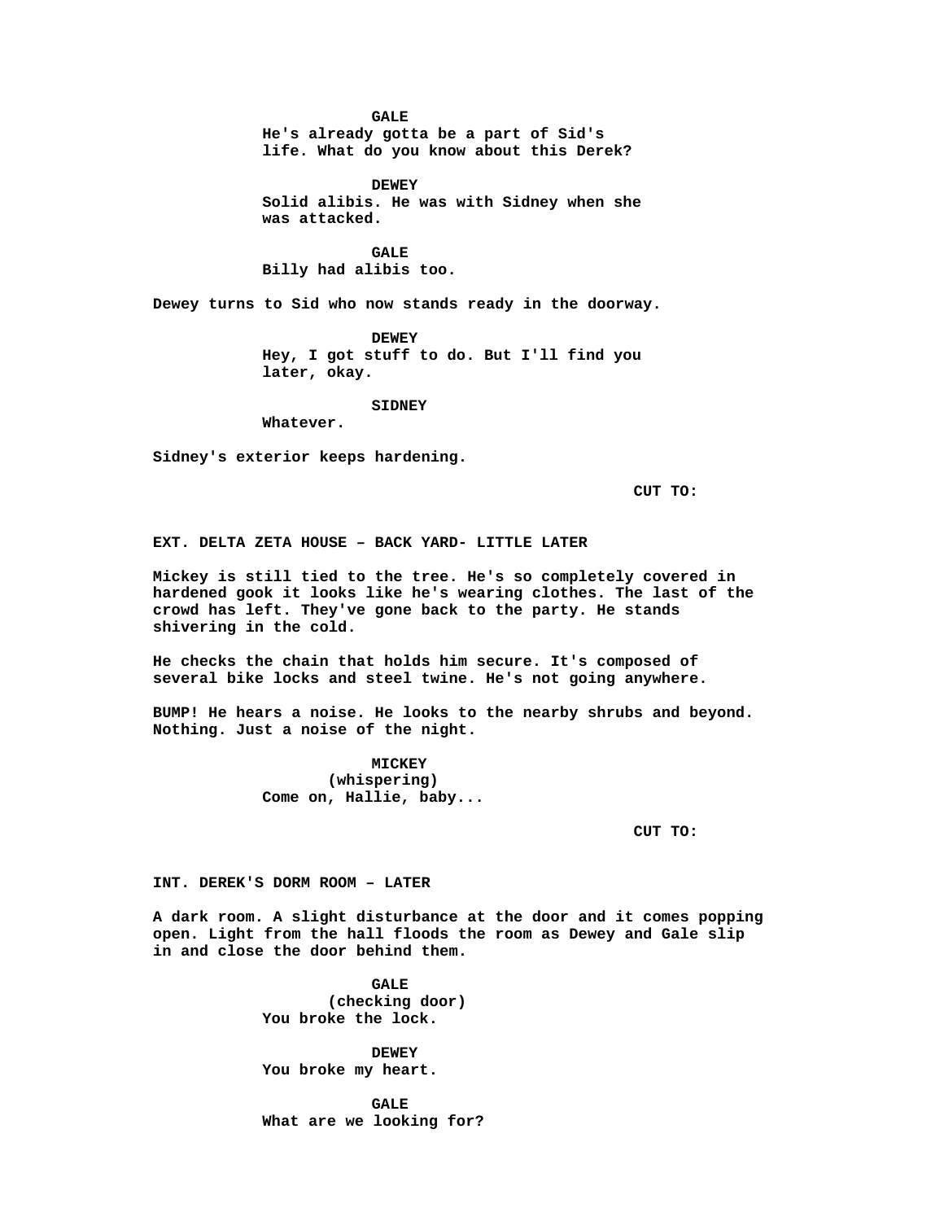**GALE**
**He's already gotta be a part of Sid's life. What do you know about this Derek?**

**DEWEY**
**Solid alibis. He was with Sidney when she was attacked.**

**GALE**
**Billy had alibis too.**

**Dewey turns to Sid who now stands ready in the doorway.**

**DEWEY**
**Hey, I got stuff to do. But I'll find you later, okay.**

**SIDNEY**
**Whatever.**

**Sidney's exterior keeps hardening.**

**CUT TO:**

**EXT. DELTA ZETA HOUSE – BACK YARD- LITTLE LATER**

**Mickey is still tied to the tree. He's so completely covered in hardened gook it looks like he's wearing clothes. The last of the crowd has left. They've gone back to the party. He stands shivering in the cold.**

**He checks the chain that holds him secure. It's composed of several bike locks and steel twine. He's not going anywhere.**

**BUMP! He hears a noise. He looks to the nearby shrubs and beyond. Nothing. Just a noise of the night.**

**MICKEY**
**(whispering)**
**Come on, Hallie, baby...**

**CUT TO:**

**INT. DEREK'S DORM ROOM – LATER**

**A dark room. A slight disturbance at the door and it comes popping open. Light from the hall floods the room as Dewey and Gale slip in and close the door behind them.**

**GALE**
**(checking door)**
**You broke the lock.**

**DEWEY**
**You broke my heart.**

**GALE**
**What are we looking for?**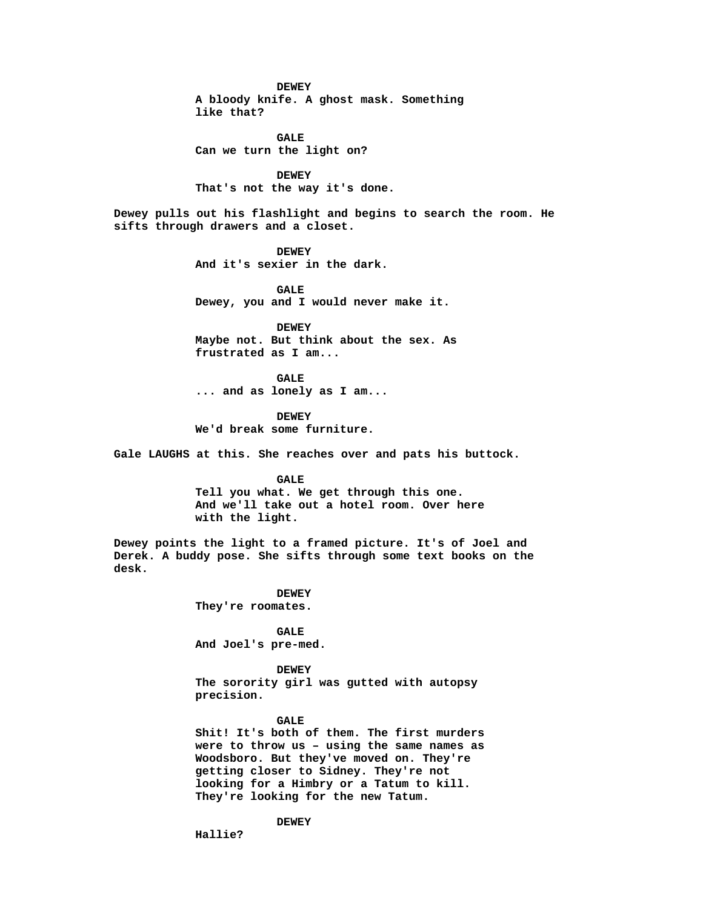**DEWEY**
A bloody knife. A ghost mask. Something like that?

**GALE**
Can we turn the light on?

**DEWEY**
That's not the way it's done.

Dewey pulls out his flashlight and begins to search the room. He sifts through drawers and a closet.

**DEWEY**
And it's sexier in the dark.

**GALE**
Dewey, you and I would never make it.

**DEWEY**
Maybe not. But think about the sex. As frustrated as I am...

**GALE**
... and as lonely as I am...

**DEWEY**
We'd break some furniture.

Gale LAUGHS at this. She reaches over and pats his buttock.

**GALE**
Tell you what. We get through this one. And we'll take out a hotel room. Over here with the light.

Dewey points the light to a framed picture. It's of Joel and Derek. A buddy pose. She sifts through some text books on the desk.

**DEWEY**
They're roomates.

**GALE**
And Joel's pre-med.

**DEWEY**
The sorority girl was gutted with autopsy precision.

**GALE**
Shit! It's both of them. The first murders were to throw us – using the same names as Woodsboro. But they've moved on. They're getting closer to Sidney. They're not looking for a Himbry or a Tatum to kill. They're looking for the new Tatum.

**DEWEY**
Hallie?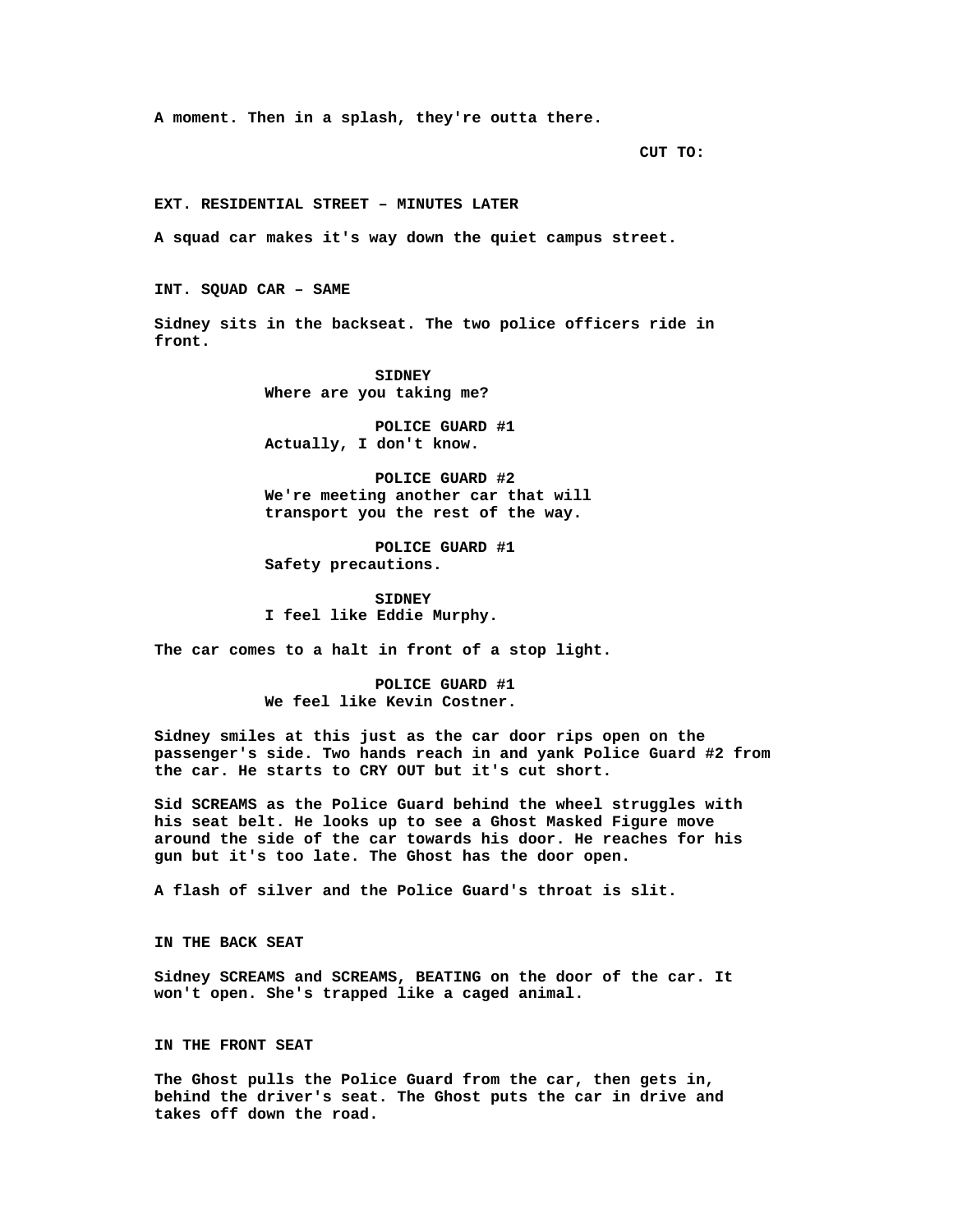**A moment. Then in a splash, they're outta there.**

**CUT TO:**

**EXT. RESIDENTIAL STREET – MINUTES LATER**

**A squad car makes it's way down the quiet campus street.**

**INT. SQUAD CAR – SAME**

**Sidney sits in the backseat. The two police officers ride in front.**

**SIDNEY**
**Where are you taking me?**

**POLICE GUARD #1**
**Actually, I don't know.**

**POLICE GUARD #2**
**We're meeting another car that will transport you the rest of the way.**

**POLICE GUARD #1**
**Safety precautions.**

**SIDNEY**
**I feel like Eddie Murphy.**

**The car comes to a halt in front of a stop light.**

**POLICE GUARD #1**
**We feel like Kevin Costner.**

**Sidney smiles at this just as the car door rips open on the passenger's side. Two hands reach in and yank Police Guard #2 from the car. He starts to CRY OUT but it's cut short.**

**Sid SCREAMS as the Police Guard behind the wheel struggles with his seat belt. He looks up to see a Ghost Masked Figure move around the side of the car towards his door. He reaches for his gun but it's too late. The Ghost has the door open.**

**A flash of silver and the Police Guard's throat is slit.**

**IN THE BACK SEAT**

**Sidney SCREAMS and SCREAMS, BEATING on the door of the car. It won't open. She's trapped like a caged animal.**

**IN THE FRONT SEAT**

**The Ghost pulls the Police Guard from the car, then gets in, behind the driver's seat. The Ghost puts the car in drive and takes off down the road.**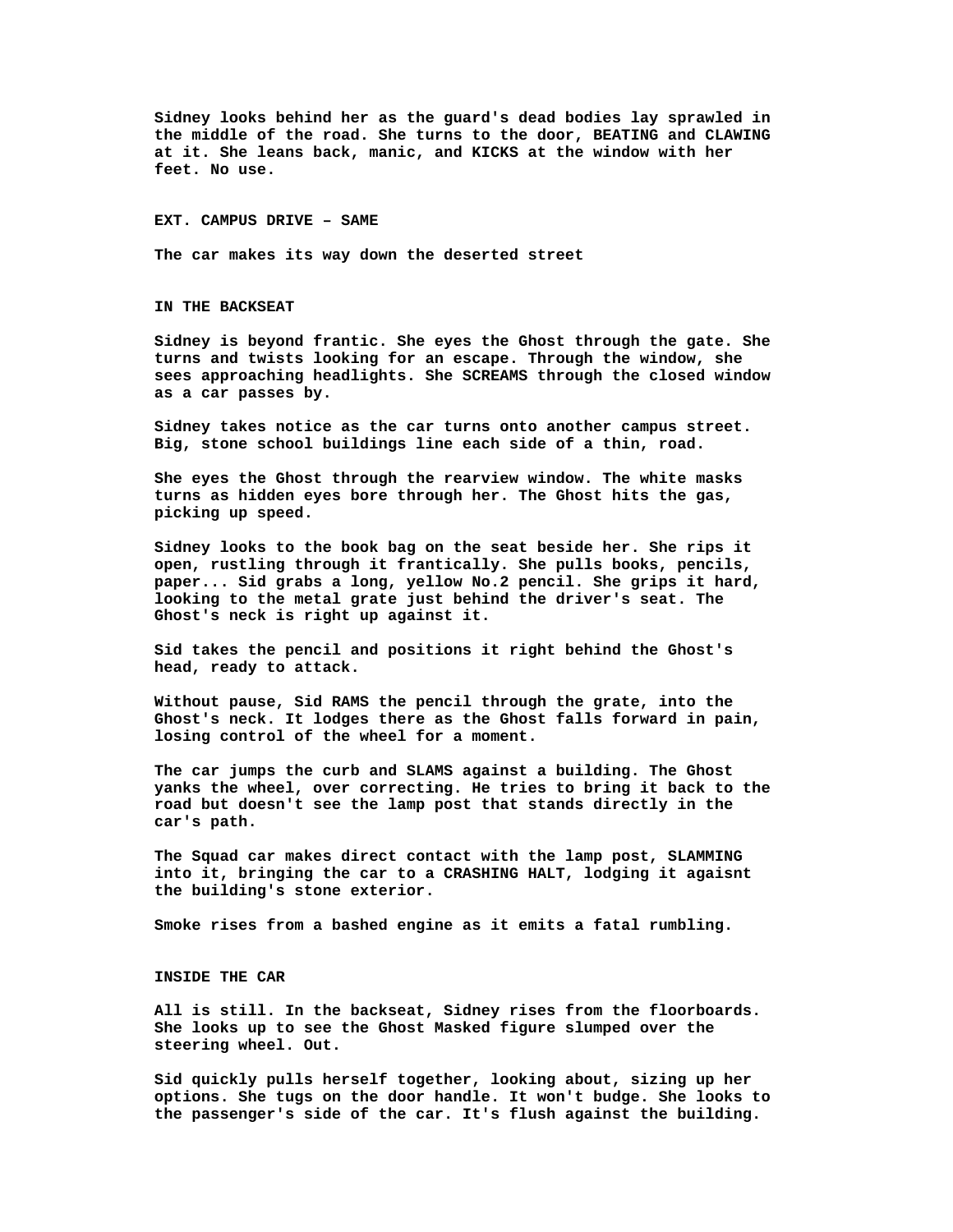Sidney looks behind her as the guard's dead bodies lay sprawled in the middle of the road. She turns to the door, BEATING and CLAWING at it. She leans back, manic, and KICKS at the window with her feet. No use.

EXT. CAMPUS DRIVE – SAME

The car makes its way down the deserted street

IN THE BACKSEAT

Sidney is beyond frantic. She eyes the Ghost through the gate. She turns and twists looking for an escape. Through the window, she sees approaching headlights. She SCREAMS through the closed window as a car passes by.

Sidney takes notice as the car turns onto another campus street. Big, stone school buildings line each side of a thin, road.

She eyes the Ghost through the rearview window. The white masks turns as hidden eyes bore through her. The Ghost hits the gas, picking up speed.

Sidney looks to the book bag on the seat beside her. She rips it open, rustling through it frantically. She pulls books, pencils, paper... Sid grabs a long, yellow No.2 pencil. She grips it hard, looking to the metal grate just behind the driver's seat. The Ghost's neck is right up against it.

Sid takes the pencil and positions it right behind the Ghost's head, ready to attack.

Without pause, Sid RAMS the pencil through the grate, into the Ghost's neck. It lodges there as the Ghost falls forward in pain, losing control of the wheel for a moment.

The car jumps the curb and SLAMS against a building. The Ghost yanks the wheel, over correcting. He tries to bring it back to the road but doesn't see the lamp post that stands directly in the car's path.

The Squad car makes direct contact with the lamp post, SLAMMING into it, bringing the car to a CRASHING HALT, lodging it agaisnt the building's stone exterior.

Smoke rises from a bashed engine as it emits a fatal rumbling.

INSIDE THE CAR

All is still. In the backseat, Sidney rises from the floorboards. She looks up to see the Ghost Masked figure slumped over the steering wheel. Out.

Sid quickly pulls herself together, looking about, sizing up her options. She tugs on the door handle. It won't budge. She looks to the passenger's side of the car. It's flush against the building.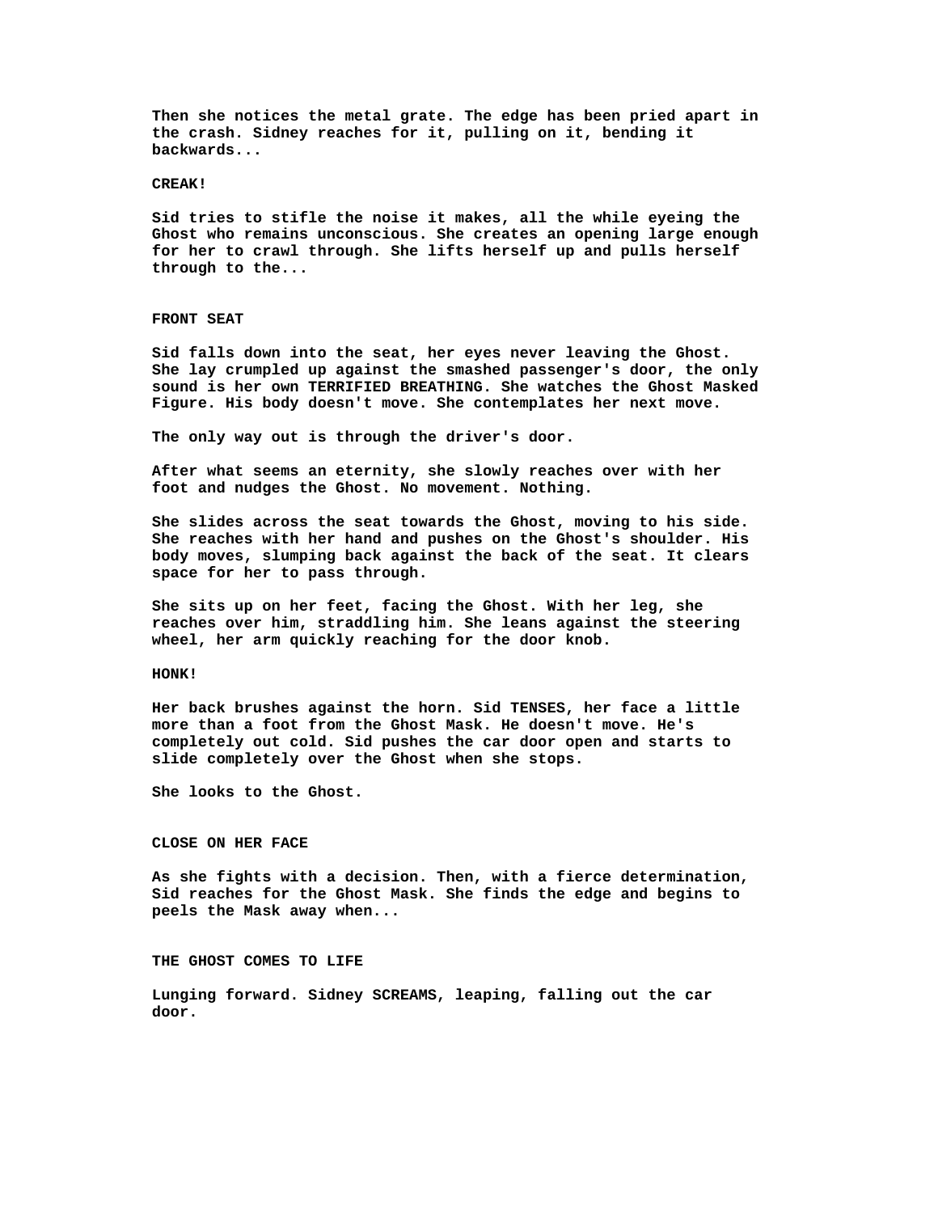Then she notices the metal grate. The edge has been pried apart in the crash. Sidney reaches for it, pulling on it, bending it backwards...

CREAK!

Sid tries to stifle the noise it makes, all the while eyeing the Ghost who remains unconscious. She creates an opening large enough for her to crawl through. She lifts herself up and pulls herself through to the...

FRONT SEAT

Sid falls down into the seat, her eyes never leaving the Ghost. She lay crumpled up against the smashed passenger's door, the only sound is her own TERRIFIED BREATHING. She watches the Ghost Masked Figure. His body doesn't move. She contemplates her next move.

The only way out is through the driver's door.

After what seems an eternity, she slowly reaches over with her foot and nudges the Ghost. No movement. Nothing.

She slides across the seat towards the Ghost, moving to his side. She reaches with her hand and pushes on the Ghost's shoulder. His body moves, slumping back against the back of the seat. It clears space for her to pass through.

She sits up on her feet, facing the Ghost. With her leg, she reaches over him, straddling him. She leans against the steering wheel, her arm quickly reaching for the door knob.

HONK!

Her back brushes against the horn. Sid TENSES, her face a little more than a foot from the Ghost Mask. He doesn't move. He's completely out cold. Sid pushes the car door open and starts to slide completely over the Ghost when she stops.

She looks to the Ghost.

CLOSE ON HER FACE

As she fights with a decision. Then, with a fierce determination, Sid reaches for the Ghost Mask. She finds the edge and begins to peels the Mask away when...

THE GHOST COMES TO LIFE

Lunging forward. Sidney SCREAMS, leaping, falling out the car door.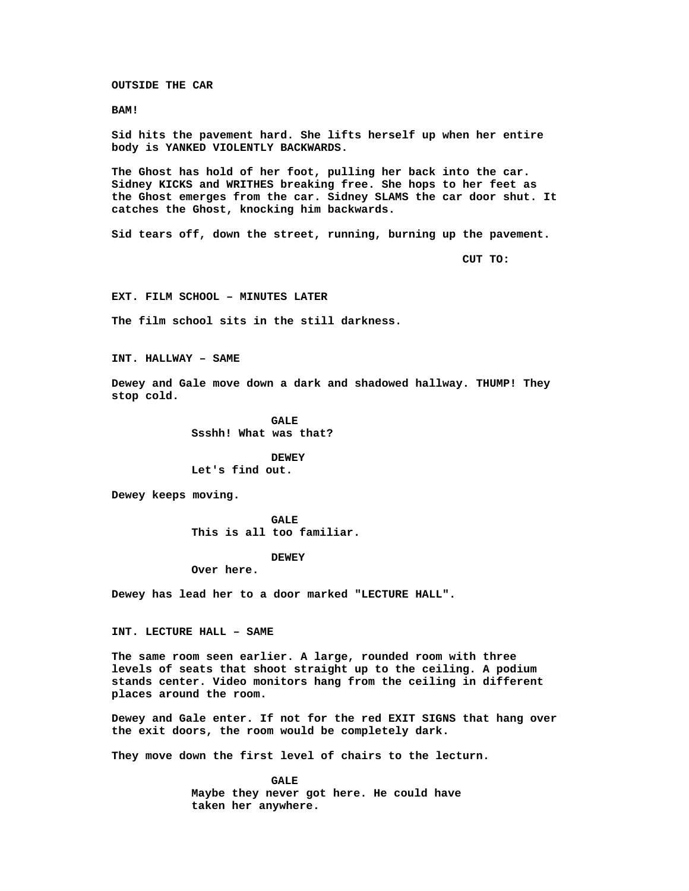**OUTSIDE THE CAR**

**BAM!**

**Sid hits the pavement hard. She lifts herself up when her entire body is YANKED VIOLENTLY BACKWARDS.**

**The Ghost has hold of her foot, pulling her back into the car. Sidney KICKS and WRITHES breaking free. She hops to her feet as the Ghost emerges from the car. Sidney SLAMS the car door shut. It catches the Ghost, knocking him backwards.**

**Sid tears off, down the street, running, burning up the pavement.**

**CUT TO:**

**EXT. FILM SCHOOL – MINUTES LATER**

**The film school sits in the still darkness.**

**INT. HALLWAY – SAME**

**Dewey and Gale move down a dark and shadowed hallway. THUMP! They stop cold.**

**GALE**
**Ssshh! What was that?**

**DEWEY**
**Let's find out.**

**Dewey keeps moving.**

**GALE**
**This is all too familiar.**

**DEWEY**
**Over here.**

**Dewey has lead her to a door marked "LECTURE HALL".**

**INT. LECTURE HALL – SAME**

**The same room seen earlier. A large, rounded room with three levels of seats that shoot straight up to the ceiling. A podium stands center. Video monitors hang from the ceiling in different places around the room.**

**Dewey and Gale enter. If not for the red EXIT SIGNS that hang over the exit doors, the room would be completely dark.**

**They move down the first level of chairs to the lecturn.**

**GALE**
**Maybe they never got here. He could have taken her anywhere.**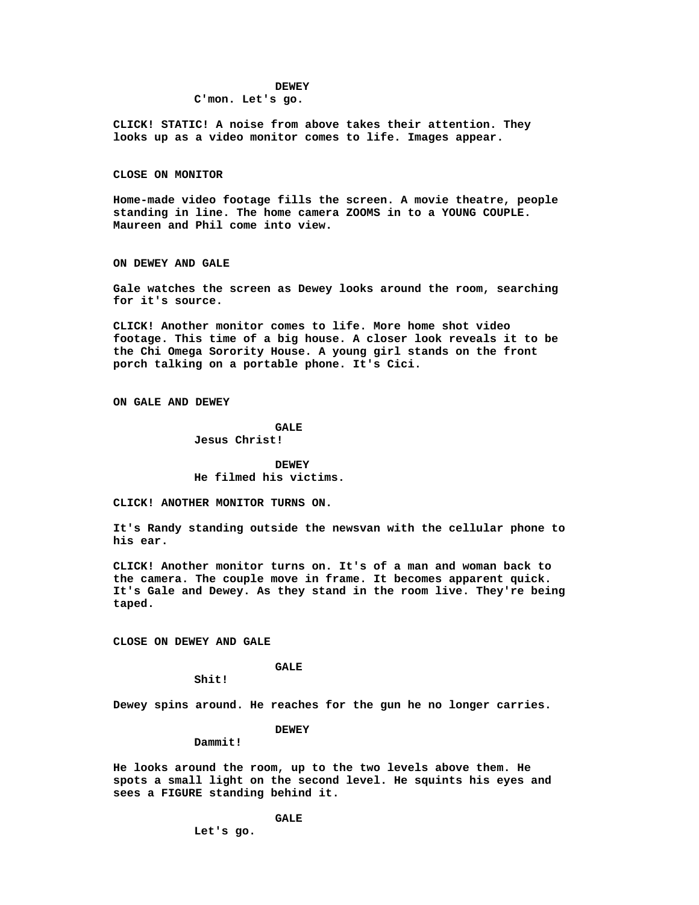**DEWEY**
**C'mon. Let's go.**

**CLICK! STATIC! A noise from above takes their attention. They looks up as a video monitor comes to life. Images appear.**

**CLOSE ON MONITOR**

**Home-made video footage fills the screen. A movie theatre, people standing in line. The home camera ZOOMS in to a YOUNG COUPLE. Maureen and Phil come into view.**

**ON DEWEY AND GALE**

**Gale watches the screen as Dewey looks around the room, searching for it's source.**

**CLICK! Another monitor comes to life. More home shot video footage. This time of a big house. A closer look reveals it to be the Chi Omega Sorority House. A young girl stands on the front porch talking on a portable phone. It's Cici.**

**ON GALE AND DEWEY**

**GALE**
**Jesus Christ!**

**DEWEY**
**He filmed his victims.**

**CLICK! ANOTHER MONITOR TURNS ON.**

**It's Randy standing outside the newsvan with the cellular phone to his ear.**

**CLICK! Another monitor turns on. It's of a man and woman back to the camera. The couple move in frame. It becomes apparent quick. It's Gale and Dewey. As they stand in the room live. They're being taped.**

**CLOSE ON DEWEY AND GALE**

**GALE**
**Shit!**

**Dewey spins around. He reaches for the gun he no longer carries.**

**DEWEY**
**Dammit!**

**He looks around the room, up to the two levels above them. He spots a small light on the second level. He squints his eyes and sees a FIGURE standing behind it.**

**GALE**
**Let's go.**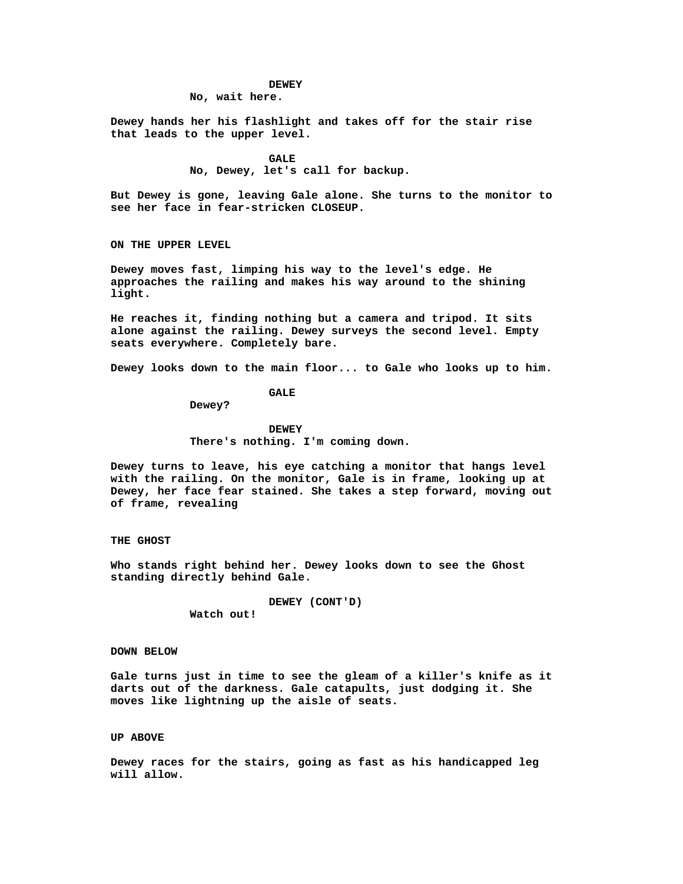**DEWEY**

**No, wait here.**

**Dewey hands her his flashlight and takes off for the stair rise that leads to the upper level.**

**GALE**

**No, Dewey, let's call for backup.**

**But Dewey is gone, leaving Gale alone. She turns to the monitor to see her face in fear-stricken CLOSEUP.**

**ON THE UPPER LEVEL**

**Dewey moves fast, limping his way to the level's edge. He approaches the railing and makes his way around to the shining light.**

**He reaches it, finding nothing but a camera and tripod. It sits alone against the railing. Dewey surveys the second level. Empty seats everywhere. Completely bare.**

**Dewey looks down to the main floor... to Gale who looks up to him.**

**GALE**

**Dewey?**

**DEWEY**

**There's nothing. I'm coming down.**

**Dewey turns to leave, his eye catching a monitor that hangs level with the railing. On the monitor, Gale is in frame, looking up at Dewey, her face fear stained. She takes a step forward, moving out of frame, revealing**

**THE GHOST**

**Who stands right behind her. Dewey looks down to see the Ghost standing directly behind Gale.**

**DEWEY (CONT'D)**

**Watch out!**

**DOWN BELOW**

**Gale turns just in time to see the gleam of a killer's knife as it darts out of the darkness. Gale catapults, just dodging it. She moves like lightning up the aisle of seats.**

**UP ABOVE**

**Dewey races for the stairs, going as fast as his handicapped leg will allow.**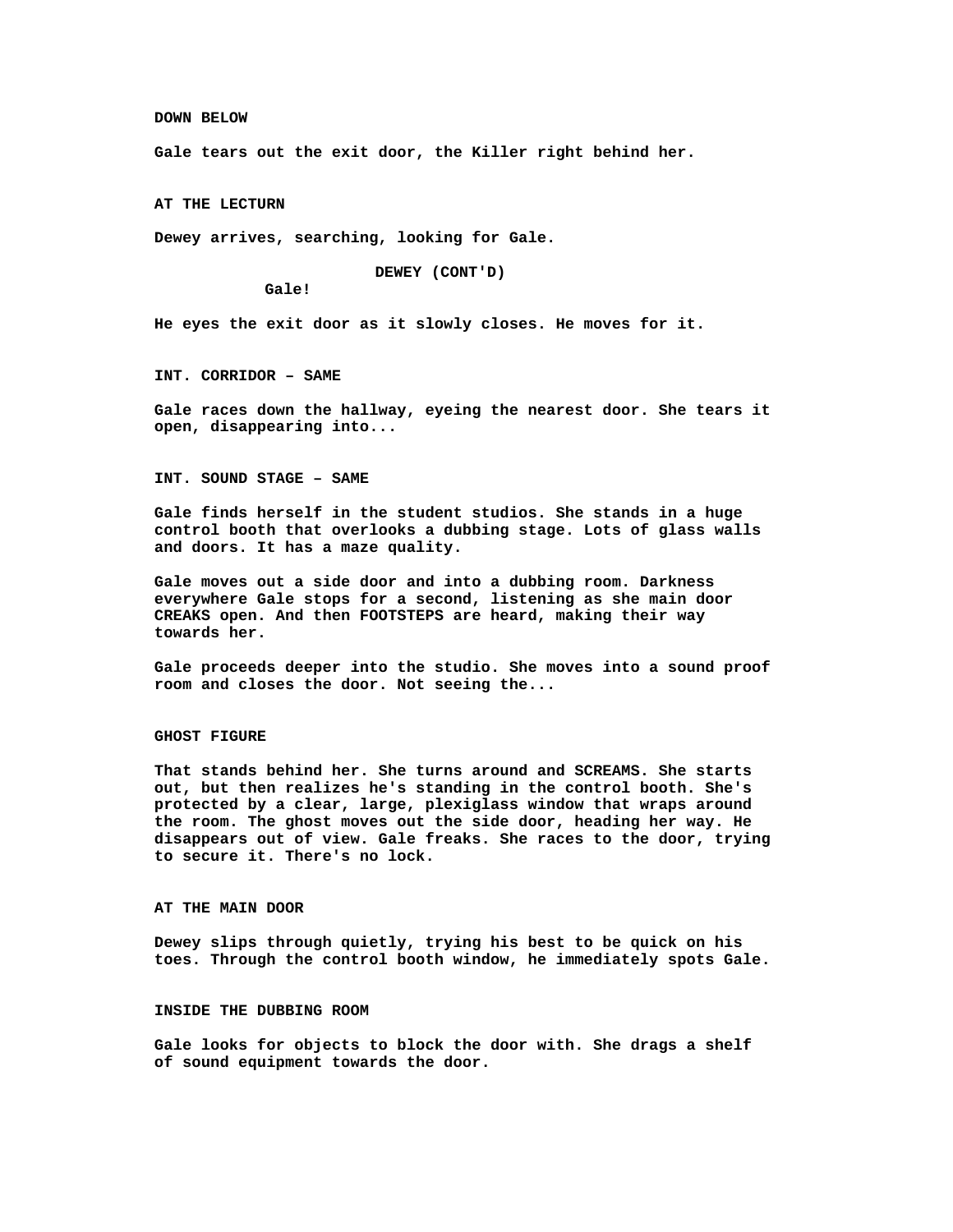**DOWN BELOW**

**Gale tears out the exit door, the Killer right behind her.**

**AT THE LECTURN**

**Dewey arrives, searching, looking for Gale.**

**DEWEY (CONT'D)**
**Gale!**

**He eyes the exit door as it slowly closes. He moves for it.**

**INT. CORRIDOR – SAME**

**Gale races down the hallway, eyeing the nearest door. She tears it open, disappearing into...**

**INT. SOUND STAGE – SAME**

**Gale finds herself in the student studios. She stands in a huge control booth that overlooks a dubbing stage. Lots of glass walls and doors. It has a maze quality.**

**Gale moves out a side door and into a dubbing room. Darkness everywhere Gale stops for a second, listening as she main door CREAKS open. And then FOOTSTEPS are heard, making their way towards her.**

**Gale proceeds deeper into the studio. She moves into a sound proof room and closes the door. Not seeing the...**

**GHOST FIGURE**

**That stands behind her. She turns around and SCREAMS. She starts out, but then realizes he's standing in the control booth. She's protected by a clear, large, plexiglass window that wraps around the room. The ghost moves out the side door, heading her way. He disappears out of view. Gale freaks. She races to the door, trying to secure it. There's no lock.**

**AT THE MAIN DOOR**

**Dewey slips through quietly, trying his best to be quick on his toes. Through the control booth window, he immediately spots Gale.**

**INSIDE THE DUBBING ROOM**

**Gale looks for objects to block the door with. She drags a shelf of sound equipment towards the door.**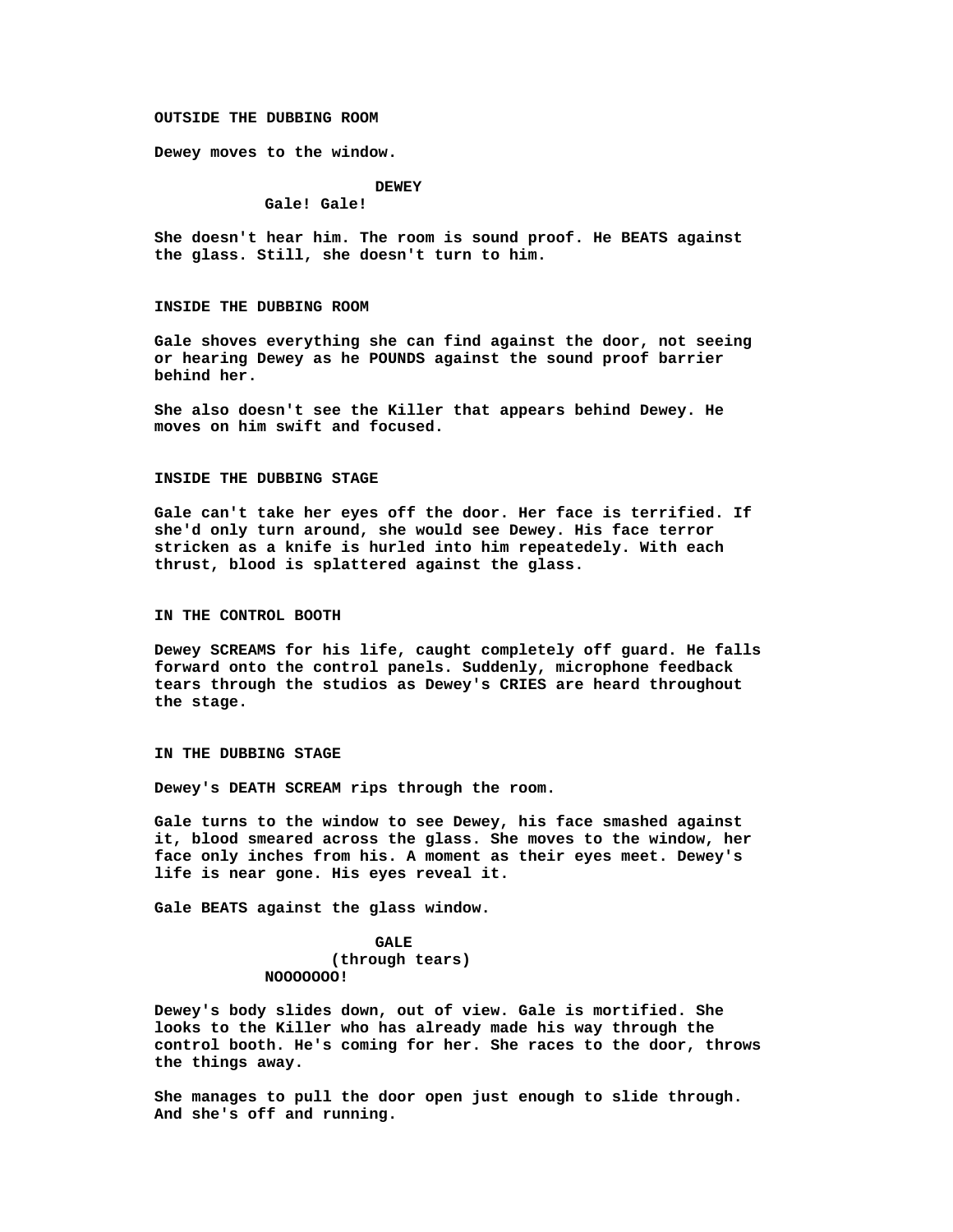**OUTSIDE THE DUBBING ROOM**

**Dewey moves to the window.**

**DEWEY**

**Gale! Gale!**

**She doesn't hear him. The room is sound proof. He BEATS against the glass. Still, she doesn't turn to him.**

**INSIDE THE DUBBING ROOM**

**Gale shoves everything she can find against the door, not seeing or hearing Dewey as he POUNDS against the sound proof barrier behind her.**

**She also doesn't see the Killer that appears behind Dewey. He moves on him swift and focused.**

**INSIDE THE DUBBING STAGE**

**Gale can't take her eyes off the door. Her face is terrified. If she'd only turn around, she would see Dewey. His face terror stricken as a knife is hurled into him repeatedly. With each thrust, blood is splattered against the glass.**

**IN THE CONTROL BOOTH**

**Dewey SCREAMS for his life, caught completely off guard. He falls forward onto the control panels. Suddenly, microphone feedback tears through the studios as Dewey's CRIES are heard throughout the stage.**

**IN THE DUBBING STAGE**

**Dewey's DEATH SCREAM rips through the room.**

**Gale turns to the window to see Dewey, his face smashed against it, blood smeared across the glass. She moves to the window, her face only inches from his. A moment as their eyes meet. Dewey's life is near gone. His eyes reveal it.**

**Gale BEATS against the glass window.**

**GALE**

**(through tears)**

**NOOOOOOO!**

**Dewey's body slides down, out of view. Gale is mortified. She looks to the Killer who has already made his way through the control booth. He's coming for her. She races to the door, throws the things away.**

**She manages to pull the door open just enough to slide through. And she's off and running.**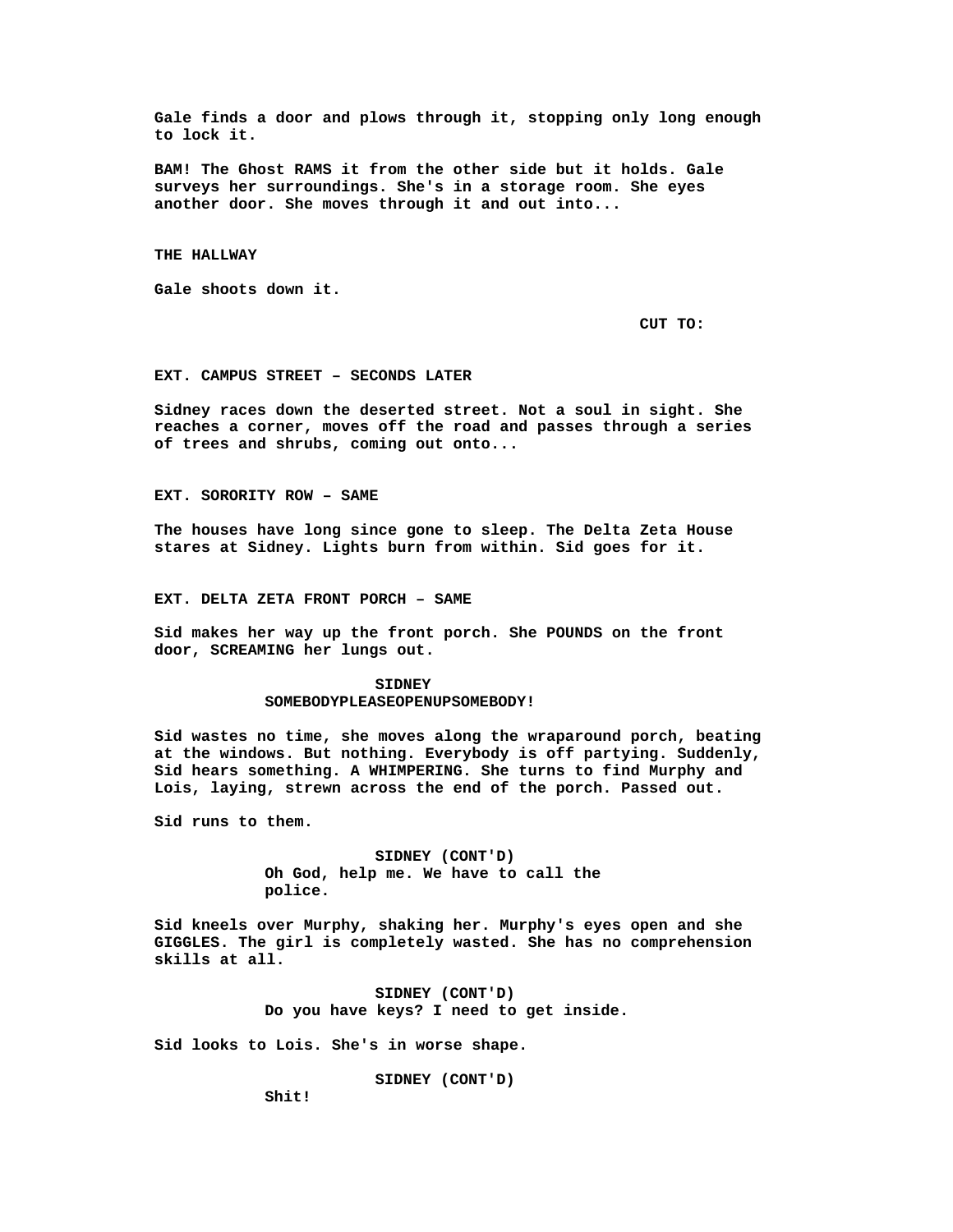Gale finds a door and plows through it, stopping only long enough to lock it.

BAM! The Ghost RAMS it from the other side but it holds. Gale surveys her surroundings. She's in a storage room. She eyes another door. She moves through it and out into...

THE HALLWAY

Gale shoots down it.

CUT TO:

EXT. CAMPUS STREET – SECONDS LATER

Sidney races down the deserted street. Not a soul in sight. She reaches a corner, moves off the road and passes through a series of trees and shrubs, coming out onto...

EXT. SORORITY ROW – SAME

The houses have long since gone to sleep. The Delta Zeta House stares at Sidney. Lights burn from within. Sid goes for it.

EXT. DELTA ZETA FRONT PORCH – SAME

Sid makes her way up the front porch. She POUNDS on the front door, SCREAMING her lungs out.

SIDNEY
SOMEBODYPLEASEOPENUPSOMEBODY!

Sid wastes no time, she moves along the wraparound porch, beating at the windows. But nothing. Everybody is off partying. Suddenly, Sid hears something. A WHIMPERING. She turns to find Murphy and Lois, laying, strewn across the end of the porch. Passed out.

Sid runs to them.

SIDNEY (CONT'D)
Oh God, help me. We have to call the police.

Sid kneels over Murphy, shaking her. Murphy's eyes open and she GIGGLES. The girl is completely wasted. She has no comprehension skills at all.

SIDNEY (CONT'D)
Do you have keys? I need to get inside.

Sid looks to Lois. She's in worse shape.

SIDNEY (CONT'D)
Shit!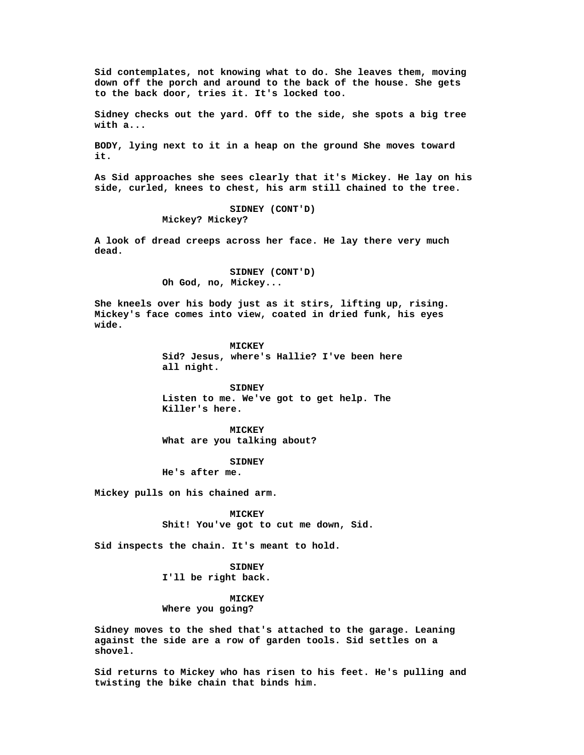Sid contemplates, not knowing what to do. She leaves them, moving down off the porch and around to the back of the house. She gets to the back door, tries it. It's locked too.

Sidney checks out the yard. Off to the side, she spots a big tree with a...

BODY, lying next to it in a heap on the ground She moves toward it.

As Sid approaches she sees clearly that it's Mickey. He lay on his side, curled, knees to chest, his arm still chained to the tree.

SIDNEY (CONT'D)
Mickey? Mickey?

A look of dread creeps across her face. He lay there very much dead.

SIDNEY (CONT'D)
Oh God, no, Mickey...

She kneels over his body just as it stirs, lifting up, rising. Mickey's face comes into view, coated in dried funk, his eyes wide.

MICKEY
Sid? Jesus, where's Hallie? I've been here all night.

SIDNEY
Listen to me. We've got to get help. The Killer's here.

MICKEY
What are you talking about?

SIDNEY
He's after me.

Mickey pulls on his chained arm.

MICKEY
Shit! You've got to cut me down, Sid.

Sid inspects the chain. It's meant to hold.

SIDNEY
I'll be right back.

MICKEY
Where you going?

Sidney moves to the shed that's attached to the garage. Leaning against the side are a row of garden tools. Sid settles on a shovel.

Sid returns to Mickey who has risen to his feet. He's pulling and twisting the bike chain that binds him.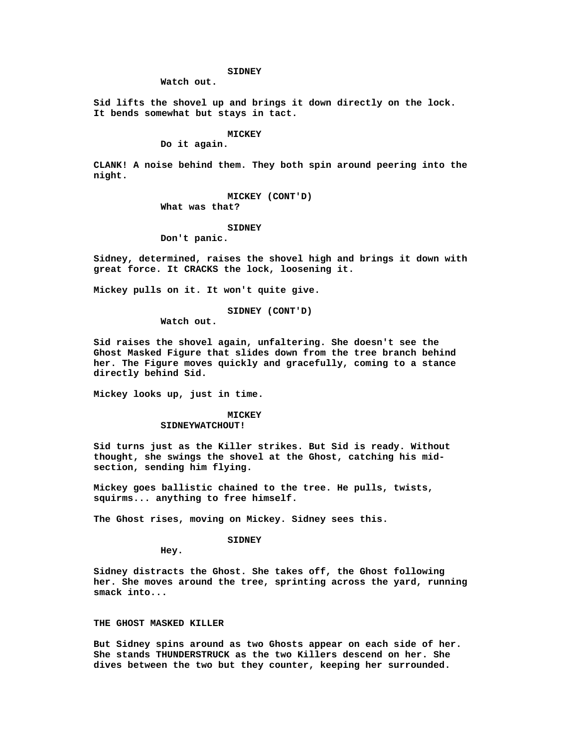**SIDNEY**

Watch out.

Sid lifts the shovel up and brings it down directly on the lock. It bends somewhat but stays in tact.

**MICKEY**

Do it again.

CLANK! A noise behind them. They both spin around peering into the night.

**MICKEY (CONT'D)**

What was that?

**SIDNEY**

Don't panic.

Sidney, determined, raises the shovel high and brings it down with great force. It CRACKS the lock, loosening it.

Mickey pulls on it. It won't quite give.

**SIDNEY (CONT'D)**

Watch out.

Sid raises the shovel again, unfaltering. She doesn't see the Ghost Masked Figure that slides down from the tree branch behind her. The Figure moves quickly and gracefully, coming to a stance directly behind Sid.

Mickey looks up, just in time.

**MICKEY**

SIDNEYWATCHOUT!

Sid turns just as the Killer strikes. But Sid is ready. Without thought, she swings the shovel at the Ghost, catching his mid-section, sending him flying.

Mickey goes ballistic chained to the tree. He pulls, twists, squirms... anything to free himself.

The Ghost rises, moving on Mickey. Sidney sees this.

**SIDNEY**

Hey.

Sidney distracts the Ghost. She takes off, the Ghost following her. She moves around the tree, sprinting across the yard, running smack into...

THE GHOST MASKED KILLER

But Sidney spins around as two Ghosts appear on each side of her. She stands THUNDERSTRUCK as the two Killers descend on her. She dives between the two but they counter, keeping her surrounded.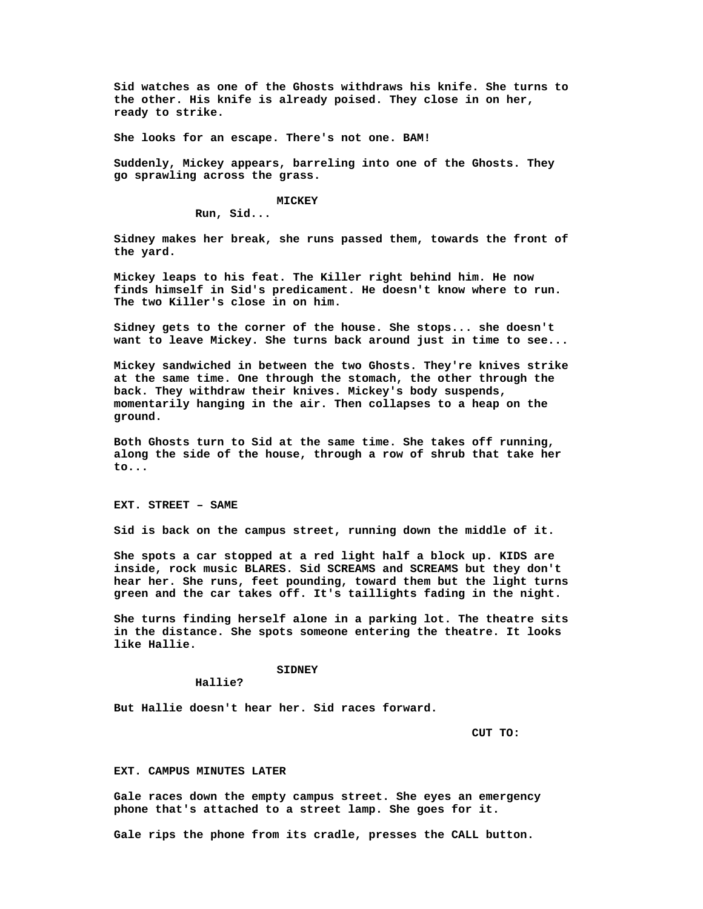Sid watches as one of the Ghosts withdraws his knife. She turns to the other. His knife is already poised. They close in on her, ready to strike.

She looks for an escape. There's not one. BAM!

Suddenly, Mickey appears, barreling into one of the Ghosts. They go sprawling across the grass.

MICKEY
Run, Sid...

Sidney makes her break, she runs passed them, towards the front of the yard.

Mickey leaps to his feat. The Killer right behind him. He now finds himself in Sid's predicament. He doesn't know where to run. The two Killer's close in on him.

Sidney gets to the corner of the house. She stops... she doesn't want to leave Mickey. She turns back around just in time to see...

Mickey sandwiched in between the two Ghosts. They're knives strike at the same time. One through the stomach, the other through the back. They withdraw their knives. Mickey's body suspends, momentarily hanging in the air. Then collapses to a heap on the ground.

Both Ghosts turn to Sid at the same time. She takes off running, along the side of the house, through a row of shrub that take her to...

EXT. STREET – SAME

Sid is back on the campus street, running down the middle of it.

She spots a car stopped at a red light half a block up. KIDS are inside, rock music BLARES. Sid SCREAMS and SCREAMS but they don't hear her. She runs, feet pounding, toward them but the light turns green and the car takes off. It's taillights fading in the night.

She turns finding herself alone in a parking lot. The theatre sits in the distance. She spots someone entering the theatre. It looks like Hallie.

SIDNEY
Hallie?

But Hallie doesn't hear her. Sid races forward.

CUT TO:

EXT. CAMPUS MINUTES LATER

Gale races down the empty campus street. She eyes an emergency phone that's attached to a street lamp. She goes for it.

Gale rips the phone from its cradle, presses the CALL button.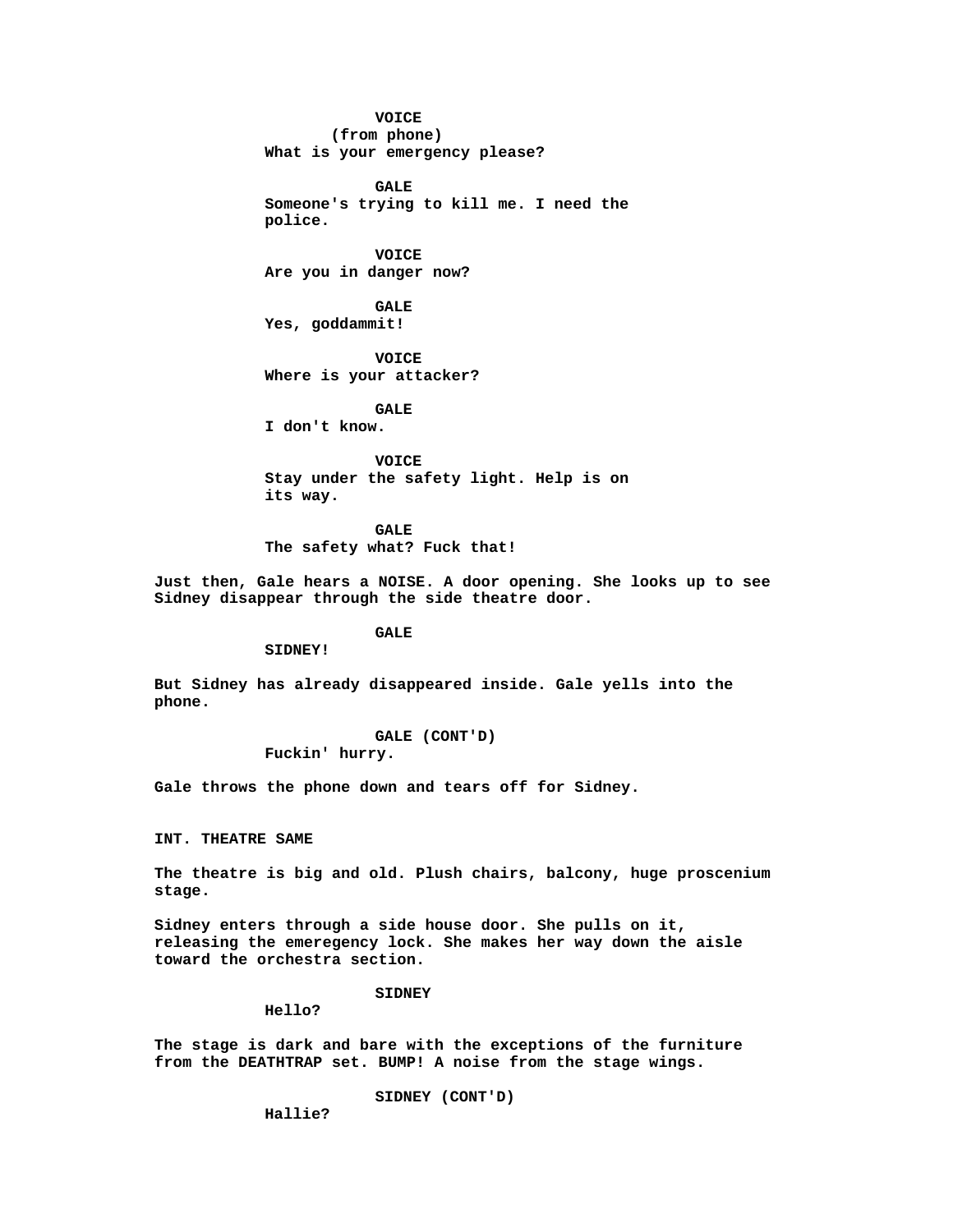VOICE
(from phone)
What is your emergency please?

GALE
Someone's trying to kill me. I need the police.

VOICE
Are you in danger now?

GALE
Yes, goddammit!

VOICE
Where is your attacker?

GALE
I don't know.

VOICE
Stay under the safety light. Help is on its way.

GALE
The safety what? Fuck that!

Just then, Gale hears a NOISE. A door opening. She looks up to see Sidney disappear through the side theatre door.

GALE
SIDNEY!

But Sidney has already disappeared inside. Gale yells into the phone.

GALE (CONT'D)
Fuckin' hurry.

Gale throws the phone down and tears off for Sidney.

INT. THEATRE SAME

The theatre is big and old. Plush chairs, balcony, huge proscenium stage.

Sidney enters through a side house door. She pulls on it, releasing the emeregency lock. She makes her way down the aisle toward the orchestra section.

SIDNEY
Hello?

The stage is dark and bare with the exceptions of the furniture from the DEATHTRAP set. BUMP! A noise from the stage wings.

SIDNEY (CONT'D)
Hallie?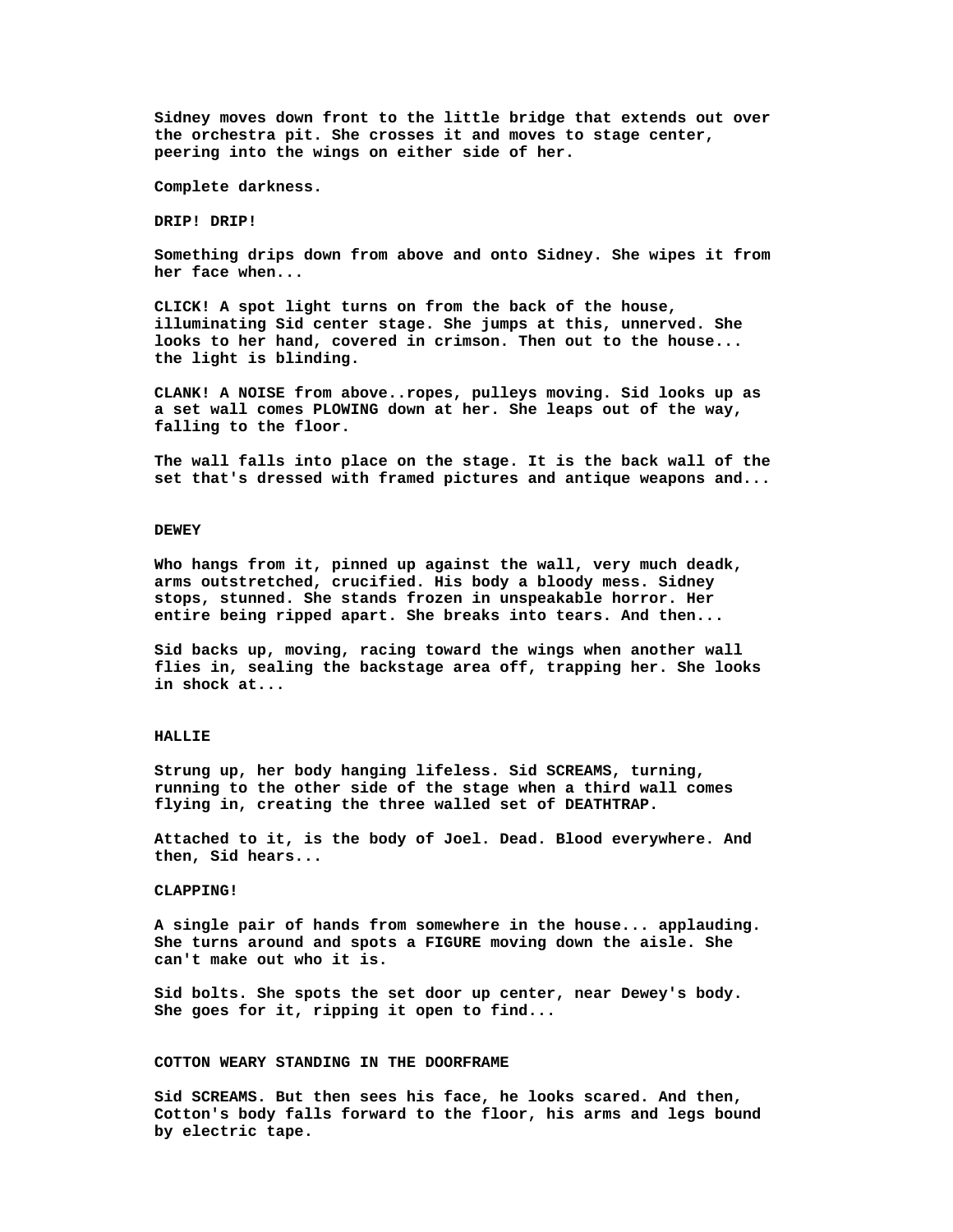Sidney moves down front to the little bridge that extends out over the orchestra pit. She crosses it and moves to stage center, peering into the wings on either side of her.

Complete darkness.

DRIP! DRIP!

Something drips down from above and onto Sidney. She wipes it from her face when...

CLICK! A spot light turns on from the back of the house, illuminating Sid center stage. She jumps at this, unnerved. She looks to her hand, covered in crimson. Then out to the house... the light is blinding.

CLANK! A NOISE from above..ropes, pulleys moving. Sid looks up as a set wall comes PLOWING down at her. She leaps out of the way, falling to the floor.

The wall falls into place on the stage. It is the back wall of the set that's dressed with framed pictures and antique weapons and...

DEWEY

Who hangs from it, pinned up against the wall, very much deadk, arms outstretched, crucified. His body a bloody mess. Sidney stops, stunned. She stands frozen in unspeakable horror. Her entire being ripped apart. She breaks into tears. And then...

Sid backs up, moving, racing toward the wings when another wall flies in, sealing the backstage area off, trapping her. She looks in shock at...

HALLIE

Strung up, her body hanging lifeless. Sid SCREAMS, turning, running to the other side of the stage when a third wall comes flying in, creating the three walled set of DEATHTRAP.

Attached to it, is the body of Joel. Dead. Blood everywhere. And then, Sid hears...

CLAPPING!

A single pair of hands from somewhere in the house... applauding. She turns around and spots a FIGURE moving down the aisle. She can't make out who it is.

Sid bolts. She spots the set door up center, near Dewey's body. She goes for it, ripping it open to find...

COTTON WEARY STANDING IN THE DOORFRAME

Sid SCREAMS. But then sees his face, he looks scared. And then, Cotton's body falls forward to the floor, his arms and legs bound by electric tape.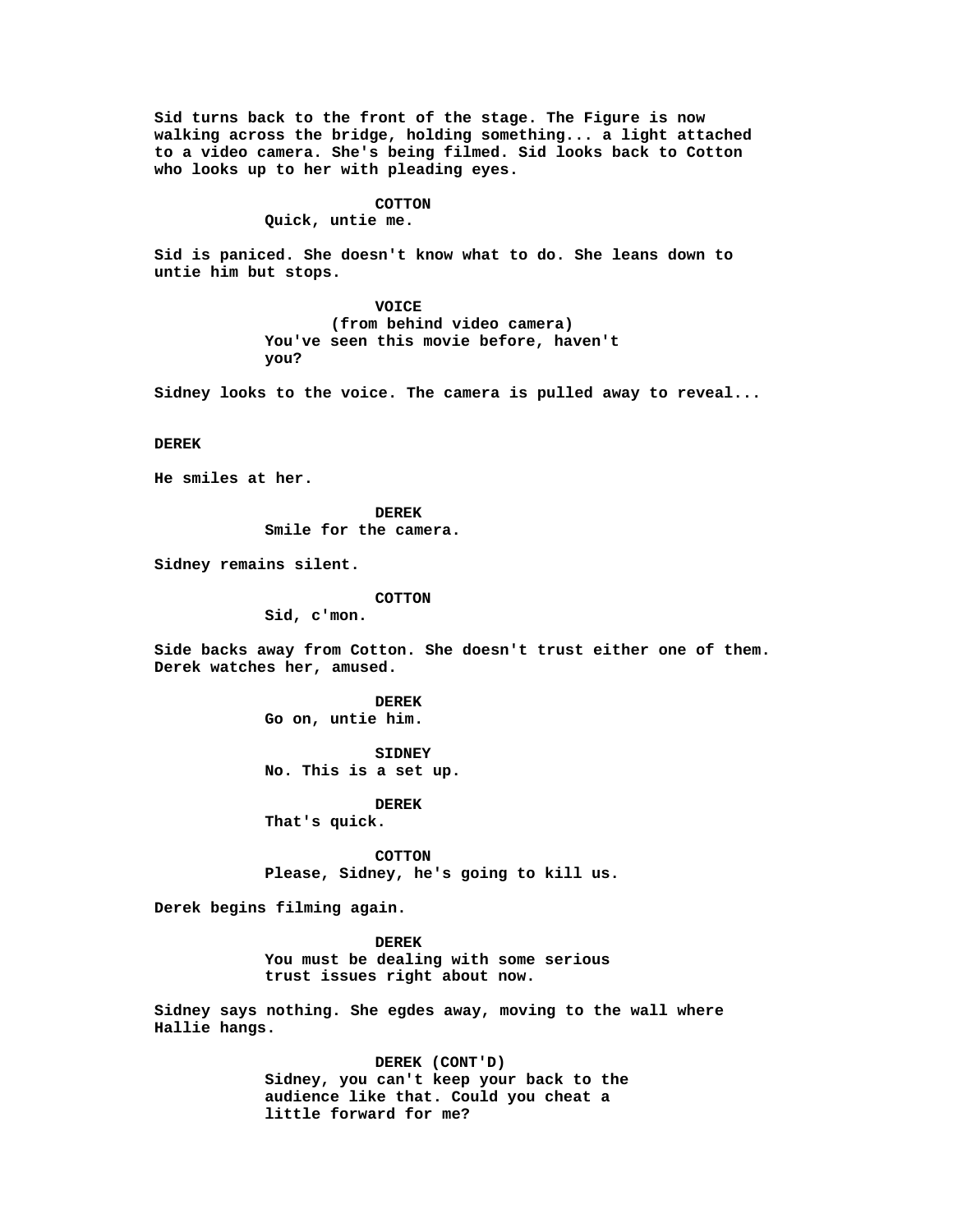Sid turns back to the front of the stage. The Figure is now walking across the bridge, holding something... a light attached to a video camera. She's being filmed. Sid looks back to Cotton who looks up to her with pleading eyes.

COTTON
Quick, untie me.

Sid is paniced. She doesn't know what to do. She leans down to untie him but stops.

VOICE
(from behind video camera)
You've seen this movie before, haven't you?

Sidney looks to the voice. The camera is pulled away to reveal...

DEREK

He smiles at her.

DEREK
Smile for the camera.

Sidney remains silent.

COTTON
Sid, c'mon.

Side backs away from Cotton. She doesn't trust either one of them. Derek watches her, amused.

DEREK
Go on, untie him.

SIDNEY
No. This is a set up.

DEREK
That's quick.

COTTON
Please, Sidney, he's going to kill us.

Derek begins filming again.

DEREK
You must be dealing with some serious trust issues right about now.

Sidney says nothing. She egdes away, moving to the wall where Hallie hangs.

DEREK (CONT'D)
Sidney, you can't keep your back to the audience like that. Could you cheat a little forward for me?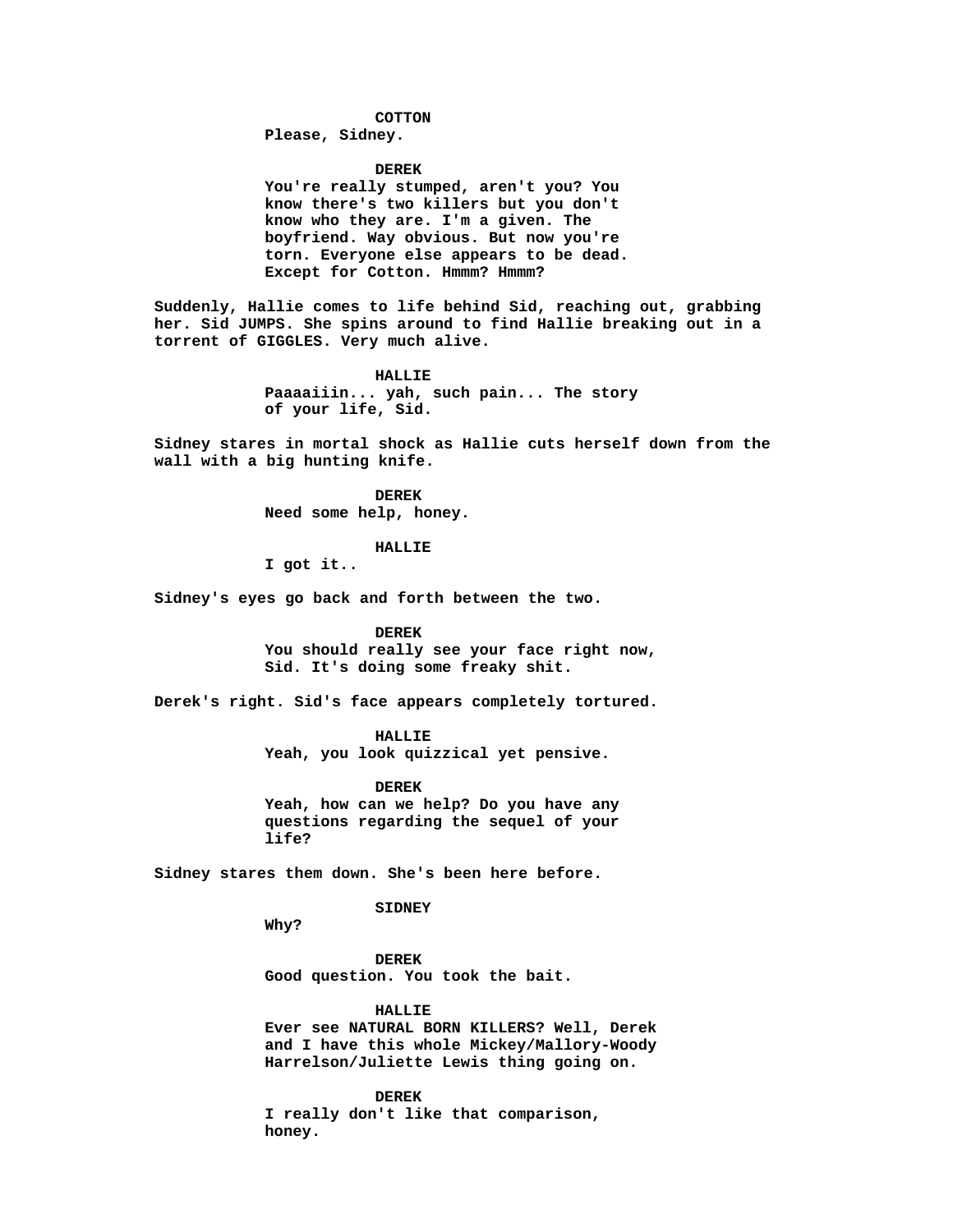**COTTON**
**Please, Sidney.**

**DEREK**
**You're really stumped, aren't you? You know there's two killers but you don't know who they are. I'm a given. The boyfriend. Way obvious. But now you're torn. Everyone else appears to be dead. Except for Cotton. Hmmm? Hmmm?**

**Suddenly, Hallie comes to life behind Sid, reaching out, grabbing her. Sid JUMPS. She spins around to find Hallie breaking out in a torrent of GIGGLES. Very much alive.**

**HALLIE**
**Paaaaiiin... yah, such pain... The story of your life, Sid.**

**Sidney stares in mortal shock as Hallie cuts herself down from the wall with a big hunting knife.**

**DEREK**
**Need some help, honey.**

**HALLIE**
**I got it..**

**Sidney's eyes go back and forth between the two.**

**DEREK**
**You should really see your face right now, Sid. It's doing some freaky shit.**

**Derek's right. Sid's face appears completely tortured.**

**HALLIE**
**Yeah, you look quizzical yet pensive.**

**DEREK**
**Yeah, how can we help? Do you have any questions regarding the sequel of your life?**

**Sidney stares them down. She's been here before.**

**SIDNEY**
**Why?**

**DEREK**
**Good question. You took the bait.**

**HALLIE**
**Ever see NATURAL BORN KILLERS? Well, Derek and I have this whole Mickey/Mallory-Woody Harrelson/Juliette Lewis thing going on.**

**DEREK**
**I really don't like that comparison, honey.**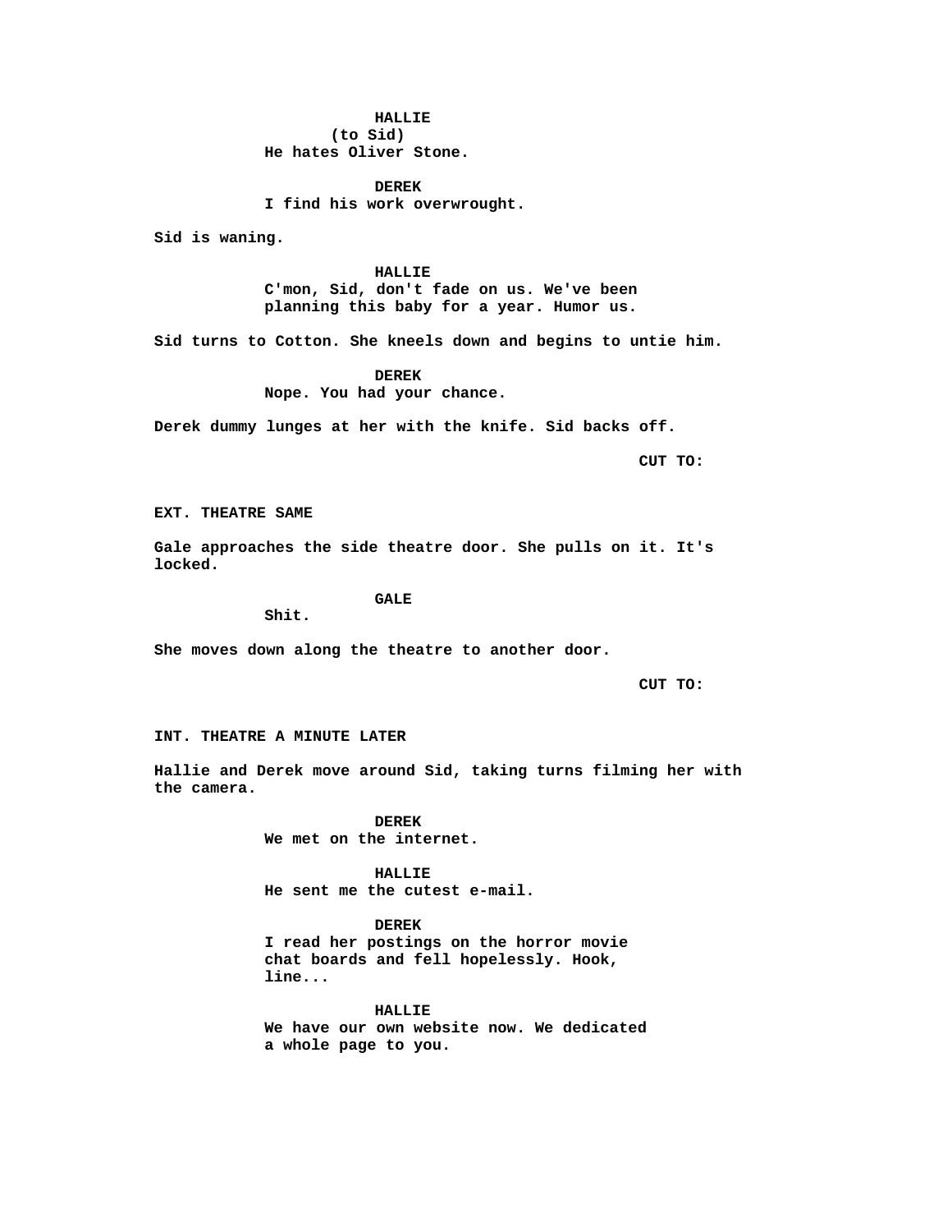**HALLIE**
**(to Sid)**
**He hates Oliver Stone.**

**DEREK**
**I find his work overwrought.**

**Sid is waning.**

**HALLIE**
**C'mon, Sid, don't fade on us. We've been planning this baby for a year. Humor us.**

**Sid turns to Cotton. She kneels down and begins to untie him.**

**DEREK**
**Nope. You had your chance.**

**Derek dummy lunges at her with the knife. Sid backs off.**

**CUT TO:**

**EXT. THEATRE SAME**

**Gale approaches the side theatre door. She pulls on it. It's locked.**

**GALE**
**Shit.**

**She moves down along the theatre to another door.**

**CUT TO:**

**INT. THEATRE A MINUTE LATER**

**Hallie and Derek move around Sid, taking turns filming her with the camera.**

**DEREK**
**We met on the internet.**

**HALLIE**
**He sent me the cutest e-mail.**

**DEREK**
**I read her postings on the horror movie chat boards and fell hopelessly. Hook, line...**

**HALLIE**
**We have our own website now. We dedicated a whole page to you.**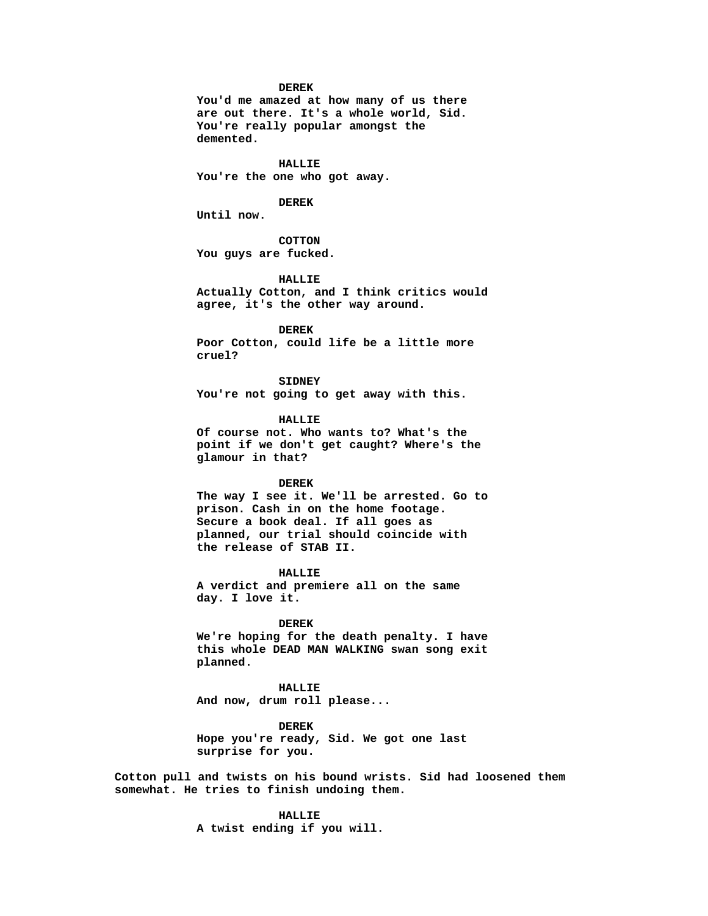**DEREK**
You'd me amazed at how many of us there are out there. It's a whole world, Sid. You're really popular amongst the demented.

**HALLIE**
You're the one who got away.

**DEREK**
Until now.

**COTTON**
You guys are fucked.

**HALLIE**
Actually Cotton, and I think critics would agree, it's the other way around.

**DEREK**
Poor Cotton, could life be a little more cruel?

**SIDNEY**
You're not going to get away with this.

**HALLIE**
Of course not. Who wants to? What's the point if we don't get caught? Where's the glamour in that?

**DEREK**
The way I see it. We'll be arrested. Go to prison. Cash in on the home footage. Secure a book deal. If all goes as planned, our trial should coincide with the release of STAB II.

**HALLIE**
A verdict and premiere all on the same day. I love it.

**DEREK**
We're hoping for the death penalty. I have this whole DEAD MAN WALKING swan song exit planned.

**HALLIE**
And now, drum roll please...

**DEREK**
Hope you're ready, Sid. We got one last surprise for you.

Cotton pull and twists on his bound wrists. Sid had loosened them somewhat. He tries to finish undoing them.

**HALLIE**
A twist ending if you will.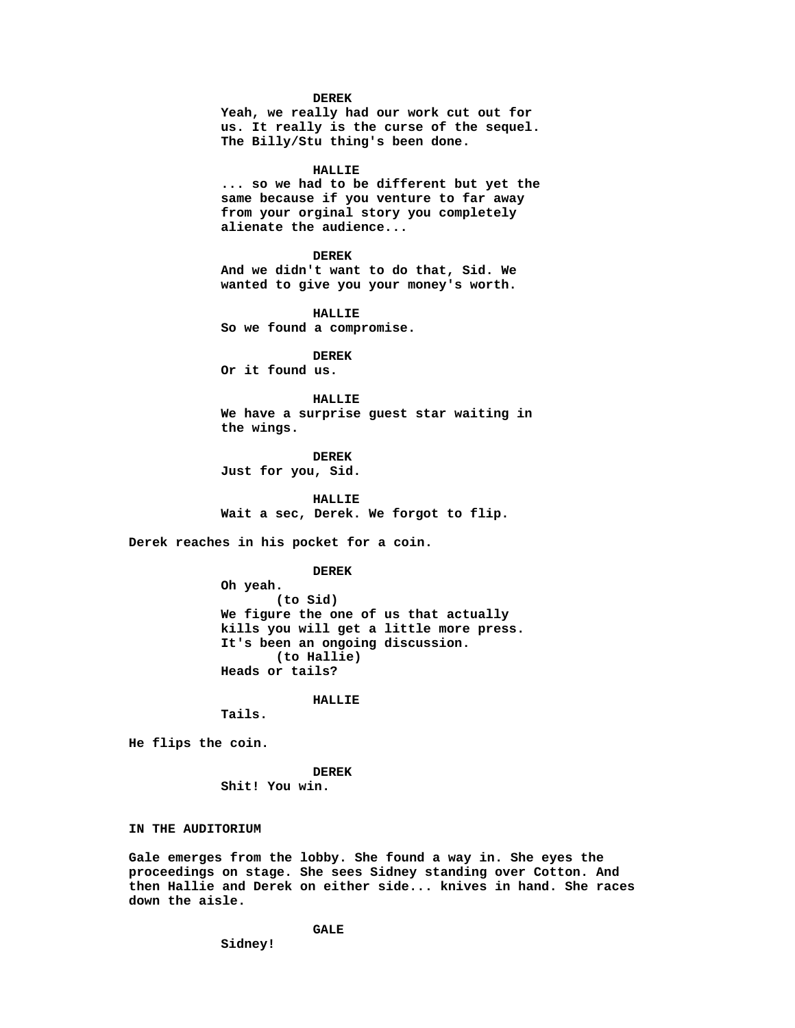**DEREK**
**Yeah, we really had our work cut out for us. It really is the curse of the sequel. The Billy/Stu thing's been done.**

**HALLIE**
**... so we had to be different but yet the same because if you venture to far away from your orginal story you completely alienate the audience...**

**DEREK**
**And we didn't want to do that, Sid. We wanted to give you your money's worth.**

**HALLIE**
**So we found a compromise.**

**DEREK**
**Or it found us.**

**HALLIE**
**We have a surprise guest star waiting in the wings.**

**DEREK**
**Just for you, Sid.**

**HALLIE**
**Wait a sec, Derek. We forgot to flip.**

**Derek reaches in his pocket for a coin.**

**DEREK**
**Oh yeah.**
**(to Sid)**
**We figure the one of us that actually kills you will get a little more press. It's been an ongoing discussion.**
**(to Hallie)**
**Heads or tails?**

**HALLIE**
**Tails.**

**He flips the coin.**

**DEREK**
**Shit! You win.**

**IN THE AUDITORIUM**

**Gale emerges from the lobby. She found a way in. She eyes the proceedings on stage. She sees Sidney standing over Cotton. And then Hallie and Derek on either side... knives in hand. She races down the aisle.**

**GALE**
**Sidney!**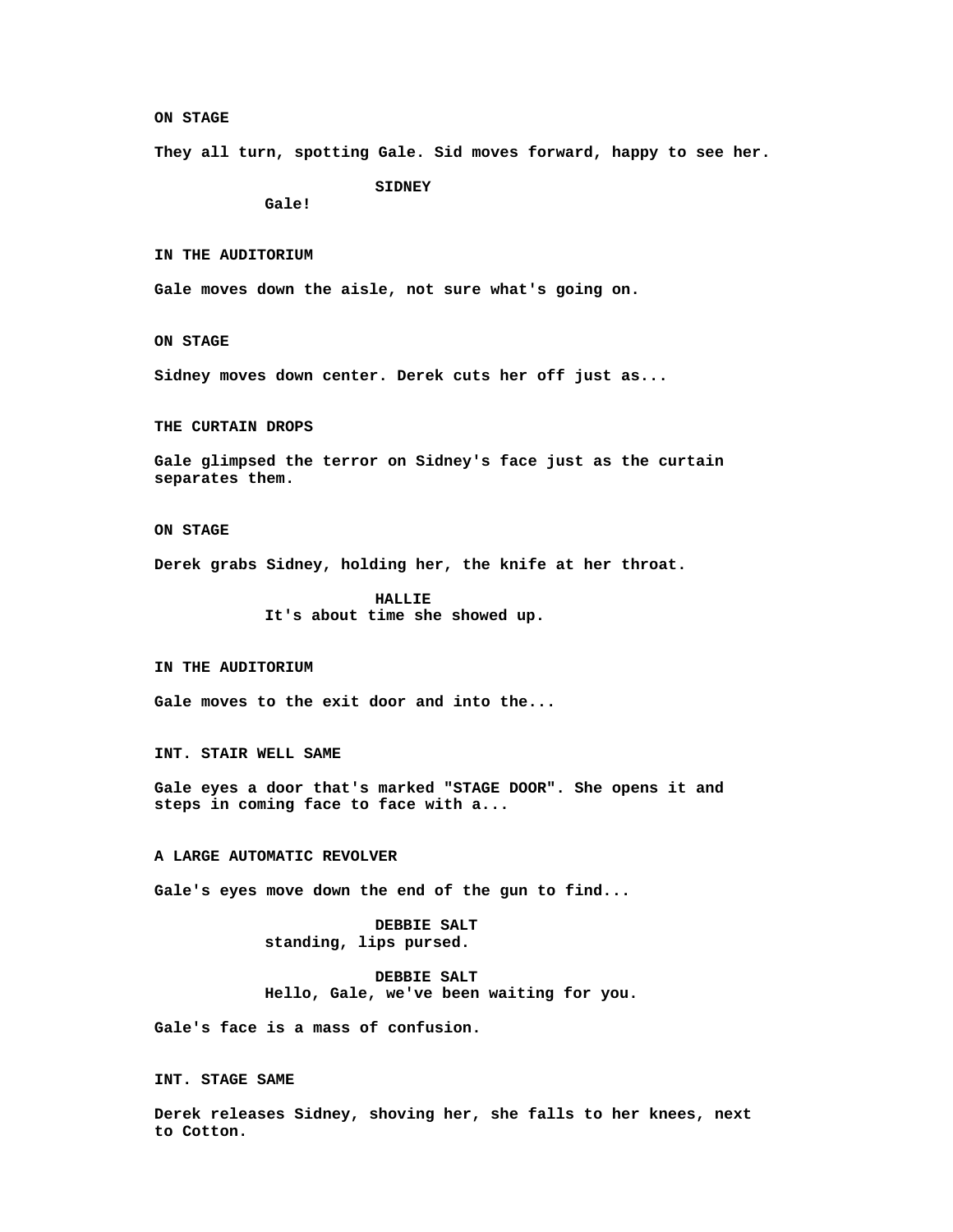**ON STAGE**

**They all turn, spotting Gale. Sid moves forward, happy to see her.**

**SIDNEY**
**Gale!**

**IN THE AUDITORIUM**

**Gale moves down the aisle, not sure what's going on.**

**ON STAGE**

**Sidney moves down center. Derek cuts her off just as...**

**THE CURTAIN DROPS**

**Gale glimpsed the terror on Sidney's face just as the curtain separates them.**

**ON STAGE**

**Derek grabs Sidney, holding her, the knife at her throat.**

**HALLIE**
**It's about time she showed up.**

**IN THE AUDITORIUM**

**Gale moves to the exit door and into the...**

**INT. STAIR WELL SAME**

**Gale eyes a door that's marked "STAGE DOOR". She opens it and steps in coming face to face with a...**

**A LARGE AUTOMATIC REVOLVER**

**Gale's eyes move down the end of the gun to find...**

**DEBBIE SALT**
**standing, lips pursed.**

**DEBBIE SALT**
**Hello, Gale, we've been waiting for you.**

**Gale's face is a mass of confusion.**

**INT. STAGE SAME**

**Derek releases Sidney, shoving her, she falls to her knees, next to Cotton.**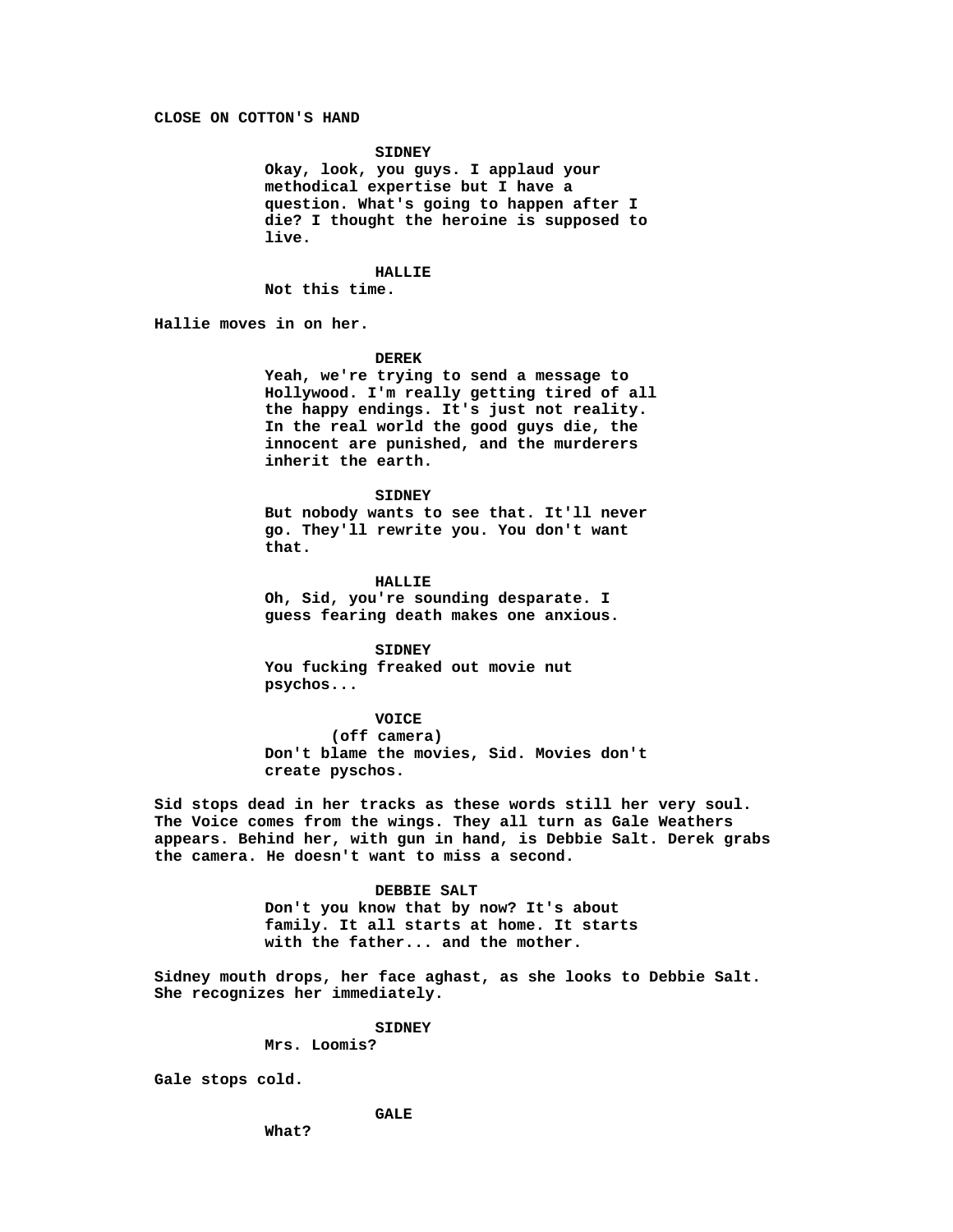**CLOSE ON COTTON'S HAND**

**SIDNEY**
**Okay, look, you guys. I applaud your methodical expertise but I have a question. What's going to happen after I die? I thought the heroine is supposed to live.**

**HALLIE**
**Not this time.**

**Hallie moves in on her.**

**DEREK**
**Yeah, we're trying to send a message to Hollywood. I'm really getting tired of all the happy endings. It's just not reality. In the real world the good guys die, the innocent are punished, and the murderers inherit the earth.**

**SIDNEY**
**But nobody wants to see that. It'll never go. They'll rewrite you. You don't want that.**

**HALLIE**
**Oh, Sid, you're sounding desparate. I guess fearing death makes one anxious.**

**SIDNEY**
**You fucking freaked out movie nut psychos...**

**VOICE**
**(off camera)**
**Don't blame the movies, Sid. Movies don't create pyschos.**

**Sid stops dead in her tracks as these words still her very soul. The Voice comes from the wings. They all turn as Gale Weathers appears. Behind her, with gun in hand, is Debbie Salt. Derek grabs the camera. He doesn't want to miss a second.**

**DEBBIE SALT**
**Don't you know that by now? It's about family. It all starts at home. It starts with the father... and the mother.**

**Sidney mouth drops, her face aghast, as she looks to Debbie Salt. She recognizes her immediately.**

**SIDNEY**
**Mrs. Loomis?**

**Gale stops cold.**

**GALE**
**What?**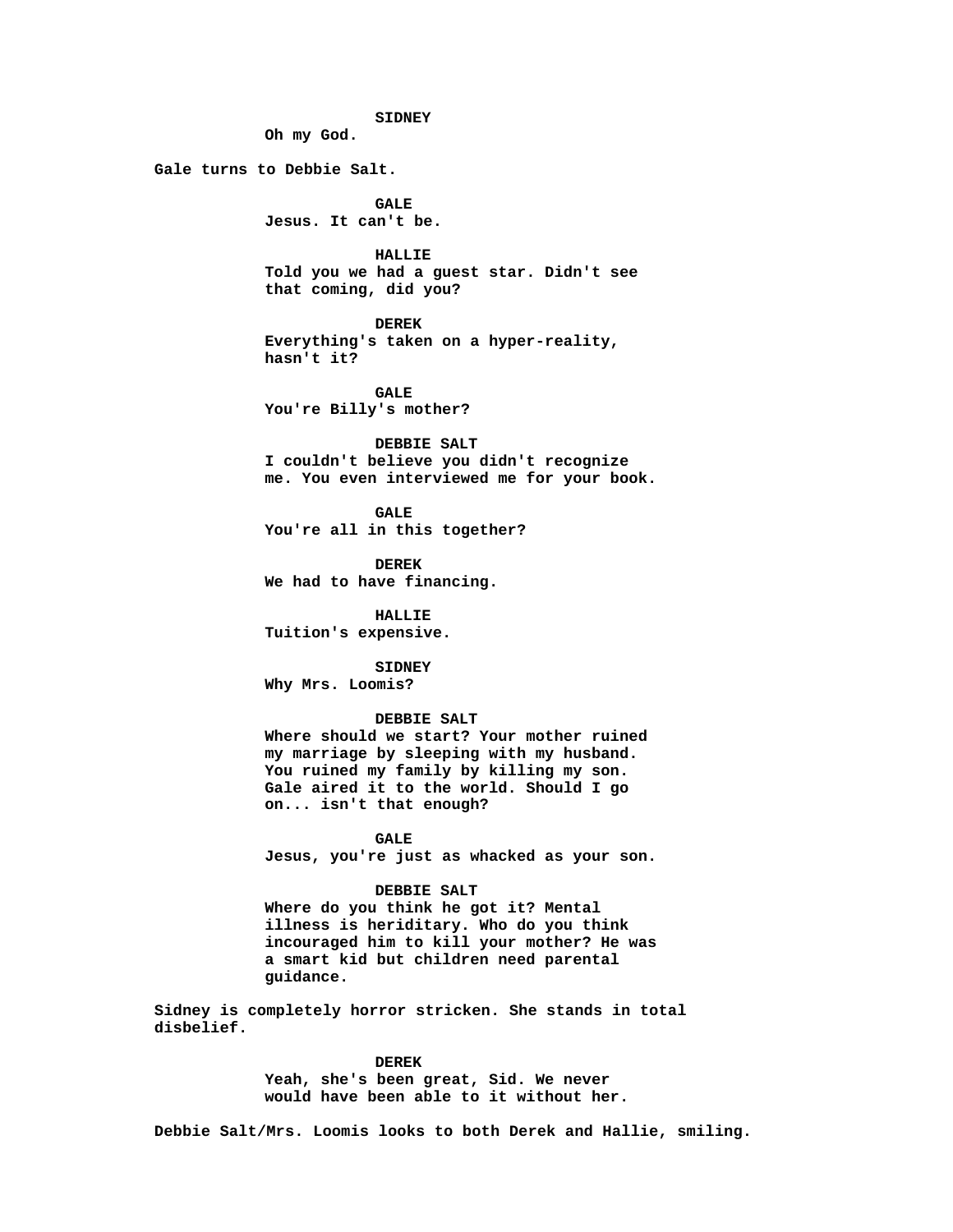**SIDNEY**
**Oh my God.**

**Gale turns to Debbie Salt.**

**GALE**
**Jesus. It can't be.**

**HALLIE**
**Told you we had a guest star. Didn't see that coming, did you?**

**DEREK**
**Everything's taken on a hyper-reality, hasn't it?**

**GALE**
**You're Billy's mother?**

**DEBBIE SALT**
**I couldn't believe you didn't recognize me. You even interviewed me for your book.**

**GALE**
**You're all in this together?**

**DEREK**
**We had to have financing.**

**HALLIE**
**Tuition's expensive.**

**SIDNEY**
**Why Mrs. Loomis?**

**DEBBIE SALT**
**Where should we start? Your mother ruined my marriage by sleeping with my husband. You ruined my family by killing my son. Gale aired it to the world. Should I go on... isn't that enough?**

**GALE**
**Jesus, you're just as whacked as your son.**

**DEBBIE SALT**
**Where do you think he got it? Mental illness is heriditary. Who do you think incouraged him to kill your mother? He was a smart kid but children need parental guidance.**

**Sidney is completely horror stricken. She stands in total disbelief.**

**DEREK**
**Yeah, she's been great, Sid. We never would have been able to it without her.**

**Debbie Salt/Mrs. Loomis looks to both Derek and Hallie, smiling.**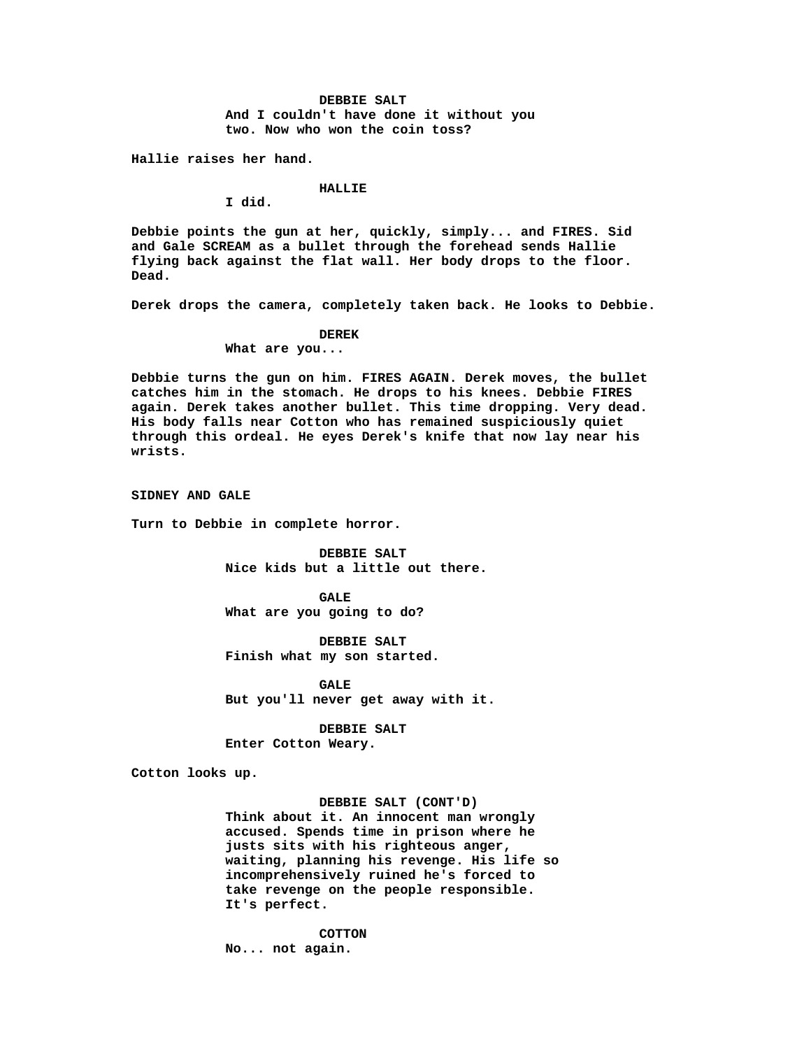**DEBBIE SALT**
**And I couldn't have done it without you two. Now who won the coin toss?**

**Hallie raises her hand.**

**HALLIE**
**I did.**

**Debbie points the gun at her, quickly, simply... and FIRES. Sid and Gale SCREAM as a bullet through the forehead sends Hallie flying back against the flat wall. Her body drops to the floor. Dead.**

**Derek drops the camera, completely taken back. He looks to Debbie.**

**DEREK**
**What are you...**

**Debbie turns the gun on him. FIRES AGAIN. Derek moves, the bullet catches him in the stomach. He drops to his knees. Debbie FIRES again. Derek takes another bullet. This time dropping. Very dead. His body falls near Cotton who has remained suspiciously quiet through this ordeal. He eyes Derek's knife that now lay near his wrists.**

**SIDNEY AND GALE**

**Turn to Debbie in complete horror.**

**DEBBIE SALT**
**Nice kids but a little out there.**

**GALE**
**What are you going to do?**

**DEBBIE SALT**
**Finish what my son started.**

**GALE**
**But you'll never get away with it.**

**DEBBIE SALT**
**Enter Cotton Weary.**

**Cotton looks up.**

**DEBBIE SALT (CONT'D)**
**Think about it. An innocent man wrongly accused. Spends time in prison where he justs sits with his righteous anger, waiting, planning his revenge. His life so incomprehensively ruined he's forced to take revenge on the people responsible. It's perfect.**

**COTTON**
**No... not again.**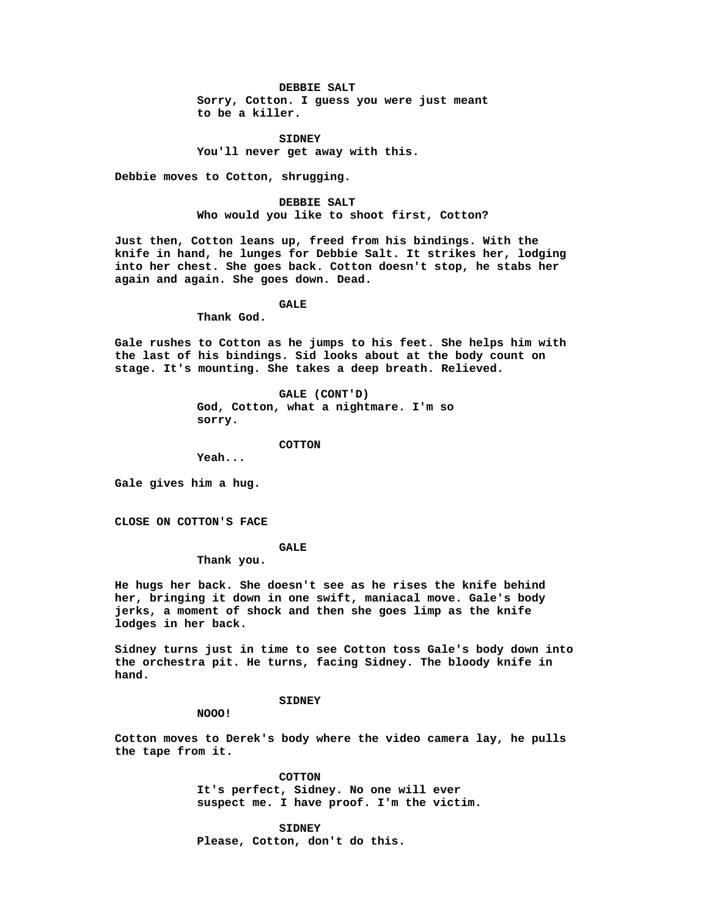**DEBBIE SALT**
**Sorry, Cotton. I guess you were just meant to be a killer.**

**SIDNEY**
**You'll never get away with this.**

**Debbie moves to Cotton, shrugging.**

**DEBBIE SALT**
**Who would you like to shoot first, Cotton?**

**Just then, Cotton leans up, freed from his bindings. With the knife in hand, he lunges for Debbie Salt. It strikes her, lodging into her chest. She goes back. Cotton doesn't stop, he stabs her again and again. She goes down. Dead.**

**GALE**
**Thank God.**

**Gale rushes to Cotton as he jumps to his feet. She helps him with the last of his bindings. Sid looks about at the body count on stage. It's mounting. She takes a deep breath. Relieved.**

**GALE (CONT'D)**
**God, Cotton, what a nightmare. I'm so sorry.**

**COTTON**
**Yeah...**

**Gale gives him a hug.**

**CLOSE ON COTTON'S FACE**

**GALE**
**Thank you.**

**He hugs her back. She doesn't see as he rises the knife behind her, bringing it down in one swift, maniacal move. Gale's body jerks, a moment of shock and then she goes limp as the knife lodges in her back.**

**Sidney turns just in time to see Cotton toss Gale's body down into the orchestra pit. He turns, facing Sidney. The bloody knife in hand.**

**SIDNEY**
**NOOO!**

**Cotton moves to Derek's body where the video camera lay, he pulls the tape from it.**

**COTTON**
**It's perfect, Sidney. No one will ever suspect me. I have proof. I'm the victim.**

**SIDNEY**
**Please, Cotton, don't do this.**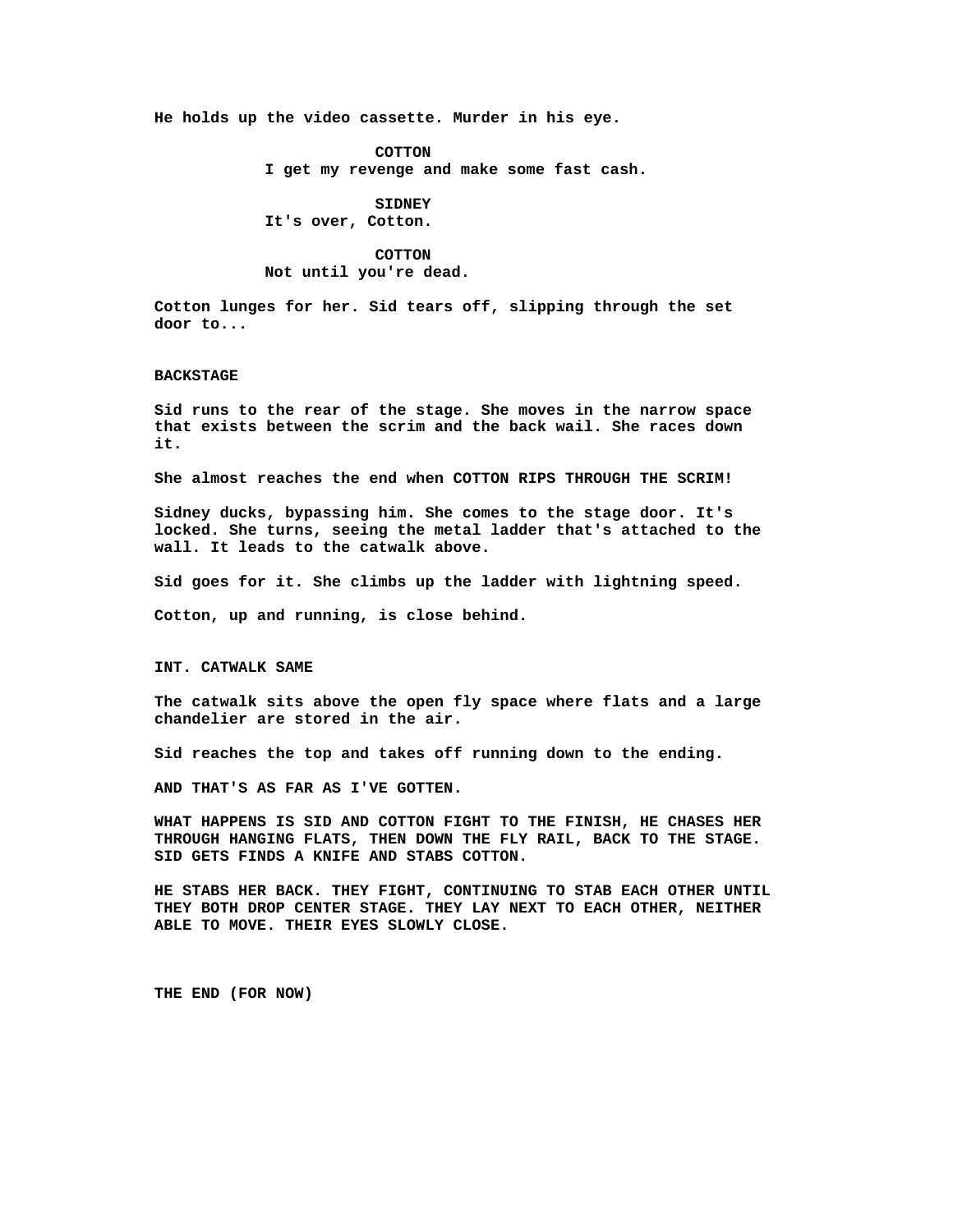He holds up the video cassette. Murder in his eye.

COTTON
I get my revenge and make some fast cash.

SIDNEY
It's over, Cotton.

COTTON
Not until you're dead.

Cotton lunges for her. Sid tears off, slipping through the set door to...

BACKSTAGE

Sid runs to the rear of the stage. She moves in the narrow space that exists between the scrim and the back wail. She races down it.

She almost reaches the end when COTTON RIPS THROUGH THE SCRIM!

Sidney ducks, bypassing him. She comes to the stage door. It's locked. She turns, seeing the metal ladder that's attached to the wall. It leads to the catwalk above.

Sid goes for it. She climbs up the ladder with lightning speed.

Cotton, up and running, is close behind.

INT. CATWALK SAME

The catwalk sits above the open fly space where flats and a large chandelier are stored in the air.

Sid reaches the top and takes off running down to the ending.

AND THAT'S AS FAR AS I'VE GOTTEN.

WHAT HAPPENS IS SID AND COTTON FIGHT TO THE FINISH, HE CHASES HER THROUGH HANGING FLATS, THEN DOWN THE FLY RAIL, BACK TO THE STAGE. SID GETS FINDS A KNIFE AND STABS COTTON.

HE STABS HER BACK. THEY FIGHT, CONTINUING TO STAB EACH OTHER UNTIL THEY BOTH DROP CENTER STAGE. THEY LAY NEXT TO EACH OTHER, NEITHER ABLE TO MOVE. THEIR EYES SLOWLY CLOSE.

THE END (FOR NOW)